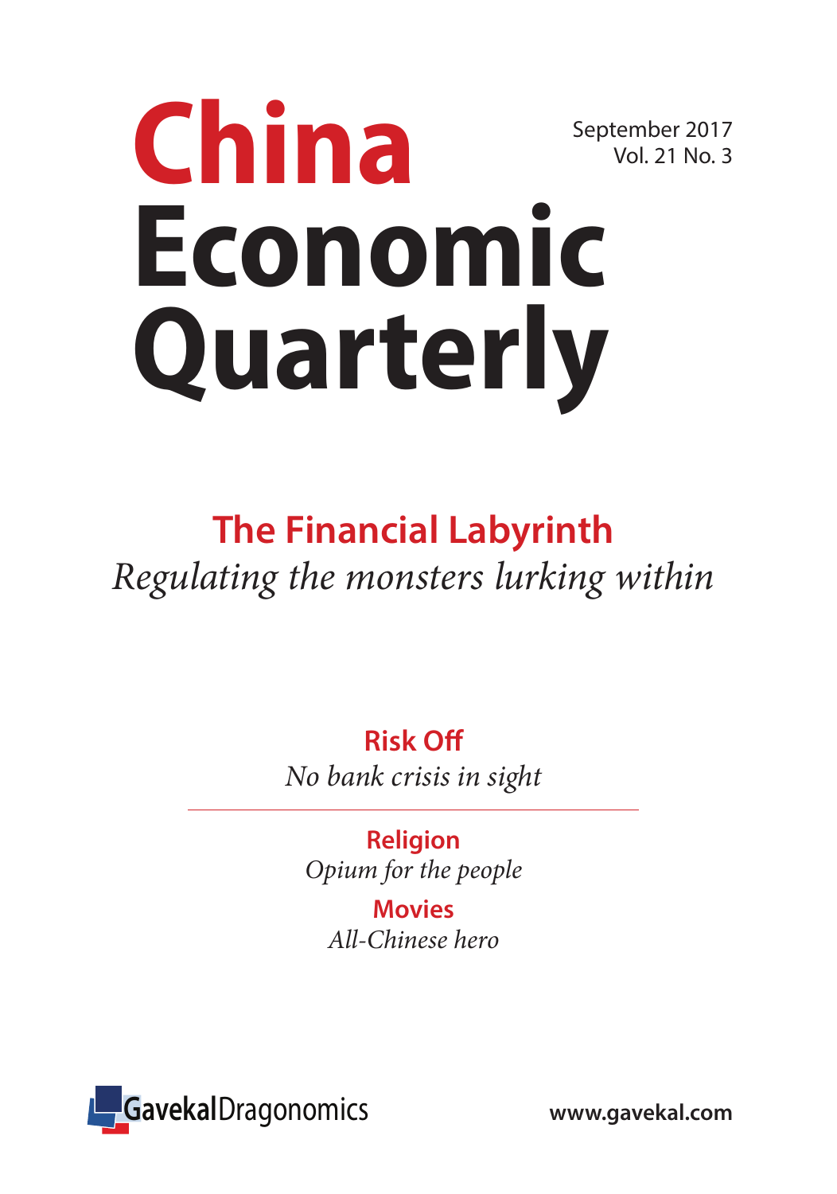# China Economic Quarterly

September 2017
Vol. 21 No. 3

## The Financial Labyrinth

*Regulating the monsters lurking within*

### Risk Off

*No bank crisis in sight*

---

### Religion

*Opium for the people*

### Movies

*All-Chinese hero*

GavekalDragonomics

www.gavekal.com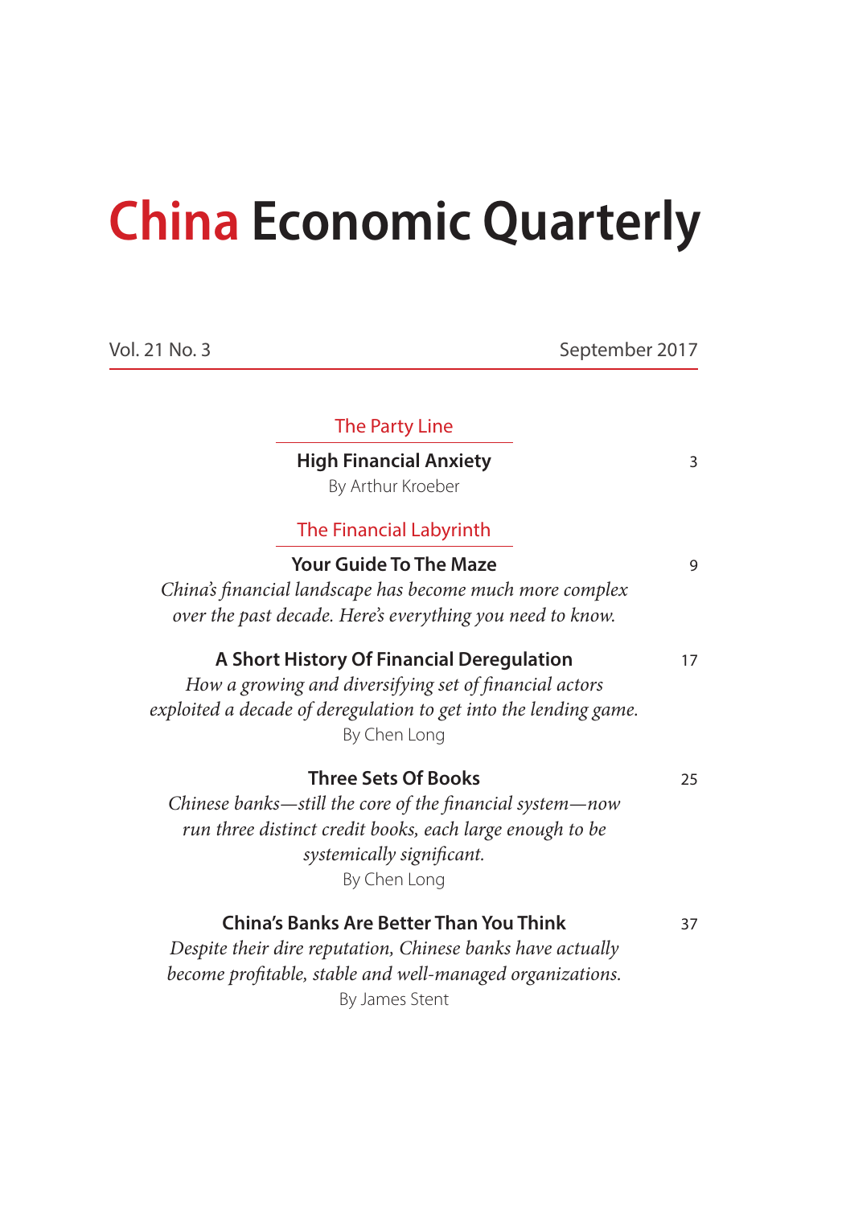# China Economic Quarterly

Vol. 21 No. 3 September 2017

## The Party Line

**High Financial Anxiety** 3

By Arthur Kroeber

## The Financial Labyrinth

**Your Guide To The Maze** 9

*China's financial landscape has become much more complex over the past decade. Here's everything you need to know.*

**A Short History Of Financial Deregulation** 17

*How a growing and diversifying set of financial actors exploited a decade of deregulation to get into the lending game.*

By Chen Long

**Three Sets Of Books** 25

*Chinese banks—still the core of the financial system—now run three distinct credit books, each large enough to be systemically significant.*

By Chen Long

**China's Banks Are Better Than You Think** 37

*Despite their dire reputation, Chinese banks have actually become profitable, stable and well-managed organizations.*

By James Stent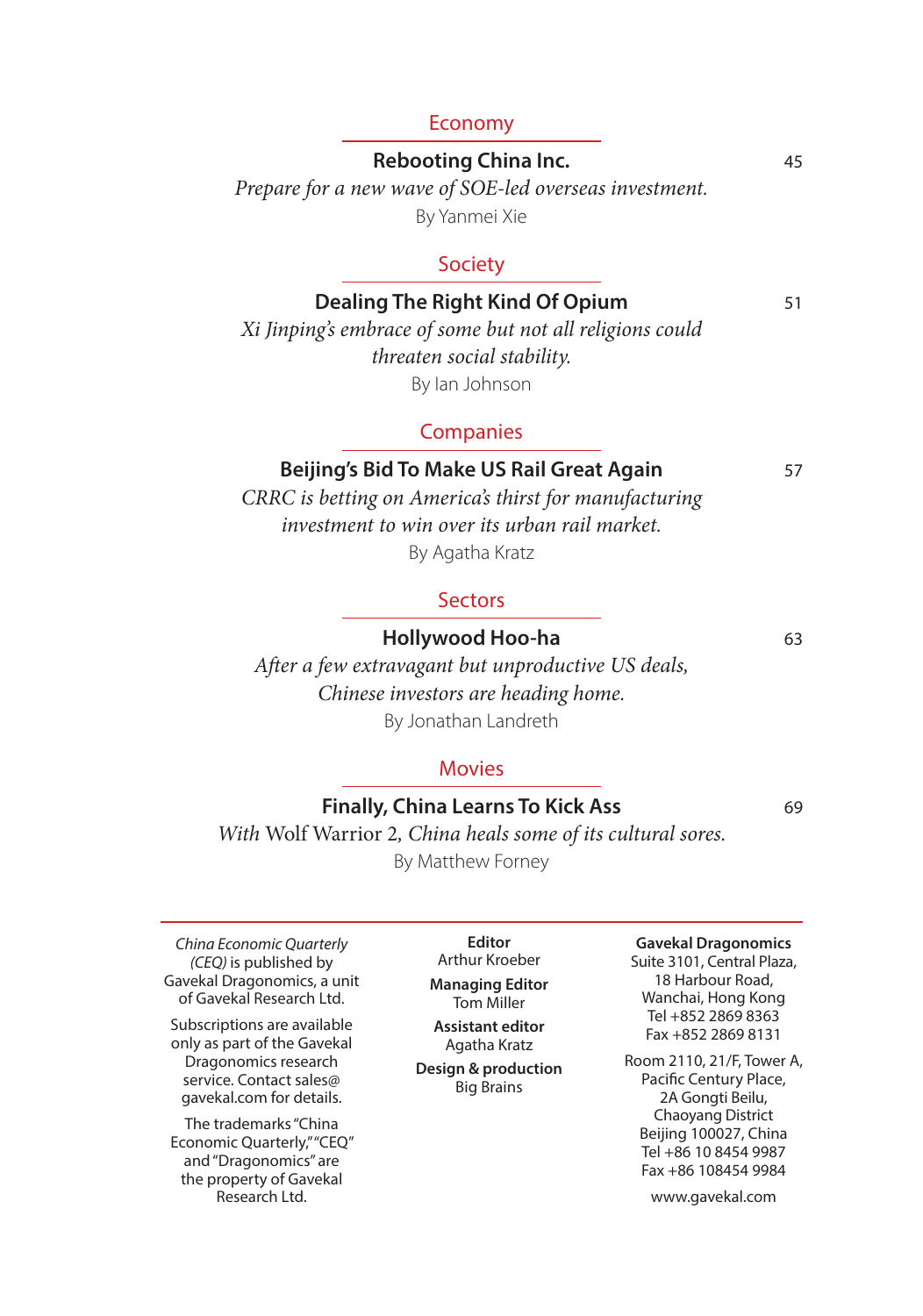## Economy

**Rebooting China Inc.** 45

*Prepare for a new wave of SOE-led overseas investment.*

By Yanmei Xie

## Society

**Dealing The Right Kind Of Opium** 51

*Xi Jinping's embrace of some but not all religions could threaten social stability.*

By Ian Johnson

## Companies

**Beijing's Bid To Make US Rail Great Again** 57

*CRRC is betting on America's thirst for manufacturing investment to win over its urban rail market.*

By Agatha Kratz

## Sectors

**Hollywood Hoo-ha** 63

*After a few extravagant but unproductive US deals, Chinese investors are heading home.*

By Jonathan Landreth

## Movies

**Finally, China Learns To Kick Ass** 69

*With* Wolf Warrior 2, *China heals some of its cultural sores.*

By Matthew Forney

---

*China Economic Quarterly (CEQ)* is published by Gavekal Dragonomics, a unit of Gavekal Research Ltd.

Subscriptions are available only as part of the Gavekal Dragonomics research service. Contact sales@gavekal.com for details.

The trademarks "China Economic Quarterly," "CEQ" and "Dragonomics" are the property of Gavekal Research Ltd.

**Editor**
Arthur Kroeber

**Managing Editor**
Tom Miller

**Assistant editor**
Agatha Kratz

**Design & production**
Big Brains

**Gavekal Dragonomics**
Suite 3101, Central Plaza,
18 Harbour Road,
Wanchai, Hong Kong
Tel +852 2869 8363
Fax +852 2869 8131

Room 2110, 21/F, Tower A,
Pacific Century Place,
2A Gongti Beilu,
Chaoyang District
Beijing 100027, China
Tel +86 10 8454 9987
Fax +86 108454 9984

www.gavekal.com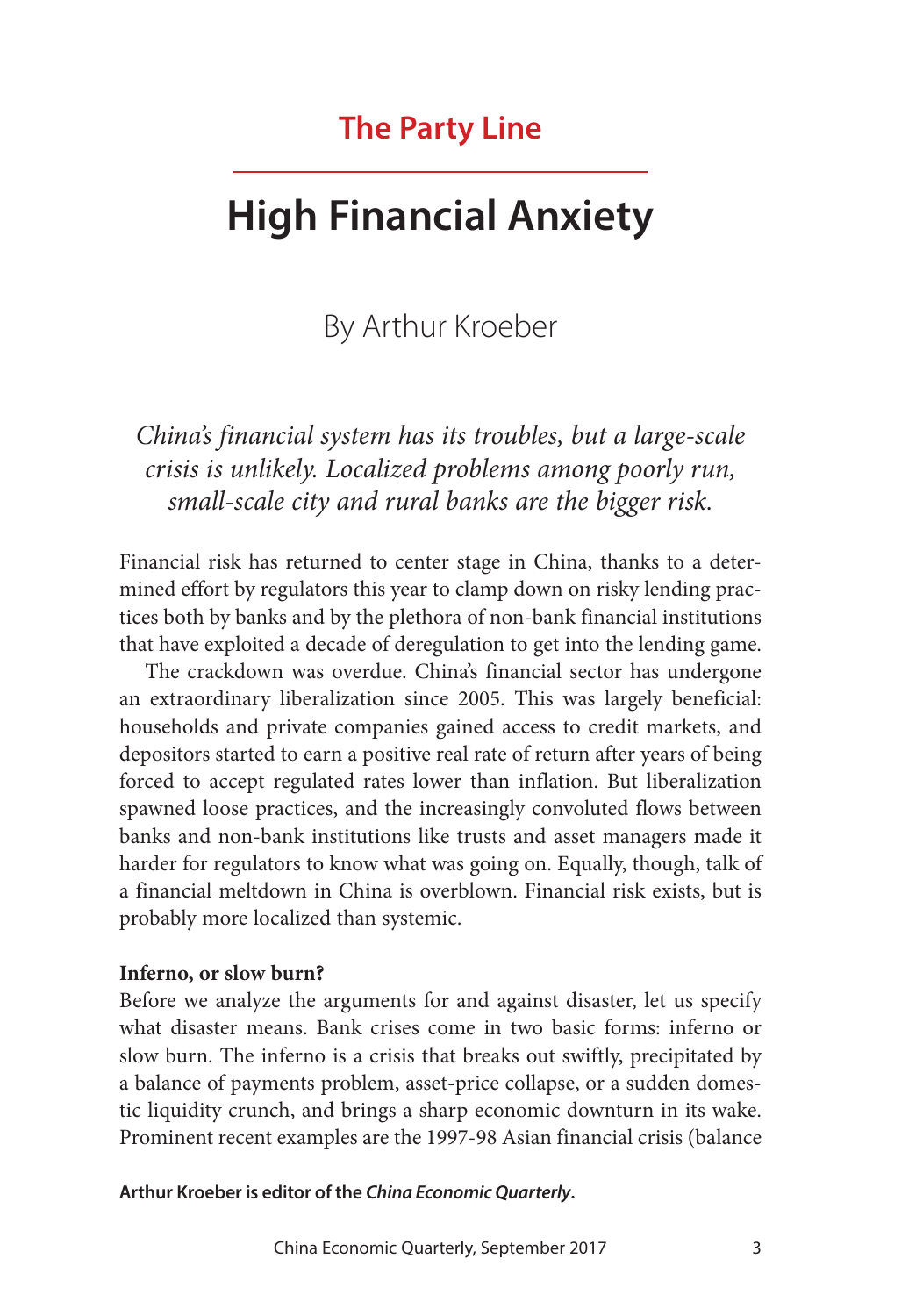## The Party Line

# High Financial Anxiety

By Arthur Kroeber

*China's financial system has its troubles, but a large-scale crisis is unlikely. Localized problems among poorly run, small-scale city and rural banks are the bigger risk.*

Financial risk has returned to center stage in China, thanks to a determined effort by regulators this year to clamp down on risky lending practices both by banks and by the plethora of non-bank financial institutions that have exploited a decade of deregulation to get into the lending game.

The crackdown was overdue. China's financial sector has undergone an extraordinary liberalization since 2005. This was largely beneficial: households and private companies gained access to credit markets, and depositors started to earn a positive real rate of return after years of being forced to accept regulated rates lower than inflation. But liberalization spawned loose practices, and the increasingly convoluted flows between banks and non-bank institutions like trusts and asset managers made it harder for regulators to know what was going on. Equally, though, talk of a financial meltdown in China is overblown. Financial risk exists, but is probably more localized than systemic.

**Inferno, or slow burn?**

Before we analyze the arguments for and against disaster, let us specify what disaster means. Bank crises come in two basic forms: inferno or slow burn. The inferno is a crisis that breaks out swiftly, precipitated by a balance of payments problem, asset-price collapse, or a sudden domestic liquidity crunch, and brings a sharp economic downturn in its wake. Prominent recent examples are the 1997-98 Asian financial crisis (balance

**Arthur Kroeber is editor of the *China Economic Quarterly*.**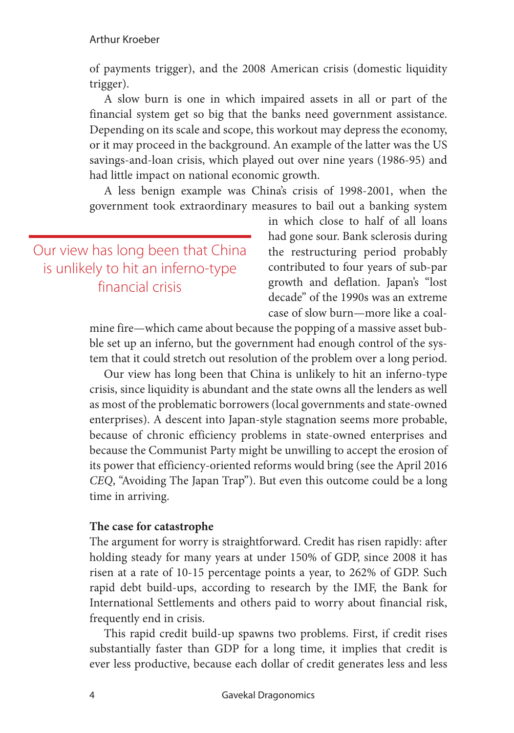of payments trigger), and the 2008 American crisis (domestic liquidity trigger).

A slow burn is one in which impaired assets in all or part of the financial system get so big that the banks need government assistance. Depending on its scale and scope, this workout may depress the economy, or it may proceed in the background. An example of the latter was the US savings-and-loan crisis, which played out over nine years (1986-95) and had little impact on national economic growth.

A less benign example was China's crisis of 1998-2001, when the government took extraordinary measures to bail out a banking system in which close to half of all loans had gone sour. Bank sclerosis during the restructuring period probably contributed to four years of sub-par growth and deflation. Japan's "lost decade" of the 1990s was an extreme case of slow burn—more like a coal-mine fire—which came about because the popping of a massive asset bubble set up an inferno, but the government had enough control of the system that it could stretch out resolution of the problem over a long period.

> Our view has long been that China is unlikely to hit an inferno-type financial crisis

Our view has long been that China is unlikely to hit an inferno-type crisis, since liquidity is abundant and the state owns all the lenders as well as most of the problematic borrowers (local governments and state-owned enterprises). A descent into Japan-style stagnation seems more probable, because of chronic efficiency problems in state-owned enterprises and because the Communist Party might be unwilling to accept the erosion of its power that efficiency-oriented reforms would bring (see the April 2016 *CEQ*, "Avoiding The Japan Trap"). But even this outcome could be a long time in arriving.

**The case for catastrophe**

The argument for worry is straightforward. Credit has risen rapidly: after holding steady for many years at under 150% of GDP, since 2008 it has risen at a rate of 10-15 percentage points a year, to 262% of GDP. Such rapid debt build-ups, according to research by the IMF, the Bank for International Settlements and others paid to worry about financial risk, frequently end in crisis.

This rapid credit build-up spawns two problems. First, if credit rises substantially faster than GDP for a long time, it implies that credit is ever less productive, because each dollar of credit generates less and less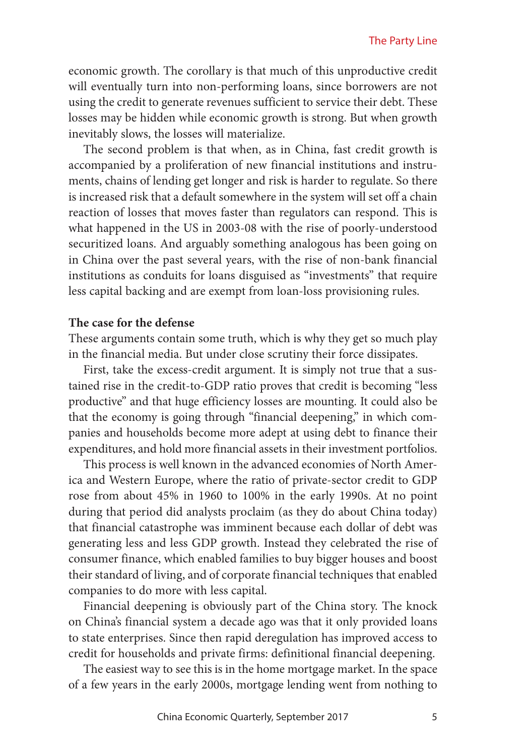economic growth. The corollary is that much of this unproductive credit will eventually turn into non-performing loans, since borrowers are not using the credit to generate revenues sufficient to service their debt. These losses may be hidden while economic growth is strong. But when growth inevitably slows, the losses will materialize.

The second problem is that when, as in China, fast credit growth is accompanied by a proliferation of new financial institutions and instruments, chains of lending get longer and risk is harder to regulate. So there is increased risk that a default somewhere in the system will set off a chain reaction of losses that moves faster than regulators can respond. This is what happened in the US in 2003-08 with the rise of poorly-understood securitized loans. And arguably something analogous has been going on in China over the past several years, with the rise of non-bank financial institutions as conduits for loans disguised as "investments" that require less capital backing and are exempt from loan-loss provisioning rules.

**The case for the defense**

These arguments contain some truth, which is why they get so much play in the financial media. But under close scrutiny their force dissipates.

First, take the excess-credit argument. It is simply not true that a sustained rise in the credit-to-GDP ratio proves that credit is becoming "less productive" and that huge efficiency losses are mounting. It could also be that the economy is going through "financial deepening," in which companies and households become more adept at using debt to finance their expenditures, and hold more financial assets in their investment portfolios.

This process is well known in the advanced economies of North America and Western Europe, where the ratio of private-sector credit to GDP rose from about 45% in 1960 to 100% in the early 1990s. At no point during that period did analysts proclaim (as they do about China today) that financial catastrophe was imminent because each dollar of debt was generating less and less GDP growth. Instead they celebrated the rise of consumer finance, which enabled families to buy bigger houses and boost their standard of living, and of corporate financial techniques that enabled companies to do more with less capital.

Financial deepening is obviously part of the China story. The knock on China's financial system a decade ago was that it only provided loans to state enterprises. Since then rapid deregulation has improved access to credit for households and private firms: definitional financial deepening.

The easiest way to see this is in the home mortgage market. In the space of a few years in the early 2000s, mortgage lending went from nothing to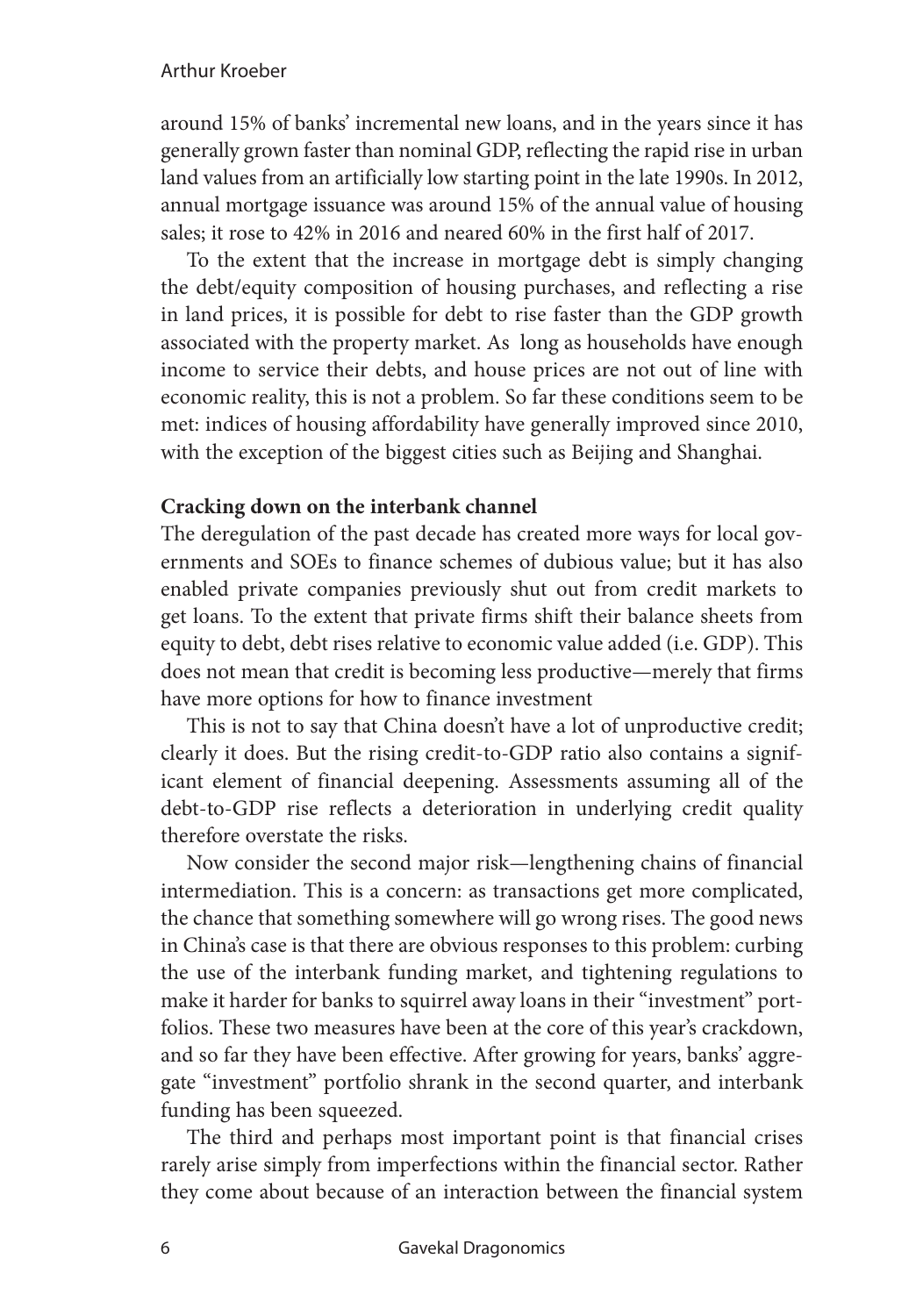around 15% of banks' incremental new loans, and in the years since it has generally grown faster than nominal GDP, reflecting the rapid rise in urban land values from an artificially low starting point in the late 1990s. In 2012, annual mortgage issuance was around 15% of the annual value of housing sales; it rose to 42% in 2016 and neared 60% in the first half of 2017.

To the extent that the increase in mortgage debt is simply changing the debt/equity composition of housing purchases, and reflecting a rise in land prices, it is possible for debt to rise faster than the GDP growth associated with the property market. As long as households have enough income to service their debts, and house prices are not out of line with economic reality, this is not a problem. So far these conditions seem to be met: indices of housing affordability have generally improved since 2010, with the exception of the biggest cities such as Beijing and Shanghai.

**Cracking down on the interbank channel**

The deregulation of the past decade has created more ways for local governments and SOEs to finance schemes of dubious value; but it has also enabled private companies previously shut out from credit markets to get loans. To the extent that private firms shift their balance sheets from equity to debt, debt rises relative to economic value added (i.e. GDP). This does not mean that credit is becoming less productive—merely that firms have more options for how to finance investment

This is not to say that China doesn't have a lot of unproductive credit; clearly it does. But the rising credit-to-GDP ratio also contains a significant element of financial deepening. Assessments assuming all of the debt-to-GDP rise reflects a deterioration in underlying credit quality therefore overstate the risks.

Now consider the second major risk—lengthening chains of financial intermediation. This is a concern: as transactions get more complicated, the chance that something somewhere will go wrong rises. The good news in China's case is that there are obvious responses to this problem: curbing the use of the interbank funding market, and tightening regulations to make it harder for banks to squirrel away loans in their "investment" portfolios. These two measures have been at the core of this year's crackdown, and so far they have been effective. After growing for years, banks' aggregate "investment" portfolio shrank in the second quarter, and interbank funding has been squeezed.

The third and perhaps most important point is that financial crises rarely arise simply from imperfections within the financial sector. Rather they come about because of an interaction between the financial system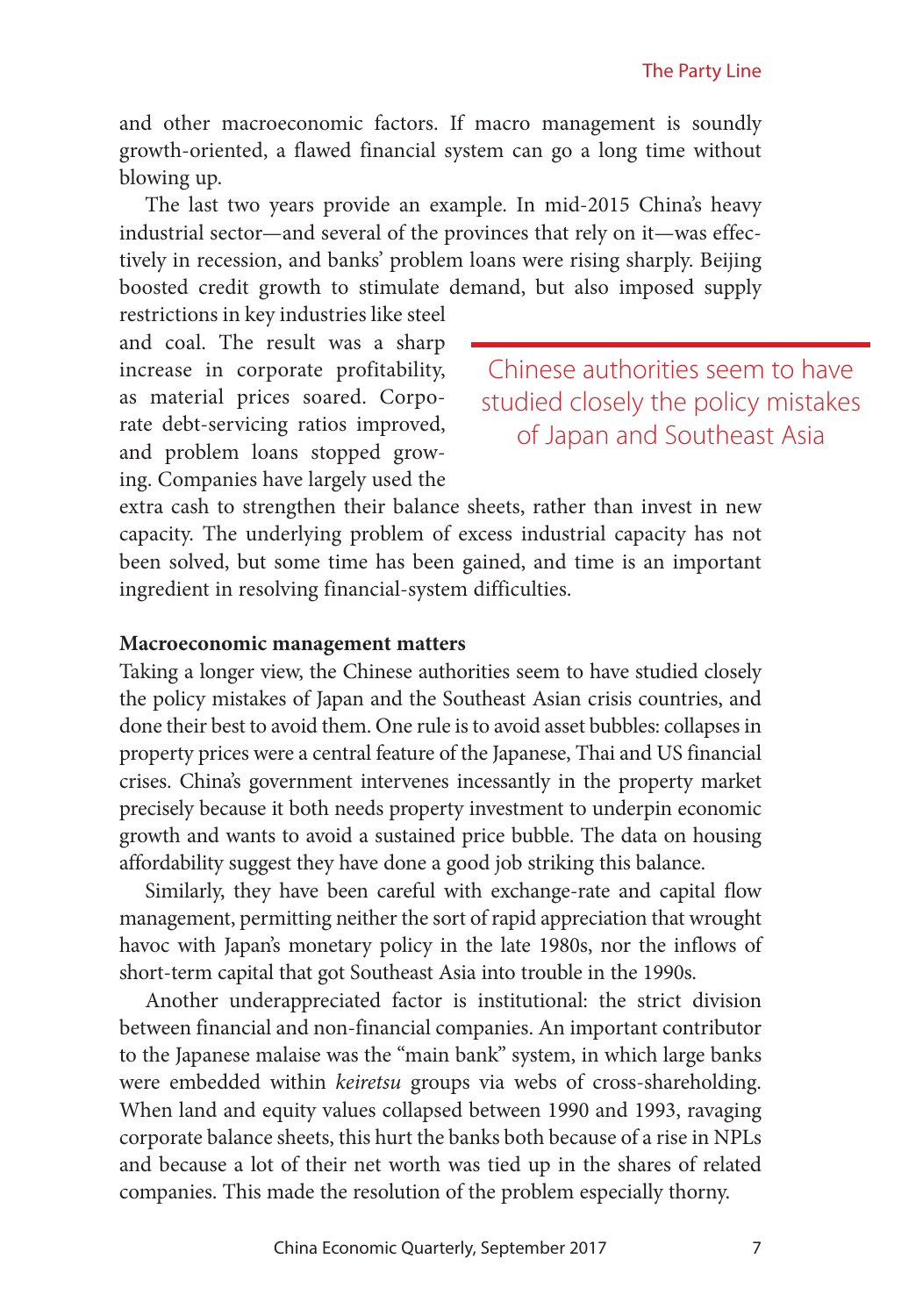and other macroeconomic factors. If macro management is soundly growth-oriented, a flawed financial system can go a long time without blowing up.

The last two years provide an example. In mid-2015 China's heavy industrial sector—and several of the provinces that rely on it—was effectively in recession, and banks' problem loans were rising sharply. Beijing boosted credit growth to stimulate demand, but also imposed supply restrictions in key industries like steel and coal. The result was a sharp increase in corporate profitability, as material prices soared. Corporate debt-servicing ratios improved, and problem loans stopped growing. Companies have largely used the extra cash to strengthen their balance sheets, rather than invest in new capacity. The underlying problem of excess industrial capacity has not been solved, but some time has been gained, and time is an important ingredient in resolving financial-system difficulties.

> Chinese authorities seem to have studied closely the policy mistakes of Japan and Southeast Asia

**Macroeconomic management matters**

Taking a longer view, the Chinese authorities seem to have studied closely the policy mistakes of Japan and the Southeast Asian crisis countries, and done their best to avoid them. One rule is to avoid asset bubbles: collapses in property prices were a central feature of the Japanese, Thai and US financial crises. China's government intervenes incessantly in the property market precisely because it both needs property investment to underpin economic growth and wants to avoid a sustained price bubble. The data on housing affordability suggest they have done a good job striking this balance.

Similarly, they have been careful with exchange-rate and capital flow management, permitting neither the sort of rapid appreciation that wrought havoc with Japan's monetary policy in the late 1980s, nor the inflows of short-term capital that got Southeast Asia into trouble in the 1990s.

Another underappreciated factor is institutional: the strict division between financial and non-financial companies. An important contributor to the Japanese malaise was the "main bank" system, in which large banks were embedded within *keiretsu* groups via webs of cross-shareholding. When land and equity values collapsed between 1990 and 1993, ravaging corporate balance sheets, this hurt the banks both because of a rise in NPLs and because a lot of their net worth was tied up in the shares of related companies. This made the resolution of the problem especially thorny.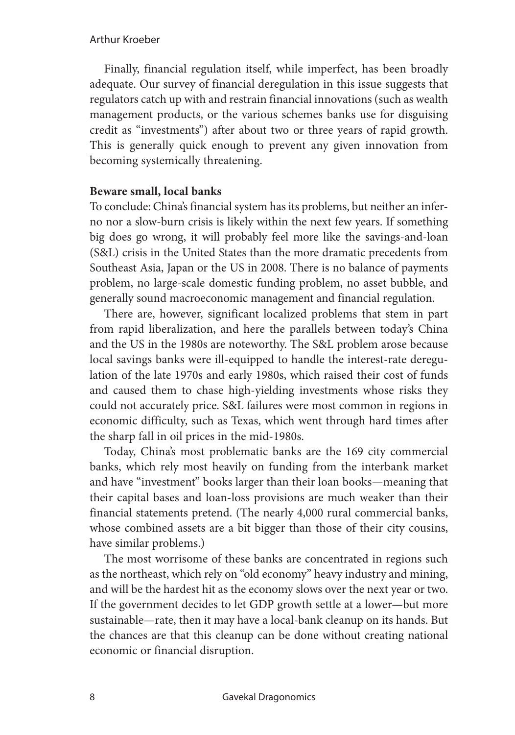Finally, financial regulation itself, while imperfect, has been broadly adequate. Our survey of financial deregulation in this issue suggests that regulators catch up with and restrain financial innovations (such as wealth management products, or the various schemes banks use for disguising credit as "investments") after about two or three years of rapid growth. This is generally quick enough to prevent any given innovation from becoming systemically threatening.

**Beware small, local banks**

To conclude: China's financial system has its problems, but neither an inferno nor a slow-burn crisis is likely within the next few years. If something big does go wrong, it will probably feel more like the savings-and-loan (S&L) crisis in the United States than the more dramatic precedents from Southeast Asia, Japan or the US in 2008. There is no balance of payments problem, no large-scale domestic funding problem, no asset bubble, and generally sound macroeconomic management and financial regulation.

There are, however, significant localized problems that stem in part from rapid liberalization, and here the parallels between today's China and the US in the 1980s are noteworthy. The S&L problem arose because local savings banks were ill-equipped to handle the interest-rate deregulation of the late 1970s and early 1980s, which raised their cost of funds and caused them to chase high-yielding investments whose risks they could not accurately price. S&L failures were most common in regions in economic difficulty, such as Texas, which went through hard times after the sharp fall in oil prices in the mid-1980s.

Today, China's most problematic banks are the 169 city commercial banks, which rely most heavily on funding from the interbank market and have "investment" books larger than their loan books—meaning that their capital bases and loan-loss provisions are much weaker than their financial statements pretend. (The nearly 4,000 rural commercial banks, whose combined assets are a bit bigger than those of their city cousins, have similar problems.)

The most worrisome of these banks are concentrated in regions such as the northeast, which rely on "old economy" heavy industry and mining, and will be the hardest hit as the economy slows over the next year or two. If the government decides to let GDP growth settle at a lower—but more sustainable—rate, then it may have a local-bank cleanup on its hands. But the chances are that this cleanup can be done without creating national economic or financial disruption.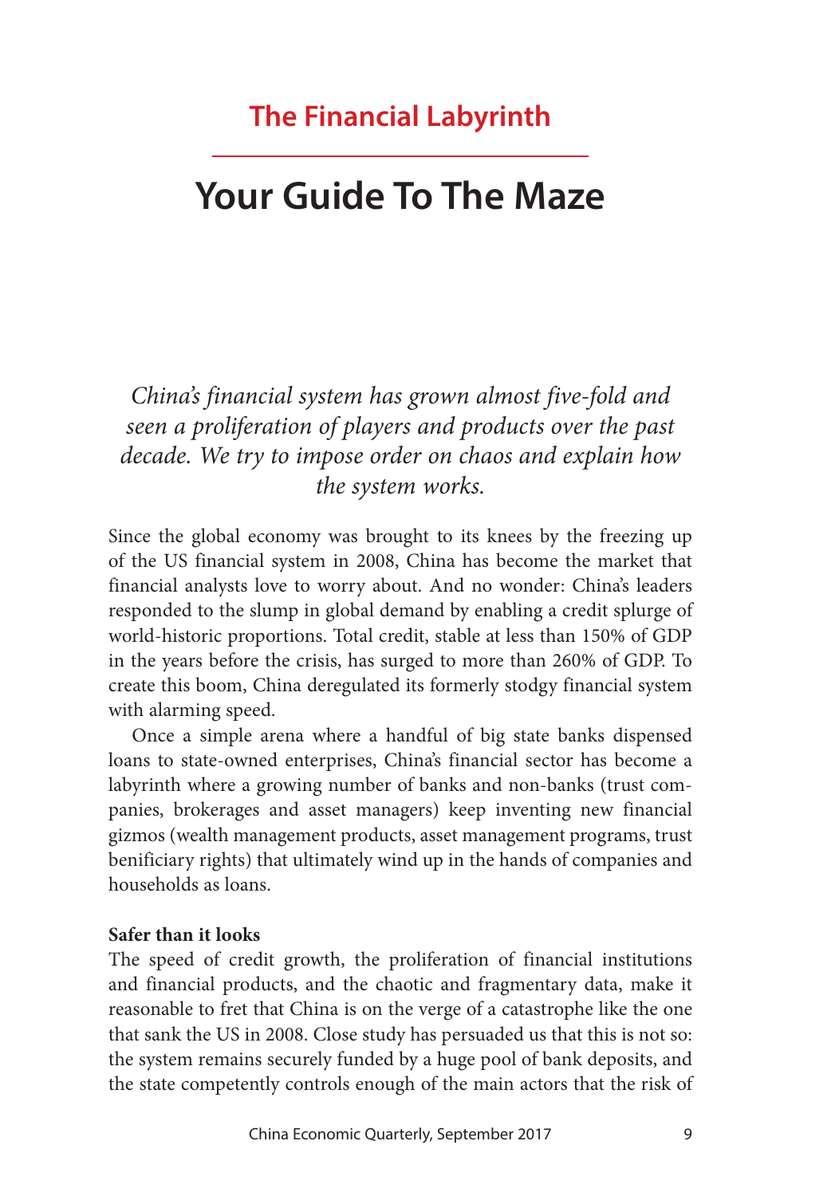## The Financial Labyrinth

# Your Guide To The Maze

*China's financial system has grown almost five-fold and seen a proliferation of players and products over the past decade. We try to impose order on chaos and explain how the system works.*

Since the global economy was brought to its knees by the freezing up of the US financial system in 2008, China has become the market that financial analysts love to worry about. And no wonder: China's leaders responded to the slump in global demand by enabling a credit splurge of world-historic proportions. Total credit, stable at less than 150% of GDP in the years before the crisis, has surged to more than 260% of GDP. To create this boom, China deregulated its formerly stodgy financial system with alarming speed.

Once a simple arena where a handful of big state banks dispensed loans to state-owned enterprises, China's financial sector has become a labyrinth where a growing number of banks and non-banks (trust companies, brokerages and asset managers) keep inventing new financial gizmos (wealth management products, asset management programs, trust benificiary rights) that ultimately wind up in the hands of companies and households as loans.

**Safer than it looks**

The speed of credit growth, the proliferation of financial institutions and financial products, and the chaotic and fragmentary data, make it reasonable to fret that China is on the verge of a catastrophe like the one that sank the US in 2008. Close study has persuaded us that this is not so: the system remains securely funded by a huge pool of bank deposits, and the state competently controls enough of the main actors that the risk of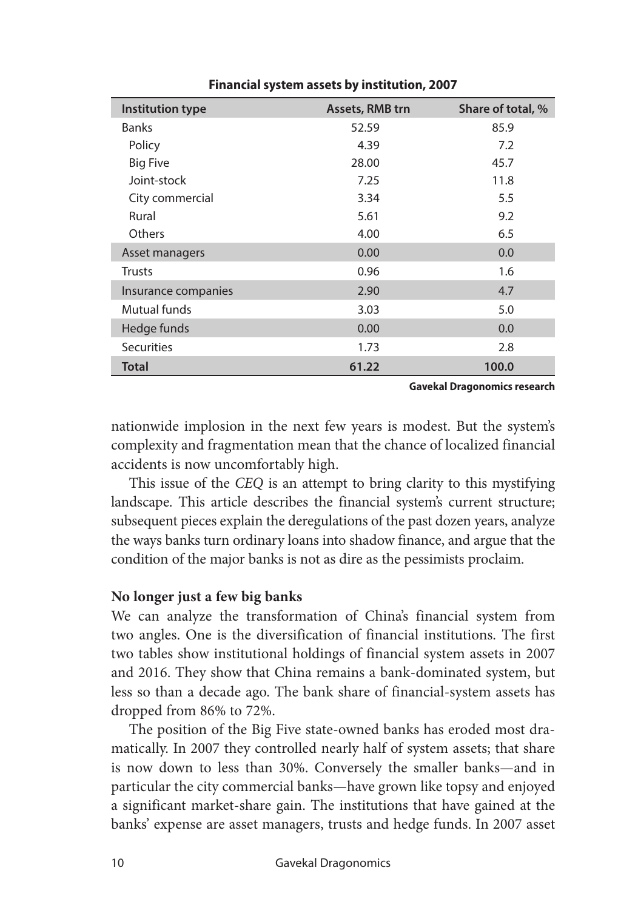**Financial system assets by institution, 2007**

| Institution type | Assets, RMB trn | Share of total, % |
|---|---|---|
| Banks | 52.59 | 85.9 |
| Policy | 4.39 | 7.2 |
| Big Five | 28.00 | 45.7 |
| Joint-stock | 7.25 | 11.8 |
| City commercial | 3.34 | 5.5 |
| Rural | 5.61 | 9.2 |
| Others | 4.00 | 6.5 |
| Asset managers | 0.00 | 0.0 |
| Trusts | 0.96 | 1.6 |
| Insurance companies | 2.90 | 4.7 |
| Mutual funds | 3.03 | 5.0 |
| Hedge funds | 0.00 | 0.0 |
| Securities | 1.73 | 2.8 |
| **Total** | **61.22** | **100.0** |

**Gavekal Dragonomics research**

nationwide implosion in the next few years is modest. But the system's complexity and fragmentation mean that the chance of localized financial accidents is now uncomfortably high.

This issue of the *CEQ* is an attempt to bring clarity to this mystifying landscape. This article describes the financial system's current structure; subsequent pieces explain the deregulations of the past dozen years, analyze the ways banks turn ordinary loans into shadow finance, and argue that the condition of the major banks is not as dire as the pessimists proclaim.

**No longer just a few big banks**

We can analyze the transformation of China's financial system from two angles. One is the diversification of financial institutions. The first two tables show institutional holdings of financial system assets in 2007 and 2016. They show that China remains a bank-dominated system, but less so than a decade ago. The bank share of financial-system assets has dropped from 86% to 72%.

The position of the Big Five state-owned banks has eroded most dramatically. In 2007 they controlled nearly half of system assets; that share is now down to less than 30%. Conversely the smaller banks—and in particular the city commercial banks—have grown like topsy and enjoyed a significant market-share gain. The institutions that have gained at the banks' expense are asset managers, trusts and hedge funds. In 2007 asset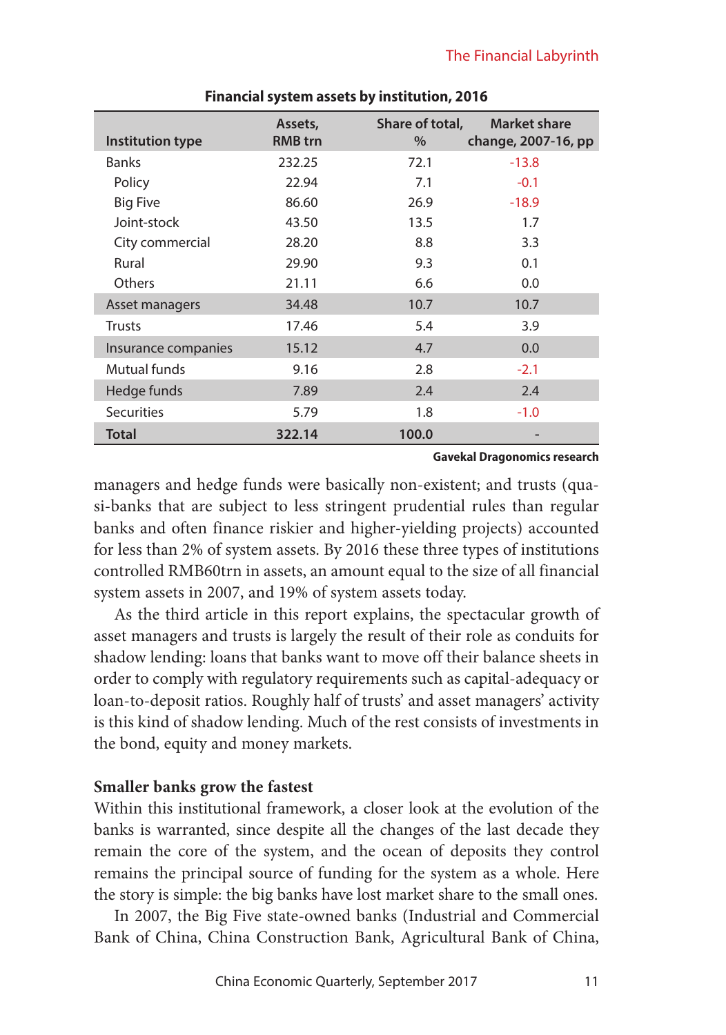**Financial system assets by institution, 2016**

| Institution type | Assets, RMB trn | Share of total, % | Market share change, 2007-16, pp |
|---|---|---|---|
| Banks | 232.25 | 72.1 | -13.8 |
| Policy | 22.94 | 7.1 | -0.1 |
| Big Five | 86.60 | 26.9 | -18.9 |
| Joint-stock | 43.50 | 13.5 | 1.7 |
| City commercial | 28.20 | 8.8 | 3.3 |
| Rural | 29.90 | 9.3 | 0.1 |
| Others | 21.11 | 6.6 | 0.0 |
| Asset managers | 34.48 | 10.7 | 10.7 |
| Trusts | 17.46 | 5.4 | 3.9 |
| Insurance companies | 15.12 | 4.7 | 0.0 |
| Mutual funds | 9.16 | 2.8 | -2.1 |
| Hedge funds | 7.89 | 2.4 | 2.4 |
| Securities | 5.79 | 1.8 | -1.0 |
| **Total** | **322.14** | **100.0** | - |

**Gavekal Dragonomics research**

managers and hedge funds were basically non-existent; and trusts (quasi-banks that are subject to less stringent prudential rules than regular banks and often finance riskier and higher-yielding projects) accounted for less than 2% of system assets. By 2016 these three types of institutions controlled RMB60trn in assets, an amount equal to the size of all financial system assets in 2007, and 19% of system assets today.

As the third article in this report explains, the spectacular growth of asset managers and trusts is largely the result of their role as conduits for shadow lending: loans that banks want to move off their balance sheets in order to comply with regulatory requirements such as capital-adequacy or loan-to-deposit ratios. Roughly half of trusts' and asset managers' activity is this kind of shadow lending. Much of the rest consists of investments in the bond, equity and money markets.

### Smaller banks grow the fastest

Within this institutional framework, a closer look at the evolution of the banks is warranted, since despite all the changes of the last decade they remain the core of the system, and the ocean of deposits they control remains the principal source of funding for the system as a whole. Here the story is simple: the big banks have lost market share to the small ones.

In 2007, the Big Five state-owned banks (Industrial and Commercial Bank of China, China Construction Bank, Agricultural Bank of China,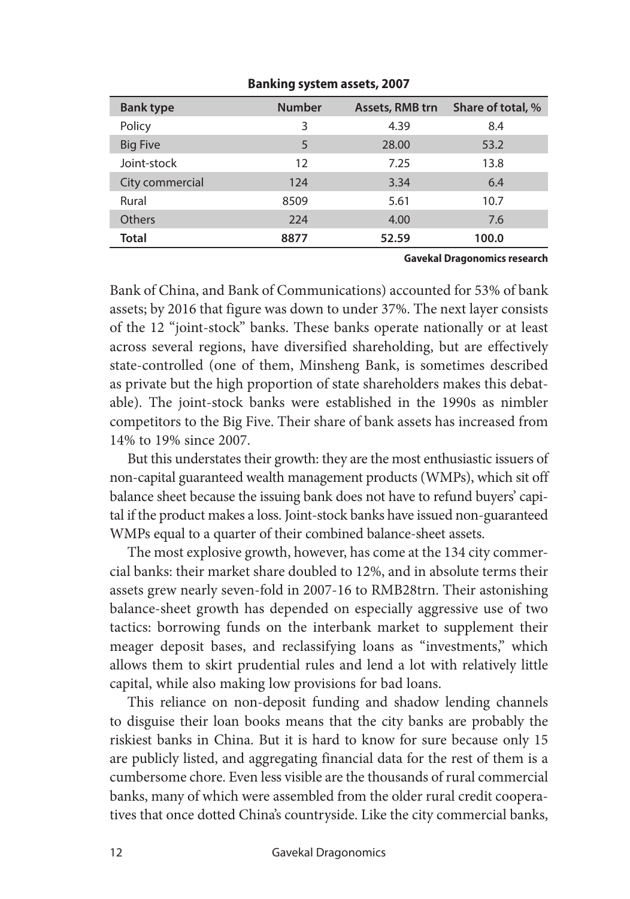**Banking system assets, 2007**

| Bank type | Number | Assets, RMB trn | Share of total, % |
|---|---|---|---|
| Policy | 3 | 4.39 | 8.4 |
| Big Five | 5 | 28.00 | 53.2 |
| Joint-stock | 12 | 7.25 | 13.8 |
| City commercial | 124 | 3.34 | 6.4 |
| Rural | 8509 | 5.61 | 10.7 |
| Others | 224 | 4.00 | 7.6 |
| **Total** | **8877** | **52.59** | **100.0** |

**Gavekal Dragonomics research**

Bank of China, and Bank of Communications) accounted for 53% of bank assets; by 2016 that figure was down to under 37%. The next layer consists of the 12 "joint-stock" banks. These banks operate nationally or at least across several regions, have diversified shareholding, but are effectively state-controlled (one of them, Minsheng Bank, is sometimes described as private but the high proportion of state shareholders makes this debatable). The joint-stock banks were established in the 1990s as nimbler competitors to the Big Five. Their share of bank assets has increased from 14% to 19% since 2007.

But this understates their growth: they are the most enthusiastic issuers of non-capital guaranteed wealth management products (WMPs), which sit off balance sheet because the issuing bank does not have to refund buyers' capital if the product makes a loss. Joint-stock banks have issued non-guaranteed WMPs equal to a quarter of their combined balance-sheet assets.

The most explosive growth, however, has come at the 134 city commercial banks: their market share doubled to 12%, and in absolute terms their assets grew nearly seven-fold in 2007-16 to RMB28trn. Their astonishing balance-sheet growth has depended on especially aggressive use of two tactics: borrowing funds on the interbank market to supplement their meager deposit bases, and reclassifying loans as "investments," which allows them to skirt prudential rules and lend a lot with relatively little capital, while also making low provisions for bad loans.

This reliance on non-deposit funding and shadow lending channels to disguise their loan books means that the city banks are probably the riskiest banks in China. But it is hard to know for sure because only 15 are publicly listed, and aggregating financial data for the rest of them is a cumbersome chore. Even less visible are the thousands of rural commercial banks, many of which were assembled from the older rural credit cooperatives that once dotted China's countryside. Like the city commercial banks,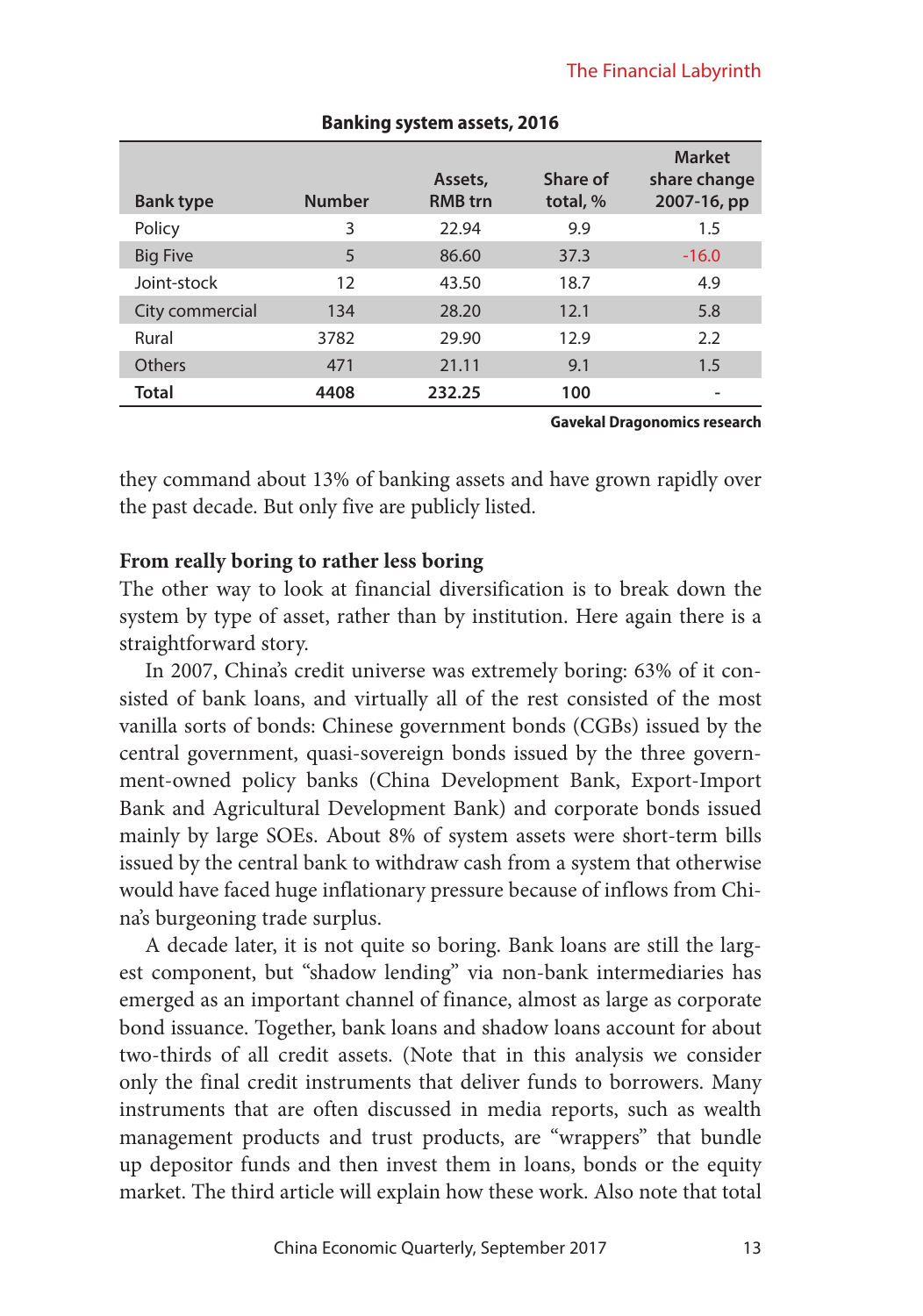**Banking system assets, 2016**

| Bank type | Number | Assets, RMB trn | Share of total, % | Market share change 2007-16, pp |
|---|---|---|---|---|
| Policy | 3 | 22.94 | 9.9 | 1.5 |
| Big Five | 5 | 86.60 | 37.3 | -16.0 |
| Joint-stock | 12 | 43.50 | 18.7 | 4.9 |
| City commercial | 134 | 28.20 | 12.1 | 5.8 |
| Rural | 3782 | 29.90 | 12.9 | 2.2 |
| Others | 471 | 21.11 | 9.1 | 1.5 |
| **Total** | **4408** | **232.25** | **100** | - |

**Gavekal Dragonomics research**

they command about 13% of banking assets and have grown rapidly over the past decade. But only five are publicly listed.

### From really boring to rather less boring

The other way to look at financial diversification is to break down the system by type of asset, rather than by institution. Here again there is a straightforward story.

In 2007, China's credit universe was extremely boring: 63% of it consisted of bank loans, and virtually all of the rest consisted of the most vanilla sorts of bonds: Chinese government bonds (CGBs) issued by the central government, quasi-sovereign bonds issued by the three government-owned policy banks (China Development Bank, Export-Import Bank and Agricultural Development Bank) and corporate bonds issued mainly by large SOEs. About 8% of system assets were short-term bills issued by the central bank to withdraw cash from a system that otherwise would have faced huge inflationary pressure because of inflows from China's burgeoning trade surplus.

A decade later, it is not quite so boring. Bank loans are still the largest component, but "shadow lending" via non-bank intermediaries has emerged as an important channel of finance, almost as large as corporate bond issuance. Together, bank loans and shadow loans account for about two-thirds of all credit assets. (Note that in this analysis we consider only the final credit instruments that deliver funds to borrowers. Many instruments that are often discussed in media reports, such as wealth management products and trust products, are "wrappers" that bundle up depositor funds and then invest them in loans, bonds or the equity market. The third article will explain how these work. Also note that total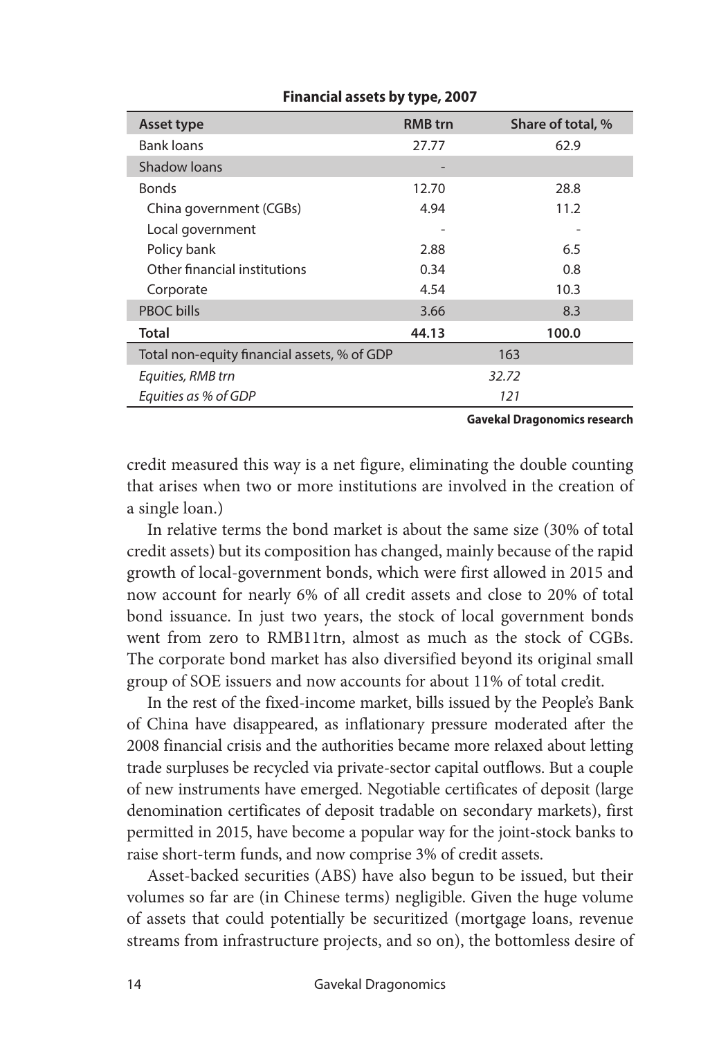**Financial assets by type, 2007**

| Asset type | RMB trn | Share of total, % |
|---|---|---|
| Bank loans | 27.77 | 62.9 |
| Shadow loans | - | |
| Bonds | 12.70 | 28.8 |
| China government (CGBs) | 4.94 | 11.2 |
| Local government | - | - |
| Policy bank | 2.88 | 6.5 |
| Other financial institutions | 0.34 | 0.8 |
| Corporate | 4.54 | 10.3 |
| PBOC bills | 3.66 | 8.3 |
| **Total** | **44.13** | **100.0** |
| Total non-equity financial assets, % of GDP | 163 | |
| *Equities, RMB trn* | *32.72* | |
| *Equities as % of GDP* | *121* | |

**Gavekal Dragonomics research**

credit measured this way is a net figure, eliminating the double counting that arises when two or more institutions are involved in the creation of a single loan.)

In relative terms the bond market is about the same size (30% of total credit assets) but its composition has changed, mainly because of the rapid growth of local-government bonds, which were first allowed in 2015 and now account for nearly 6% of all credit assets and close to 20% of total bond issuance. In just two years, the stock of local government bonds went from zero to RMB11trn, almost as much as the stock of CGBs. The corporate bond market has also diversified beyond its original small group of SOE issuers and now accounts for about 11% of total credit.

In the rest of the fixed-income market, bills issued by the People's Bank of China have disappeared, as inflationary pressure moderated after the 2008 financial crisis and the authorities became more relaxed about letting trade surpluses be recycled via private-sector capital outflows. But a couple of new instruments have emerged. Negotiable certificates of deposit (large denomination certificates of deposit tradable on secondary markets), first permitted in 2015, have become a popular way for the joint-stock banks to raise short-term funds, and now comprise 3% of credit assets.

Asset-backed securities (ABS) have also begun to be issued, but their volumes so far are (in Chinese terms) negligible. Given the huge volume of assets that could potentially be securitized (mortgage loans, revenue streams from infrastructure projects, and so on), the bottomless desire of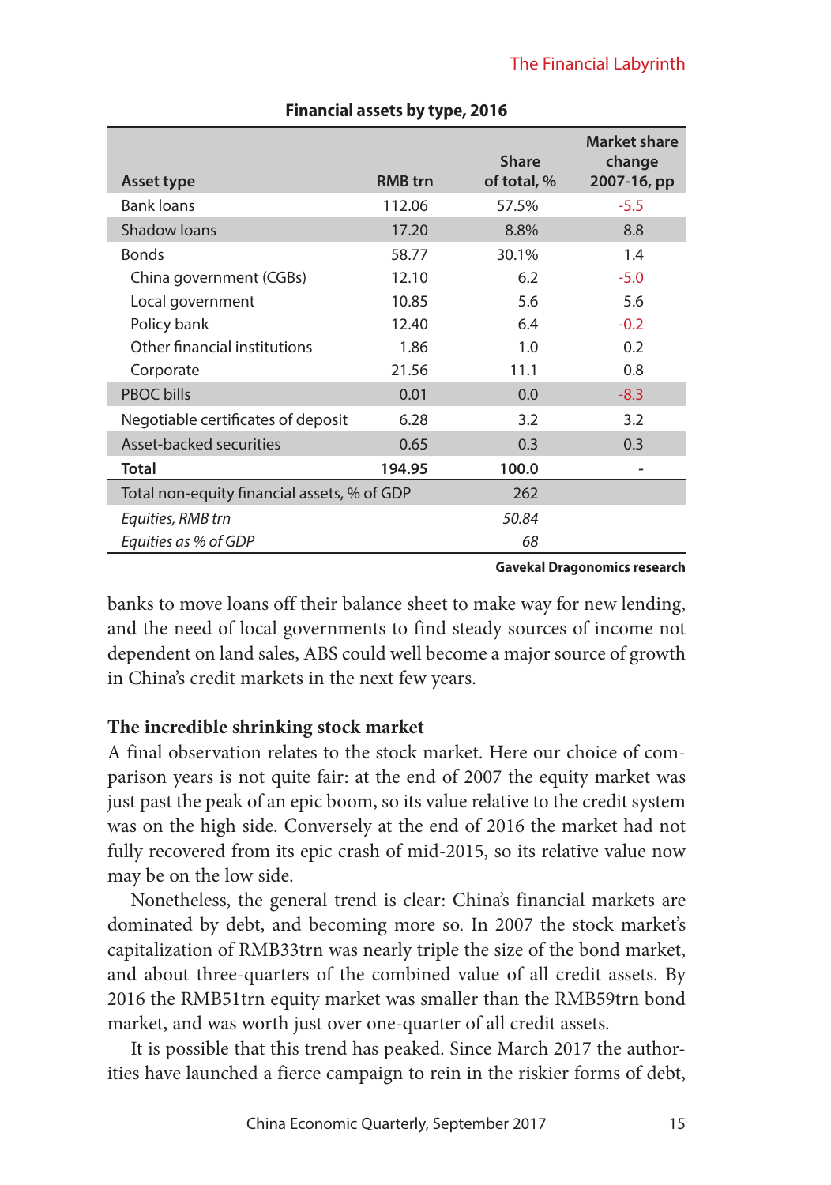**Financial assets by type, 2016**

| Asset type | RMB trn | Share of total, % | Market share change 2007-16, pp |
|---|---|---|---|
| Bank loans | 112.06 | 57.5% | -5.5 |
| Shadow loans | 17.20 | 8.8% | 8.8 |
| Bonds | 58.77 | 30.1% | 1.4 |
| China government (CGBs) | 12.10 | 6.2 | -5.0 |
| Local government | 10.85 | 5.6 | 5.6 |
| Policy bank | 12.40 | 6.4 | -0.2 |
| Other financial institutions | 1.86 | 1.0 | 0.2 |
| Corporate | 21.56 | 11.1 | 0.8 |
| PBOC bills | 0.01 | 0.0 | -8.3 |
| Negotiable certificates of deposit | 6.28 | 3.2 | 3.2 |
| Asset-backed securities | 0.65 | 0.3 | 0.3 |
| **Total** | **194.95** | **100.0** | - |
| Total non-equity financial assets, % of GDP | | 262 | |
| *Equities, RMB trn* | | *50.84* | |
| *Equities as % of GDP* | | *68* | |

**Gavekal Dragonomics research**

banks to move loans off their balance sheet to make way for new lending, and the need of local governments to find steady sources of income not dependent on land sales, ABS could well become a major source of growth in China's credit markets in the next few years.

### The incredible shrinking stock market

A final observation relates to the stock market. Here our choice of comparison years is not quite fair: at the end of 2007 the equity market was just past the peak of an epic boom, so its value relative to the credit system was on the high side. Conversely at the end of 2016 the market had not fully recovered from its epic crash of mid-2015, so its relative value now may be on the low side.

Nonetheless, the general trend is clear: China's financial markets are dominated by debt, and becoming more so. In 2007 the stock market's capitalization of RMB33trn was nearly triple the size of the bond market, and about three-quarters of the combined value of all credit assets. By 2016 the RMB51trn equity market was smaller than the RMB59trn bond market, and was worth just over one-quarter of all credit assets.

It is possible that this trend has peaked. Since March 2017 the authorities have launched a fierce campaign to rein in the riskier forms of debt,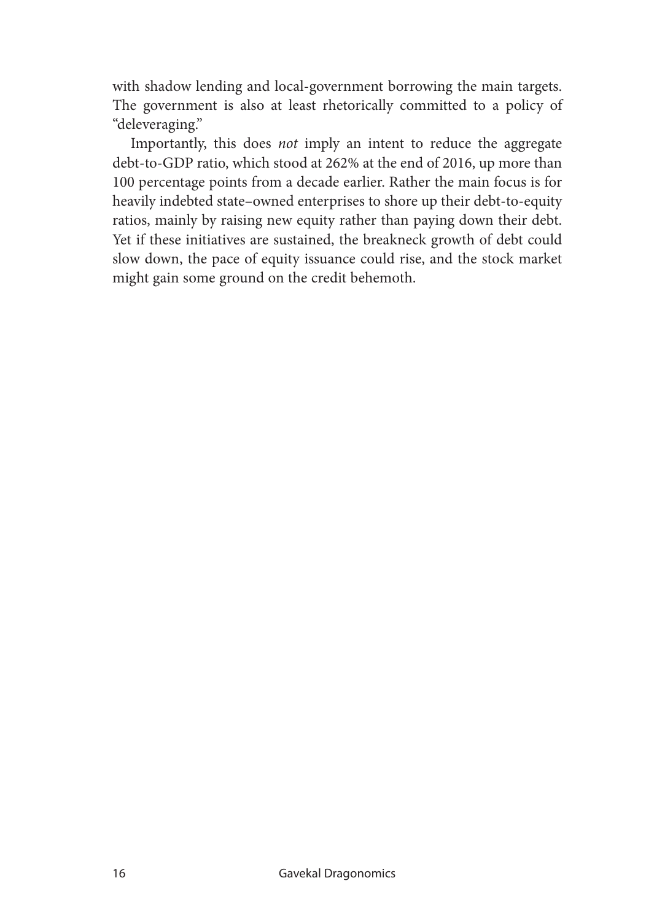with shadow lending and local-government borrowing the main targets. The government is also at least rhetorically committed to a policy of "deleveraging."

Importantly, this does *not* imply an intent to reduce the aggregate debt-to-GDP ratio, which stood at 262% at the end of 2016, up more than 100 percentage points from a decade earlier. Rather the main focus is for heavily indebted state–owned enterprises to shore up their debt-to-equity ratios, mainly by raising new equity rather than paying down their debt. Yet if these initiatives are sustained, the breakneck growth of debt could slow down, the pace of equity issuance could rise, and the stock market might gain some ground on the credit behemoth.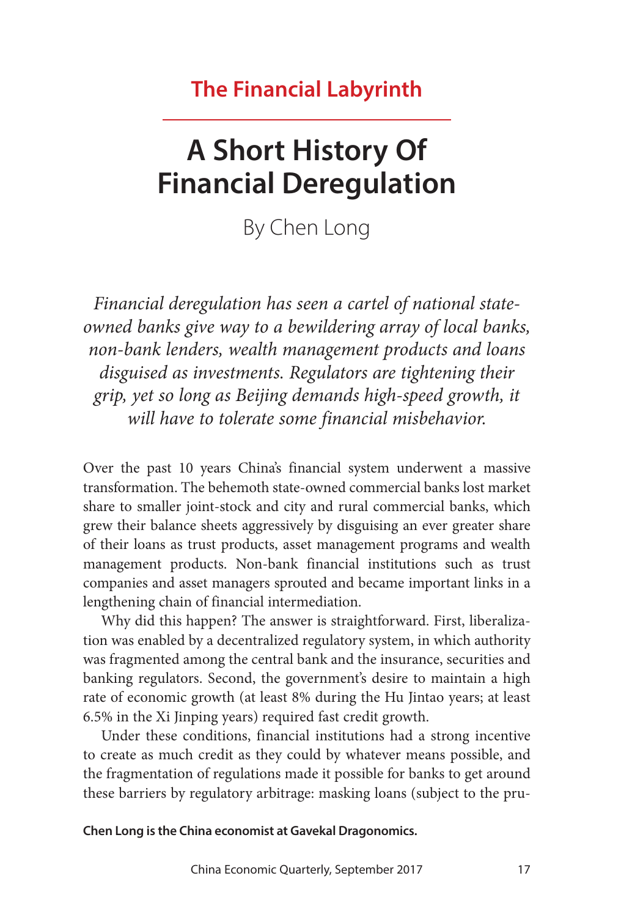## The Financial Labyrinth

# A Short History Of Financial Deregulation

By Chen Long

*Financial deregulation has seen a cartel of national state-owned banks give way to a bewildering array of local banks, non-bank lenders, wealth management products and loans disguised as investments. Regulators are tightening their grip, yet so long as Beijing demands high-speed growth, it will have to tolerate some financial misbehavior.*

Over the past 10 years China's financial system underwent a massive transformation. The behemoth state-owned commercial banks lost market share to smaller joint-stock and city and rural commercial banks, which grew their balance sheets aggressively by disguising an ever greater share of their loans as trust products, asset management programs and wealth management products. Non-bank financial institutions such as trust companies and asset managers sprouted and became important links in a lengthening chain of financial intermediation.

Why did this happen? The answer is straightforward. First, liberalization was enabled by a decentralized regulatory system, in which authority was fragmented among the central bank and the insurance, securities and banking regulators. Second, the government's desire to maintain a high rate of economic growth (at least 8% during the Hu Jintao years; at least 6.5% in the Xi Jinping years) required fast credit growth.

Under these conditions, financial institutions had a strong incentive to create as much credit as they could by whatever means possible, and the fragmentation of regulations made it possible for banks to get around these barriers by regulatory arbitrage: masking loans (subject to the pru-

**Chen Long is the China economist at Gavekal Dragonomics.**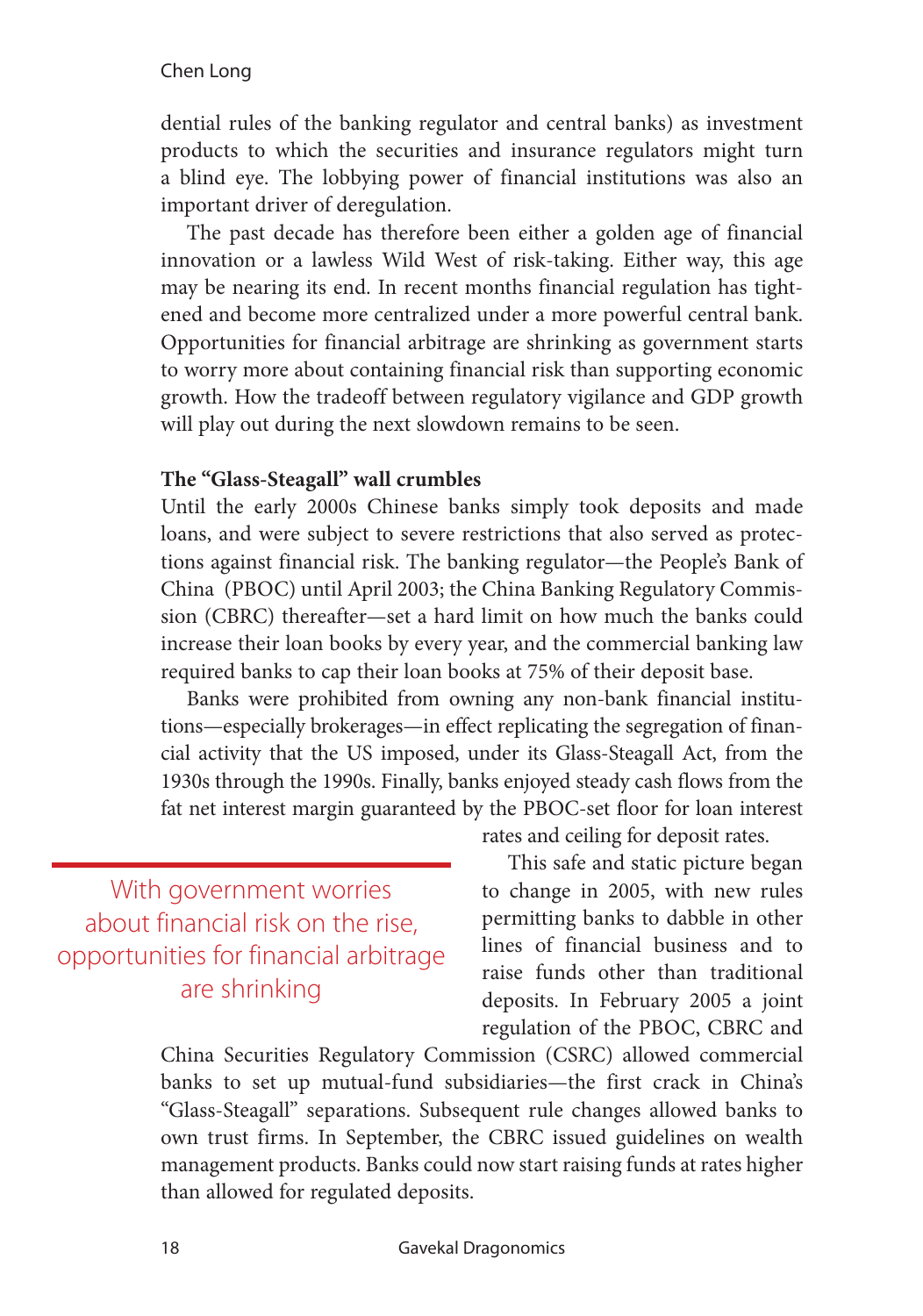dential rules of the banking regulator and central banks) as investment products to which the securities and insurance regulators might turn a blind eye. The lobbying power of financial institutions was also an important driver of deregulation.

The past decade has therefore been either a golden age of financial innovation or a lawless Wild West of risk-taking. Either way, this age may be nearing its end. In recent months financial regulation has tightened and become more centralized under a more powerful central bank. Opportunities for financial arbitrage are shrinking as government starts to worry more about containing financial risk than supporting economic growth. How the tradeoff between regulatory vigilance and GDP growth will play out during the next slowdown remains to be seen.

**The "Glass-Steagall" wall crumbles**

Until the early 2000s Chinese banks simply took deposits and made loans, and were subject to severe restrictions that also served as protections against financial risk. The banking regulator—the People's Bank of China (PBOC) until April 2003; the China Banking Regulatory Commission (CBRC) thereafter—set a hard limit on how much the banks could increase their loan books by every year, and the commercial banking law required banks to cap their loan books at 75% of their deposit base.

Banks were prohibited from owning any non-bank financial institutions—especially brokerages—in effect replicating the segregation of financial activity that the US imposed, under its Glass-Steagall Act, from the 1930s through the 1990s. Finally, banks enjoyed steady cash flows from the fat net interest margin guaranteed by the PBOC-set floor for loan interest rates and ceiling for deposit rates.

> With government worries about financial risk on the rise, opportunities for financial arbitrage are shrinking

This safe and static picture began to change in 2005, with new rules permitting banks to dabble in other lines of financial business and to raise funds other than traditional deposits. In February 2005 a joint regulation of the PBOC, CBRC and China Securities Regulatory Commission (CSRC) allowed commercial banks to set up mutual-fund subsidiaries—the first crack in China's "Glass-Steagall" separations. Subsequent rule changes allowed banks to own trust firms. In September, the CBRC issued guidelines on wealth management products. Banks could now start raising funds at rates higher than allowed for regulated deposits.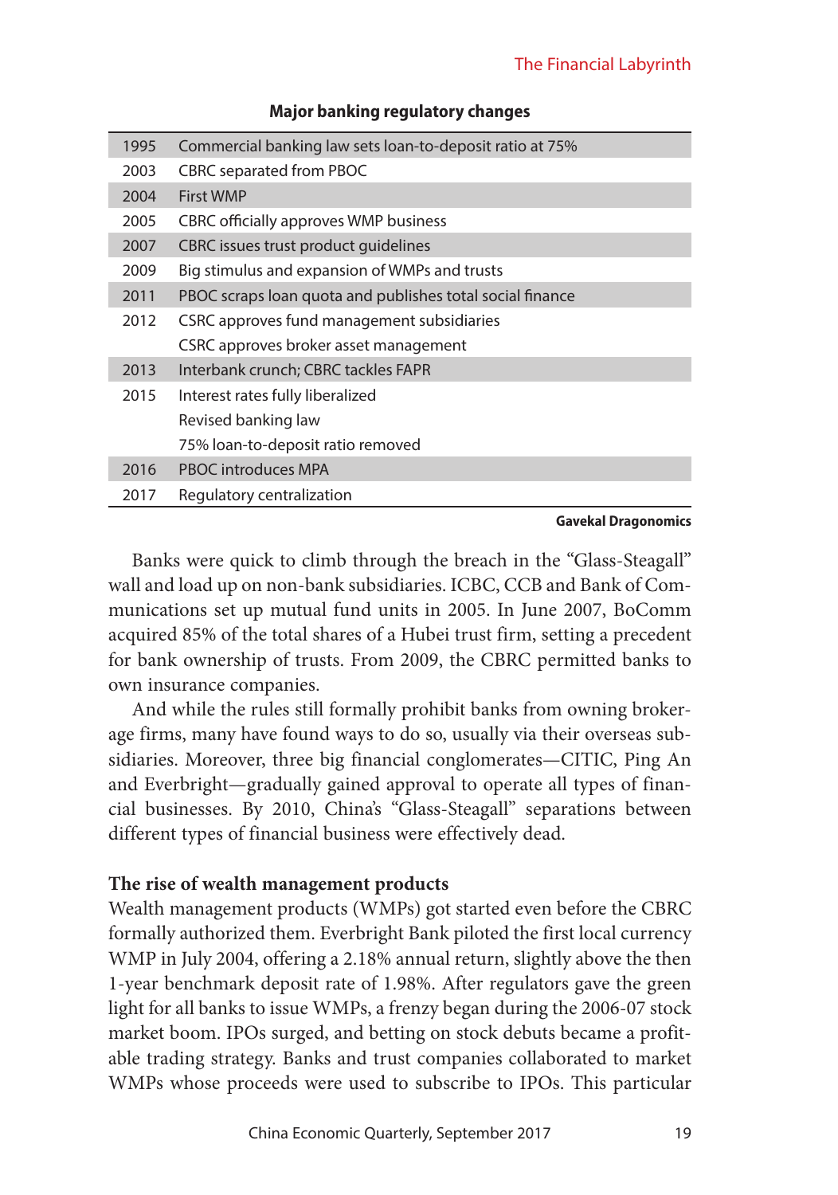**Major banking regulatory changes**

| Year | Change |
|---|---|
| 1995 | Commercial banking law sets loan-to-deposit ratio at 75% |
| 2003 | CBRC separated from PBOC |
| 2004 | First WMP |
| 2005 | CBRC officially approves WMP business |
| 2007 | CBRC issues trust product guidelines |
| 2009 | Big stimulus and expansion of WMPs and trusts |
| 2011 | PBOC scraps loan quota and publishes total social finance |
| 2012 | CSRC approves fund management subsidiaries |
| | CSRC approves broker asset management |
| 2013 | Interbank crunch; CBRC tackles FAPR |
| 2015 | Interest rates fully liberalized |
| | Revised banking law |
| | 75% loan-to-deposit ratio removed |
| 2016 | PBOC introduces MPA |
| 2017 | Regulatory centralization |

**Gavekal Dragonomics**

Banks were quick to climb through the breach in the "Glass-Steagall" wall and load up on non-bank subsidiaries. ICBC, CCB and Bank of Communications set up mutual fund units in 2005. In June 2007, BoComm acquired 85% of the total shares of a Hubei trust firm, setting a precedent for bank ownership of trusts. From 2009, the CBRC permitted banks to own insurance companies.

And while the rules still formally prohibit banks from owning brokerage firms, many have found ways to do so, usually via their overseas subsidiaries. Moreover, three big financial conglomerates—CITIC, Ping An and Everbright—gradually gained approval to operate all types of financial businesses. By 2010, China's "Glass-Steagall" separations between different types of financial business were effectively dead.

### The rise of wealth management products

Wealth management products (WMPs) got started even before the CBRC formally authorized them. Everbright Bank piloted the first local currency WMP in July 2004, offering a 2.18% annual return, slightly above the then 1-year benchmark deposit rate of 1.98%. After regulators gave the green light for all banks to issue WMPs, a frenzy began during the 2006-07 stock market boom. IPOs surged, and betting on stock debuts became a profitable trading strategy. Banks and trust companies collaborated to market WMPs whose proceeds were used to subscribe to IPOs. This particular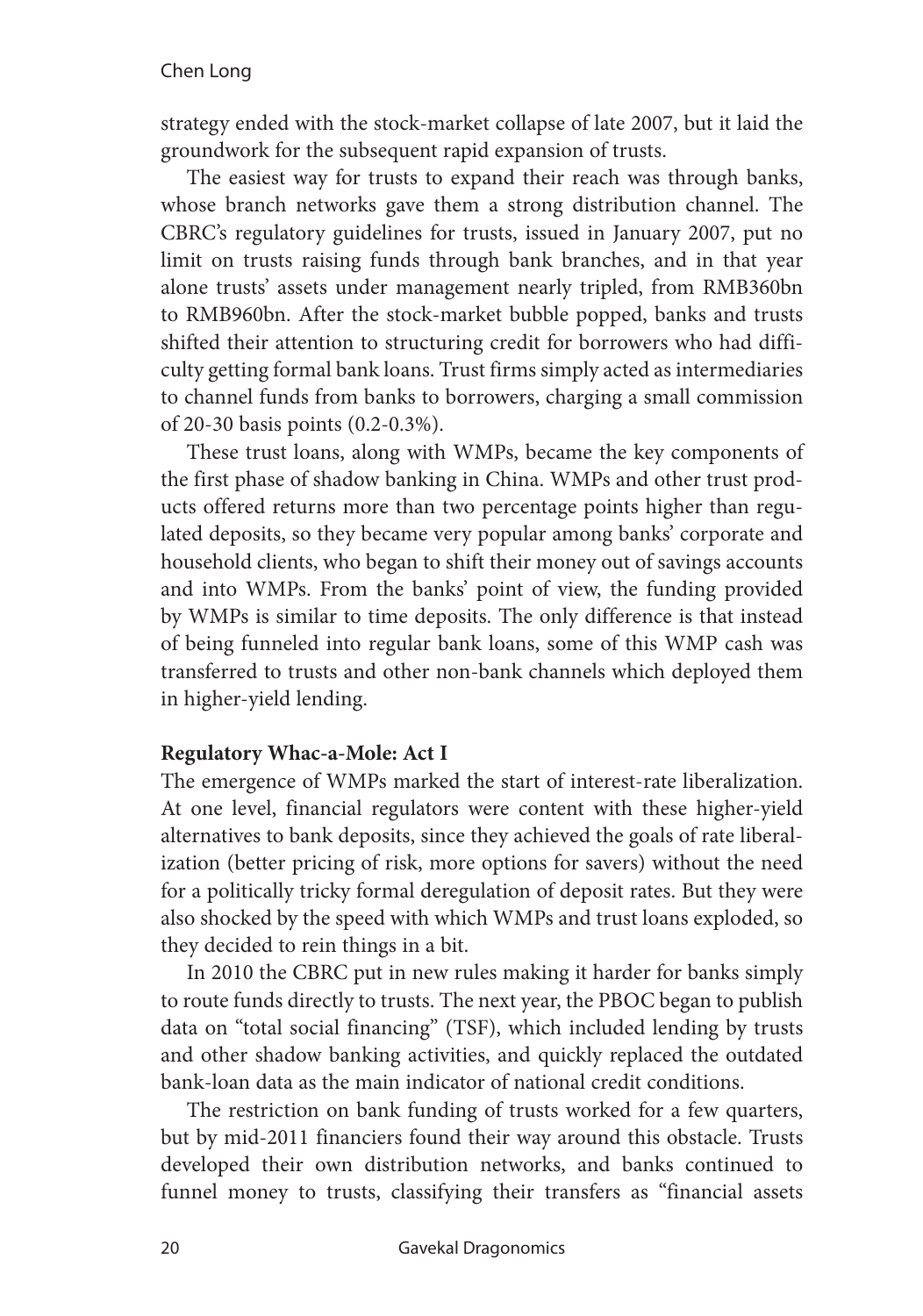strategy ended with the stock-market collapse of late 2007, but it laid the groundwork for the subsequent rapid expansion of trusts.

The easiest way for trusts to expand their reach was through banks, whose branch networks gave them a strong distribution channel. The CBRC's regulatory guidelines for trusts, issued in January 2007, put no limit on trusts raising funds through bank branches, and in that year alone trusts' assets under management nearly tripled, from RMB360bn to RMB960bn. After the stock-market bubble popped, banks and trusts shifted their attention to structuring credit for borrowers who had difficulty getting formal bank loans. Trust firms simply acted as intermediaries to channel funds from banks to borrowers, charging a small commission of 20-30 basis points (0.2-0.3%).

These trust loans, along with WMPs, became the key components of the first phase of shadow banking in China. WMPs and other trust products offered returns more than two percentage points higher than regulated deposits, so they became very popular among banks' corporate and household clients, who began to shift their money out of savings accounts and into WMPs. From the banks' point of view, the funding provided by WMPs is similar to time deposits. The only difference is that instead of being funneled into regular bank loans, some of this WMP cash was transferred to trusts and other non-bank channels which deployed them in higher-yield lending.

**Regulatory Whac-a-Mole: Act I**

The emergence of WMPs marked the start of interest-rate liberalization. At one level, financial regulators were content with these higher-yield alternatives to bank deposits, since they achieved the goals of rate liberalization (better pricing of risk, more options for savers) without the need for a politically tricky formal deregulation of deposit rates. But they were also shocked by the speed with which WMPs and trust loans exploded, so they decided to rein things in a bit.

In 2010 the CBRC put in new rules making it harder for banks simply to route funds directly to trusts. The next year, the PBOC began to publish data on "total social financing" (TSF), which included lending by trusts and other shadow banking activities, and quickly replaced the outdated bank-loan data as the main indicator of national credit conditions.

The restriction on bank funding of trusts worked for a few quarters, but by mid-2011 financiers found their way around this obstacle. Trusts developed their own distribution networks, and banks continued to funnel money to trusts, classifying their transfers as "financial assets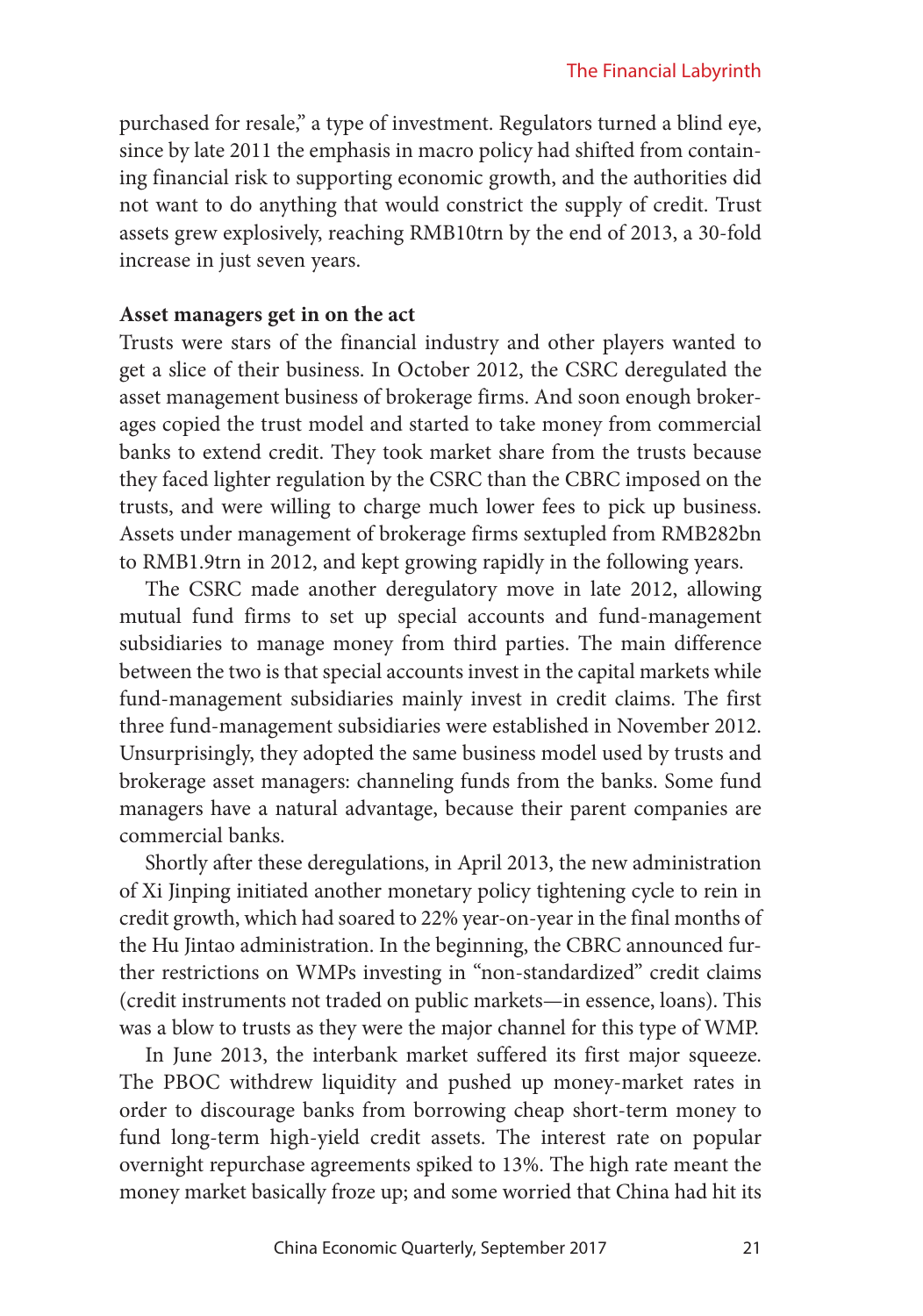purchased for resale," a type of investment. Regulators turned a blind eye, since by late 2011 the emphasis in macro policy had shifted from containing financial risk to supporting economic growth, and the authorities did not want to do anything that would constrict the supply of credit. Trust assets grew explosively, reaching RMB10trn by the end of 2013, a 30-fold increase in just seven years.

**Asset managers get in on the act**

Trusts were stars of the financial industry and other players wanted to get a slice of their business. In October 2012, the CSRC deregulated the asset management business of brokerage firms. And soon enough brokerages copied the trust model and started to take money from commercial banks to extend credit. They took market share from the trusts because they faced lighter regulation by the CSRC than the CBRC imposed on the trusts, and were willing to charge much lower fees to pick up business. Assets under management of brokerage firms sextupled from RMB282bn to RMB1.9trn in 2012, and kept growing rapidly in the following years.

The CSRC made another deregulatory move in late 2012, allowing mutual fund firms to set up special accounts and fund-management subsidiaries to manage money from third parties. The main difference between the two is that special accounts invest in the capital markets while fund-management subsidiaries mainly invest in credit claims. The first three fund-management subsidiaries were established in November 2012. Unsurprisingly, they adopted the same business model used by trusts and brokerage asset managers: channeling funds from the banks. Some fund managers have a natural advantage, because their parent companies are commercial banks.

Shortly after these deregulations, in April 2013, the new administration of Xi Jinping initiated another monetary policy tightening cycle to rein in credit growth, which had soared to 22% year-on-year in the final months of the Hu Jintao administration. In the beginning, the CBRC announced further restrictions on WMPs investing in "non-standardized" credit claims (credit instruments not traded on public markets—in essence, loans). This was a blow to trusts as they were the major channel for this type of WMP.

In June 2013, the interbank market suffered its first major squeeze. The PBOC withdrew liquidity and pushed up money-market rates in order to discourage banks from borrowing cheap short-term money to fund long-term high-yield credit assets. The interest rate on popular overnight repurchase agreements spiked to 13%. The high rate meant the money market basically froze up; and some worried that China had hit its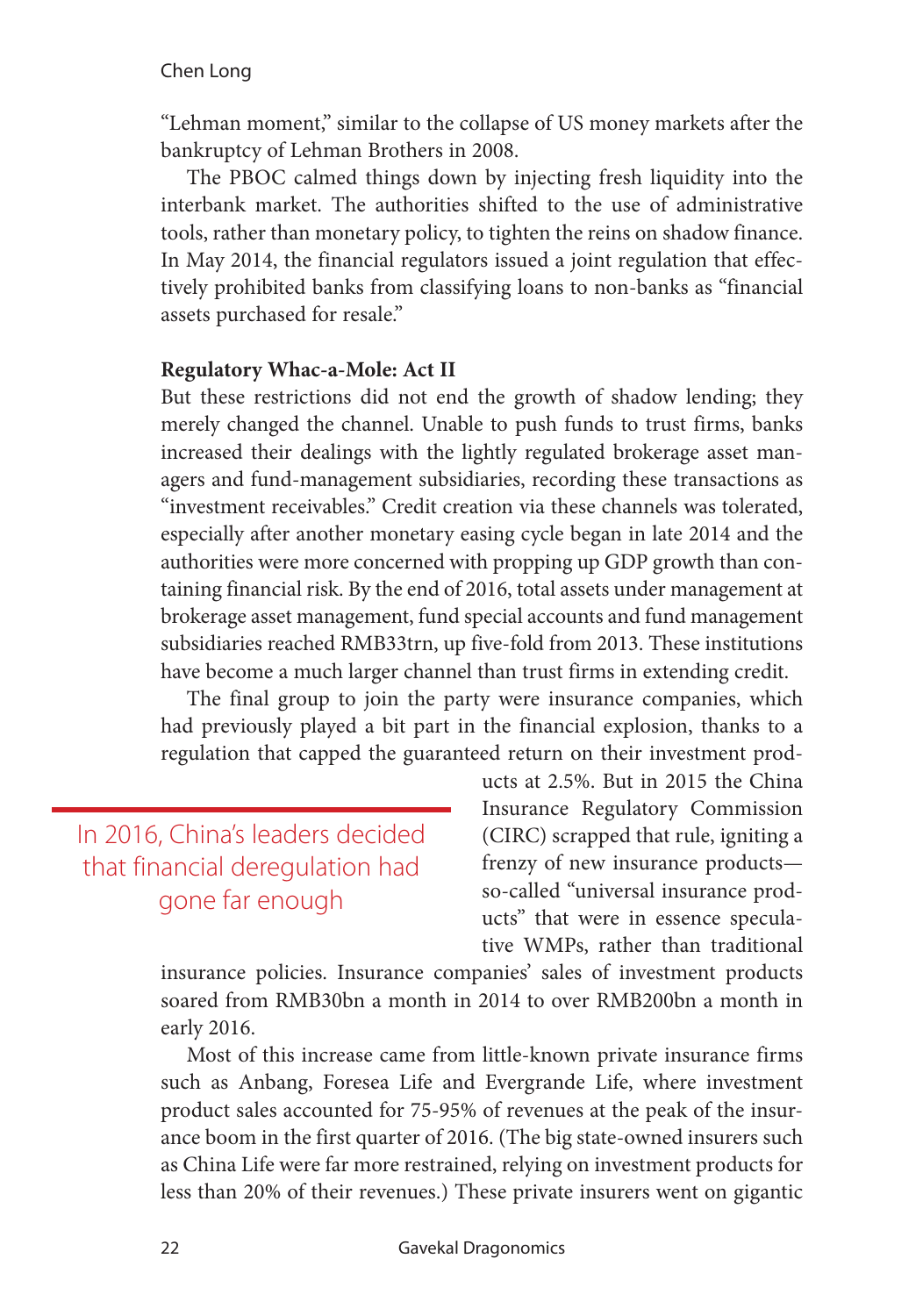"Lehman moment," similar to the collapse of US money markets after the bankruptcy of Lehman Brothers in 2008.

The PBOC calmed things down by injecting fresh liquidity into the interbank market. The authorities shifted to the use of administrative tools, rather than monetary policy, to tighten the reins on shadow finance. In May 2014, the financial regulators issued a joint regulation that effectively prohibited banks from classifying loans to non-banks as "financial assets purchased for resale."

**Regulatory Whac-a-Mole: Act II**

But these restrictions did not end the growth of shadow lending; they merely changed the channel. Unable to push funds to trust firms, banks increased their dealings with the lightly regulated brokerage asset managers and fund-management subsidiaries, recording these transactions as "investment receivables." Credit creation via these channels was tolerated, especially after another monetary easing cycle began in late 2014 and the authorities were more concerned with propping up GDP growth than containing financial risk. By the end of 2016, total assets under management at brokerage asset management, fund special accounts and fund management subsidiaries reached RMB33trn, up five-fold from 2013. These institutions have become a much larger channel than trust firms in extending credit.

The final group to join the party were insurance companies, which had previously played a bit part in the financial explosion, thanks to a regulation that capped the guaranteed return on their investment products at 2.5%. But in 2015 the China Insurance Regulatory Commission (CIRC) scrapped that rule, igniting a frenzy of new insurance products—so-called "universal insurance products" that were in essence speculative WMPs, rather than traditional insurance policies. Insurance companies' sales of investment products soared from RMB30bn a month in 2014 to over RMB200bn a month in early 2016.

> In 2016, China's leaders decided that financial deregulation had gone far enough

Most of this increase came from little-known private insurance firms such as Anbang, Foresea Life and Evergrande Life, where investment product sales accounted for 75-95% of revenues at the peak of the insurance boom in the first quarter of 2016. (The big state-owned insurers such as China Life were far more restrained, relying on investment products for less than 20% of their revenues.) These private insurers went on gigantic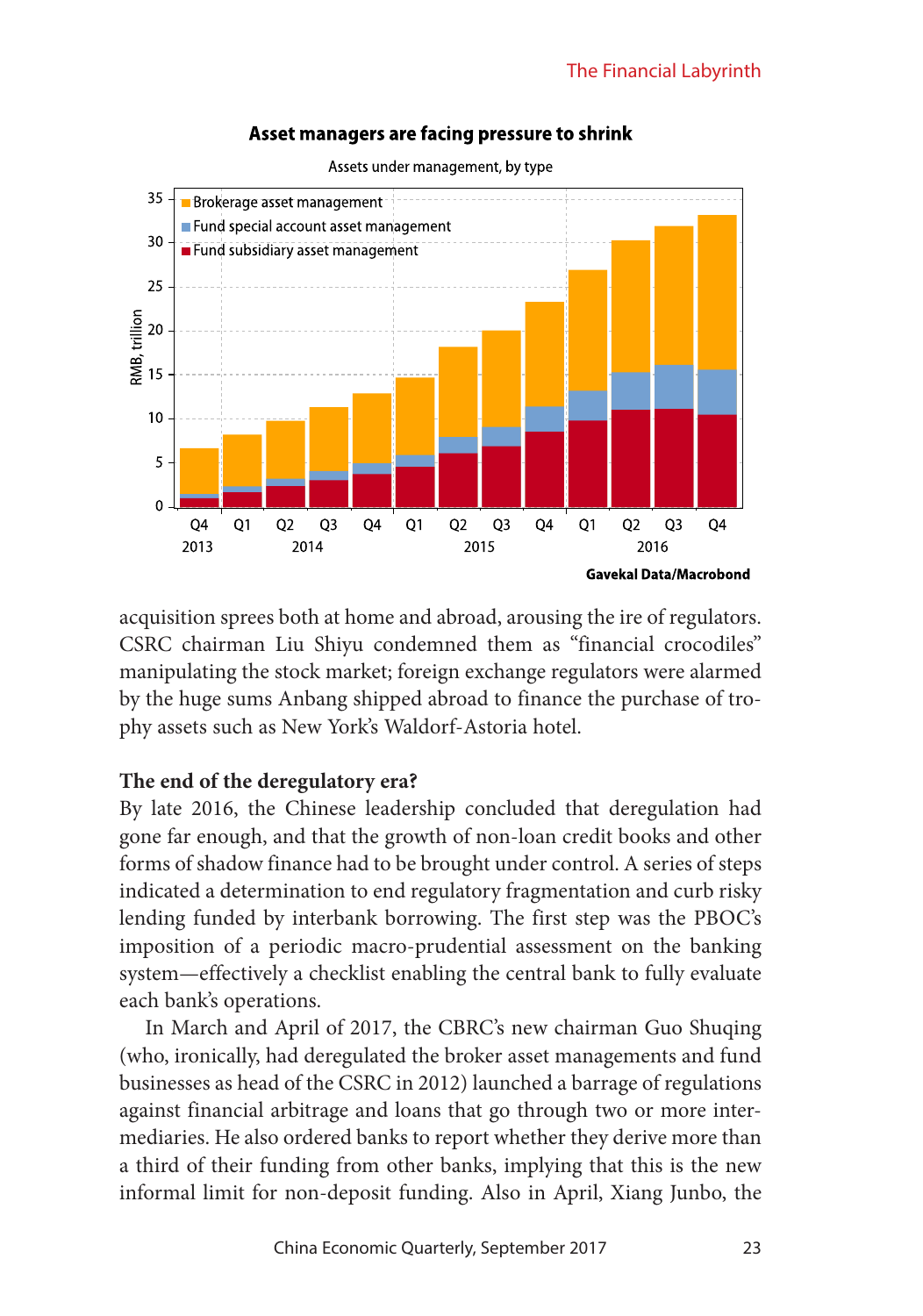**Asset managers are facing pressure to shrink**

Assets under management, by type

Gavekal Data/Macrobond

acquisition sprees both at home and abroad, arousing the ire of regulators. CSRC chairman Liu Shiyu condemned them as "financial crocodiles" manipulating the stock market; foreign exchange regulators were alarmed by the huge sums Anbang shipped abroad to finance the purchase of trophy assets such as New York's Waldorf-Astoria hotel.

### The end of the deregulatory era?

By late 2016, the Chinese leadership concluded that deregulation had gone far enough, and that the growth of non-loan credit books and other forms of shadow finance had to be brought under control. A series of steps indicated a determination to end regulatory fragmentation and curb risky lending funded by interbank borrowing. The first step was the PBOC's imposition of a periodic macro-prudential assessment on the banking system—effectively a checklist enabling the central bank to fully evaluate each bank's operations.

In March and April of 2017, the CBRC's new chairman Guo Shuqing (who, ironically, had deregulated the broker asset managements and fund businesses as head of the CSRC in 2012) launched a barrage of regulations against financial arbitrage and loans that go through two or more intermediaries. He also ordered banks to report whether they derive more than a third of their funding from other banks, implying that this is the new informal limit for non-deposit funding. Also in April, Xiang Junbo, the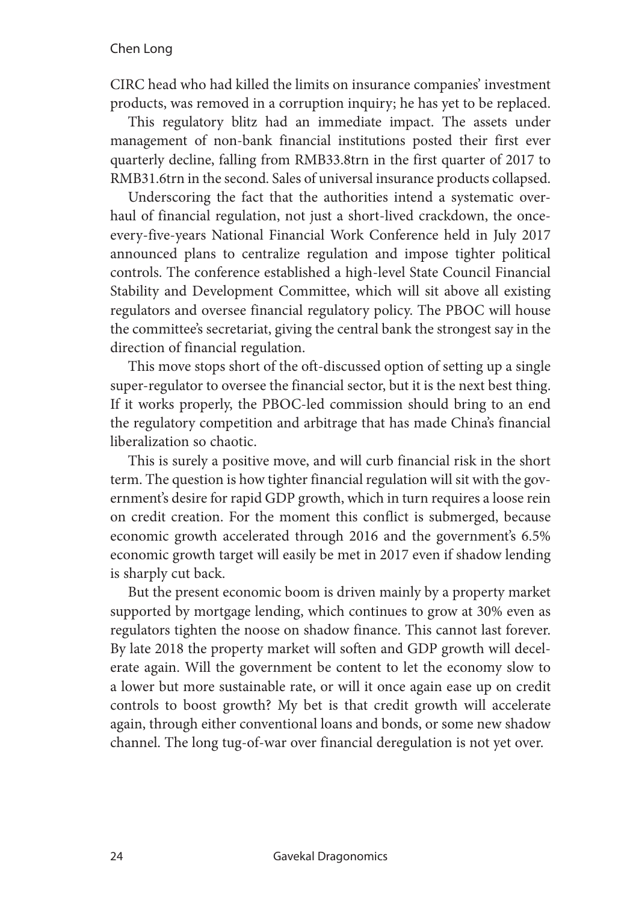CIRC head who had killed the limits on insurance companies' investment products, was removed in a corruption inquiry; he has yet to be replaced.

This regulatory blitz had an immediate impact. The assets under management of non-bank financial institutions posted their first ever quarterly decline, falling from RMB33.8trn in the first quarter of 2017 to RMB31.6trn in the second. Sales of universal insurance products collapsed.

Underscoring the fact that the authorities intend a systematic overhaul of financial regulation, not just a short-lived crackdown, the once-every-five-years National Financial Work Conference held in July 2017 announced plans to centralize regulation and impose tighter political controls. The conference established a high-level State Council Financial Stability and Development Committee, which will sit above all existing regulators and oversee financial regulatory policy. The PBOC will house the committee's secretariat, giving the central bank the strongest say in the direction of financial regulation.

This move stops short of the oft-discussed option of setting up a single super-regulator to oversee the financial sector, but it is the next best thing. If it works properly, the PBOC-led commission should bring to an end the regulatory competition and arbitrage that has made China's financial liberalization so chaotic.

This is surely a positive move, and will curb financial risk in the short term. The question is how tighter financial regulation will sit with the government's desire for rapid GDP growth, which in turn requires a loose rein on credit creation. For the moment this conflict is submerged, because economic growth accelerated through 2016 and the government's 6.5% economic growth target will easily be met in 2017 even if shadow lending is sharply cut back.

But the present economic boom is driven mainly by a property market supported by mortgage lending, which continues to grow at 30% even as regulators tighten the noose on shadow finance. This cannot last forever. By late 2018 the property market will soften and GDP growth will decelerate again. Will the government be content to let the economy slow to a lower but more sustainable rate, or will it once again ease up on credit controls to boost growth? My bet is that credit growth will accelerate again, through either conventional loans and bonds, or some new shadow channel. The long tug-of-war over financial deregulation is not yet over.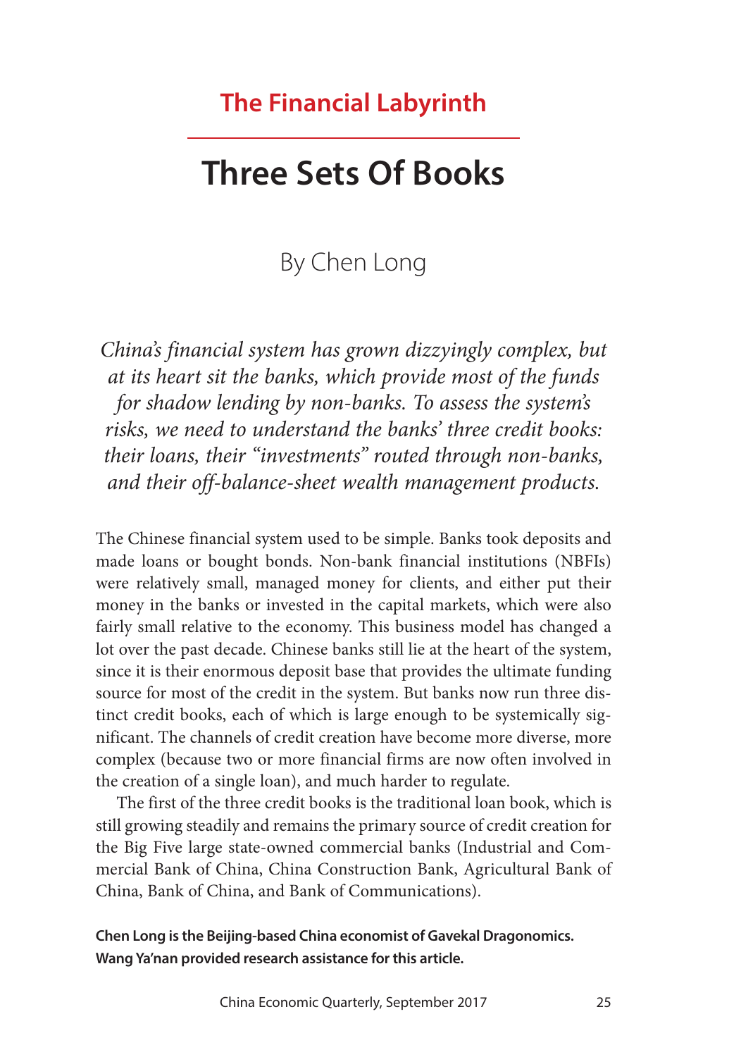## The Financial Labyrinth

# Three Sets Of Books

By Chen Long

*China's financial system has grown dizzyingly complex, but at its heart sit the banks, which provide most of the funds for shadow lending by non-banks. To assess the system's risks, we need to understand the banks' three credit books: their loans, their "investments" routed through non-banks, and their off-balance-sheet wealth management products.*

The Chinese financial system used to be simple. Banks took deposits and made loans or bought bonds. Non-bank financial institutions (NBFIs) were relatively small, managed money for clients, and either put their money in the banks or invested in the capital markets, which were also fairly small relative to the economy. This business model has changed a lot over the past decade. Chinese banks still lie at the heart of the system, since it is their enormous deposit base that provides the ultimate funding source for most of the credit in the system. But banks now run three distinct credit books, each of which is large enough to be systemically significant. The channels of credit creation have become more diverse, more complex (because two or more financial firms are now often involved in the creation of a single loan), and much harder to regulate.

The first of the three credit books is the traditional loan book, which is still growing steadily and remains the primary source of credit creation for the Big Five large state-owned commercial banks (Industrial and Commercial Bank of China, China Construction Bank, Agricultural Bank of China, Bank of China, and Bank of Communications).

**Chen Long is the Beijing-based China economist of Gavekal Dragonomics. Wang Ya'nan provided research assistance for this article.**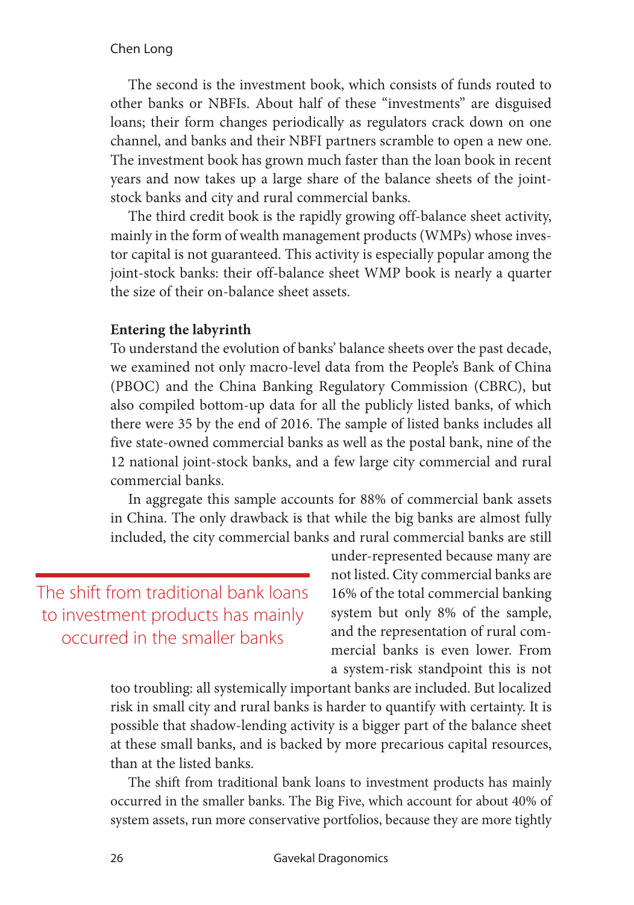The second is the investment book, which consists of funds routed to other banks or NBFIs. About half of these "investments" are disguised loans; their form changes periodically as regulators crack down on one channel, and banks and their NBFI partners scramble to open a new one. The investment book has grown much faster than the loan book in recent years and now takes up a large share of the balance sheets of the joint-stock banks and city and rural commercial banks.

The third credit book is the rapidly growing off-balance sheet activity, mainly in the form of wealth management products (WMPs) whose investor capital is not guaranteed. This activity is especially popular among the joint-stock banks: their off-balance sheet WMP book is nearly a quarter the size of their on-balance sheet assets.

**Entering the labyrinth**

To understand the evolution of banks' balance sheets over the past decade, we examined not only macro-level data from the People's Bank of China (PBOC) and the China Banking Regulatory Commission (CBRC), but also compiled bottom-up data for all the publicly listed banks, of which there were 35 by the end of 2016. The sample of listed banks includes all five state-owned commercial banks as well as the postal bank, nine of the 12 national joint-stock banks, and a few large city commercial and rural commercial banks.

In aggregate this sample accounts for 88% of commercial bank assets in China. The only drawback is that while the big banks are almost fully included, the city commercial banks and rural commercial banks are still under-represented because many are not listed. City commercial banks are 16% of the total commercial banking system but only 8% of the sample, and the representation of rural commercial banks is even lower. From a system-risk standpoint this is not too troubling: all systemically important banks are included. But localized risk in small city and rural banks is harder to quantify with certainty. It is possible that shadow-lending activity is a bigger part of the balance sheet at these small banks, and is backed by more precarious capital resources, than at the listed banks.

> The shift from traditional bank loans to investment products has mainly occurred in the smaller banks

The shift from traditional bank loans to investment products has mainly occurred in the smaller banks. The Big Five, which account for about 40% of system assets, run more conservative portfolios, because they are more tightly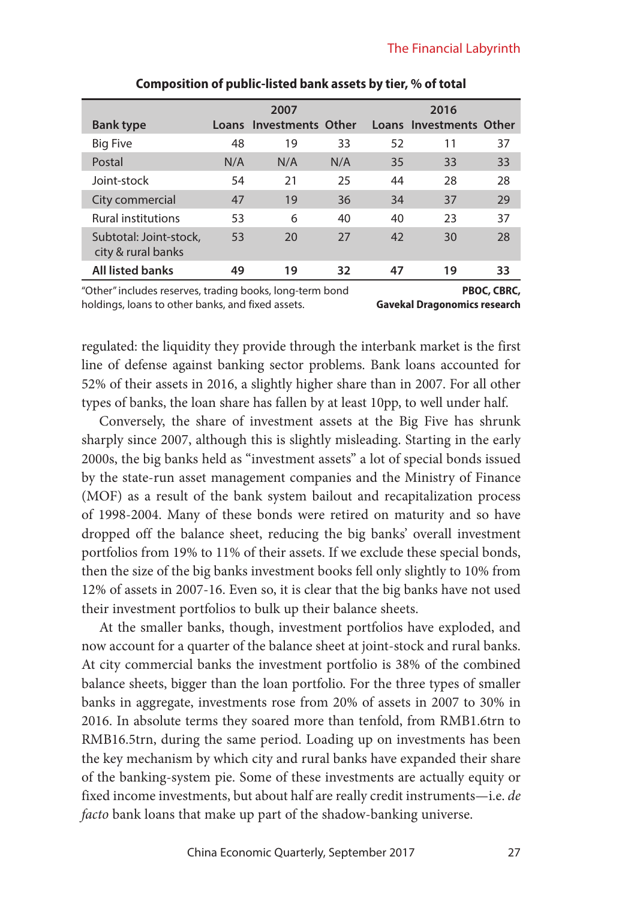**Composition of public-listed bank assets by tier, % of total**

| Bank type | 2007 | | | 2016 | | |
|---|---|---|---|---|---|---|
| | Loans | Investments | Other | Loans | Investments | Other |
| Big Five | 48 | 19 | 33 | 52 | 11 | 37 |
| Postal | N/A | N/A | N/A | 35 | 33 | 33 |
| Joint-stock | 54 | 21 | 25 | 44 | 28 | 28 |
| City commercial | 47 | 19 | 36 | 34 | 37 | 29 |
| Rural institutions | 53 | 6 | 40 | 40 | 23 | 37 |
| Subtotal: Joint-stock, city & rural banks | 53 | 20 | 27 | 42 | 30 | 28 |
| **All listed banks** | **49** | **19** | **32** | **47** | **19** | **33** |

"Other" includes reserves, trading books, long-term bond holdings, loans to other banks, and fixed assets.

**PBOC, CBRC, Gavekal Dragonomics research**

regulated: the liquidity they provide through the interbank market is the first line of defense against banking sector problems. Bank loans accounted for 52% of their assets in 2016, a slightly higher share than in 2007. For all other types of banks, the loan share has fallen by at least 10pp, to well under half.

Conversely, the share of investment assets at the Big Five has shrunk sharply since 2007, although this is slightly misleading. Starting in the early 2000s, the big banks held as "investment assets" a lot of special bonds issued by the state-run asset management companies and the Ministry of Finance (MOF) as a result of the bank system bailout and recapitalization process of 1998-2004. Many of these bonds were retired on maturity and so have dropped off the balance sheet, reducing the big banks' overall investment portfolios from 19% to 11% of their assets. If we exclude these special bonds, then the size of the big banks investment books fell only slightly to 10% from 12% of assets in 2007-16. Even so, it is clear that the big banks have not used their investment portfolios to bulk up their balance sheets.

At the smaller banks, though, investment portfolios have exploded, and now account for a quarter of the balance sheet at joint-stock and rural banks. At city commercial banks the investment portfolio is 38% of the combined balance sheets, bigger than the loan portfolio. For the three types of smaller banks in aggregate, investments rose from 20% of assets in 2007 to 30% in 2016. In absolute terms they soared more than tenfold, from RMB1.6trn to RMB16.5trn, during the same period. Loading up on investments has been the key mechanism by which city and rural banks have expanded their share of the banking-system pie. Some of these investments are actually equity or fixed income investments, but about half are really credit instruments—i.e. *de facto* bank loans that make up part of the shadow-banking universe.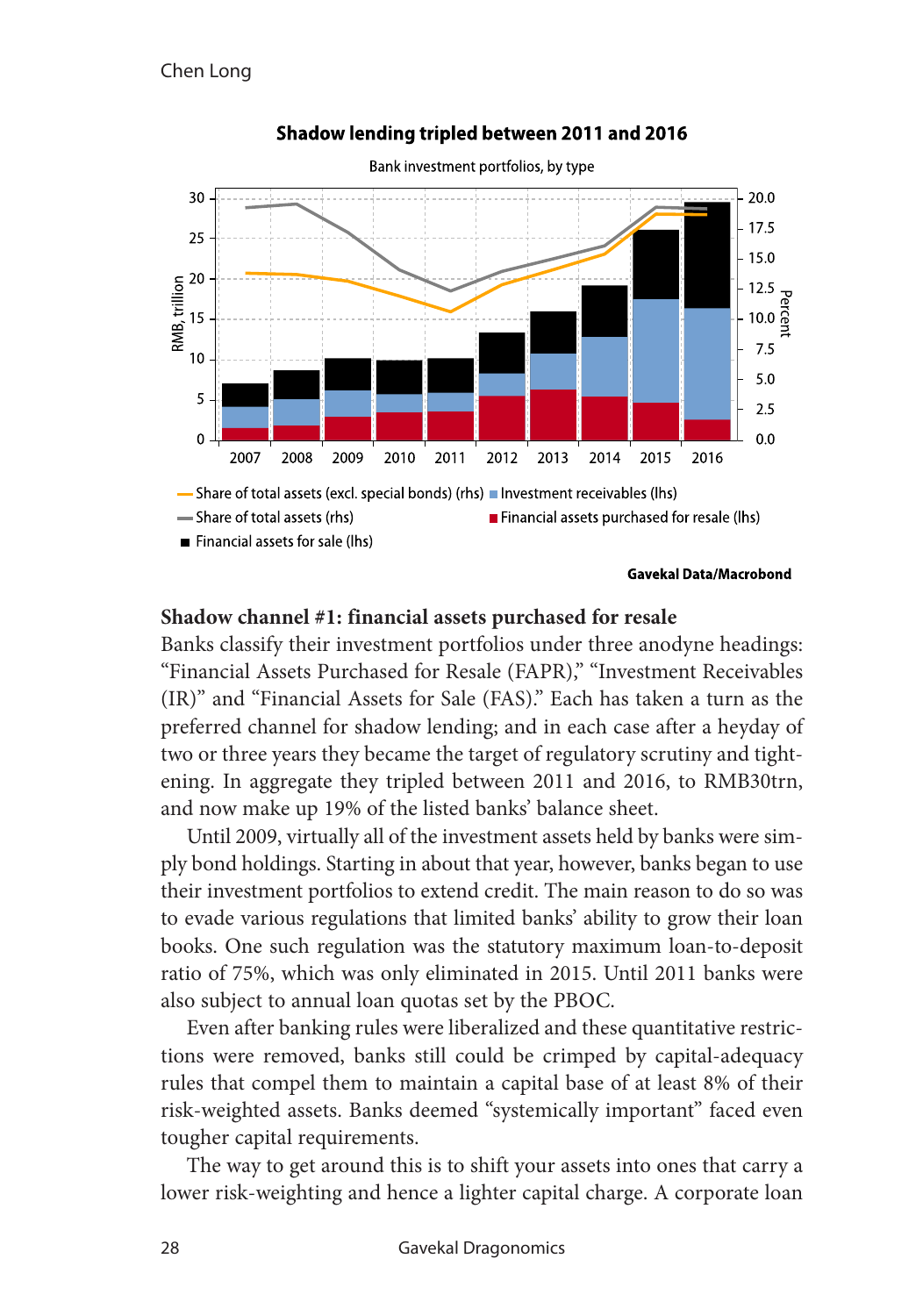**Shadow lending tripled between 2011 and 2016**

Bank investment portfolios, by type

- Share of total assets (excl. special bonds) (rhs)
- Investment receivables (lhs)
- Share of total assets (rhs)
- Financial assets purchased for resale (lhs)
- Financial assets for sale (lhs)

Gavekal Data/Macrobond

### Shadow channel #1: financial assets purchased for resale

Banks classify their investment portfolios under three anodyne headings: "Financial Assets Purchased for Resale (FAPR)," "Investment Receivables (IR)" and "Financial Assets for Sale (FAS)." Each has taken a turn as the preferred channel for shadow lending; and in each case after a heyday of two or three years they became the target of regulatory scrutiny and tightening. In aggregate they tripled between 2011 and 2016, to RMB30trn, and now make up 19% of the listed banks' balance sheet.

Until 2009, virtually all of the investment assets held by banks were simply bond holdings. Starting in about that year, however, banks began to use their investment portfolios to extend credit. The main reason to do so was to evade various regulations that limited banks' ability to grow their loan books. One such regulation was the statutory maximum loan-to-deposit ratio of 75%, which was only eliminated in 2015. Until 2011 banks were also subject to annual loan quotas set by the PBOC.

Even after banking rules were liberalized and these quantitative restrictions were removed, banks still could be crimped by capital-adequacy rules that compel them to maintain a capital base of at least 8% of their risk-weighted assets. Banks deemed "systemically important" faced even tougher capital requirements.

The way to get around this is to shift your assets into ones that carry a lower risk-weighting and hence a lighter capital charge. A corporate loan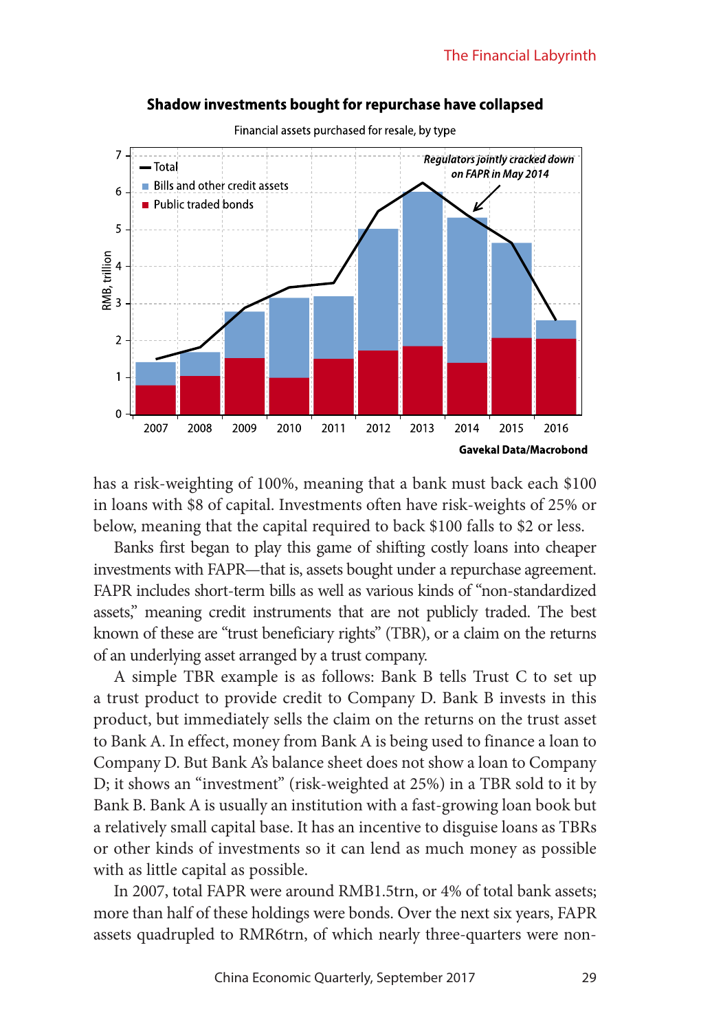**Shadow investments bought for repurchase have collapsed**

Financial assets purchased for resale, by type

Gavekal Data/Macrobond

has a risk-weighting of 100%, meaning that a bank must back each $100 in loans with $8 of capital. Investments often have risk-weights of 25% or below, meaning that the capital required to back $100 falls to $2 or less.

Banks first began to play this game of shifting costly loans into cheaper investments with FAPR—that is, assets bought under a repurchase agreement. FAPR includes short-term bills as well as various kinds of "non-standardized assets," meaning credit instruments that are not publicly traded. The best known of these are "trust beneficiary rights" (TBR), or a claim on the returns of an underlying asset arranged by a trust company.

A simple TBR example is as follows: Bank B tells Trust C to set up a trust product to provide credit to Company D. Bank B invests in this product, but immediately sells the claim on the returns on the trust asset to Bank A. In effect, money from Bank A is being used to finance a loan to Company D. But Bank A's balance sheet does not show a loan to Company D; it shows an "investment" (risk-weighted at 25%) in a TBR sold to it by Bank B. Bank A is usually an institution with a fast-growing loan book but a relatively small capital base. It has an incentive to disguise loans as TBRs or other kinds of investments so it can lend as much money as possible with as little capital as possible.

In 2007, total FAPR were around RMB1.5trn, or 4% of total bank assets; more than half of these holdings were bonds. Over the next six years, FAPR assets quadrupled to RMR6trn, of which nearly three-quarters were non-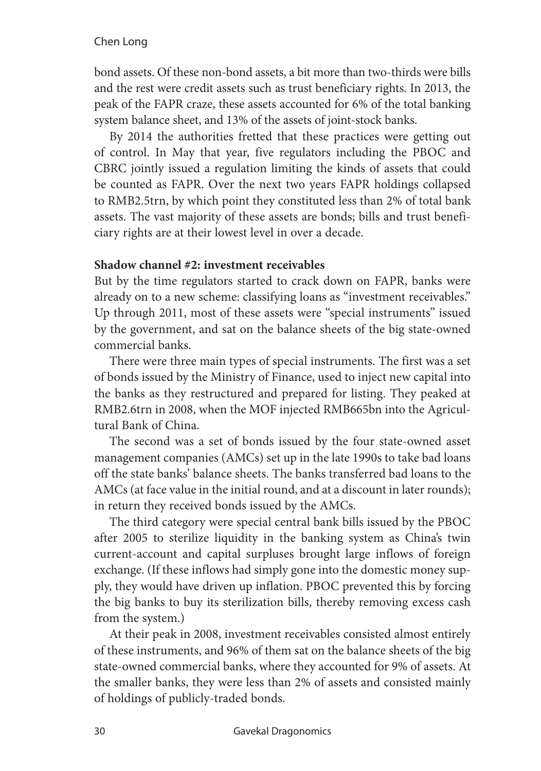bond assets. Of these non-bond assets, a bit more than two-thirds were bills and the rest were credit assets such as trust beneficiary rights. In 2013, the peak of the FAPR craze, these assets accounted for 6% of the total banking system balance sheet, and 13% of the assets of joint-stock banks.

By 2014 the authorities fretted that these practices were getting out of control. In May that year, five regulators including the PBOC and CBRC jointly issued a regulation limiting the kinds of assets that could be counted as FAPR. Over the next two years FAPR holdings collapsed to RMB2.5trn, by which point they constituted less than 2% of total bank assets. The vast majority of these assets are bonds; bills and trust beneficiary rights are at their lowest level in over a decade.

**Shadow channel #2: investment receivables**

But by the time regulators started to crack down on FAPR, banks were already on to a new scheme: classifying loans as "investment receivables." Up through 2011, most of these assets were "special instruments" issued by the government, and sat on the balance sheets of the big state-owned commercial banks.

There were three main types of special instruments. The first was a set of bonds issued by the Ministry of Finance, used to inject new capital into the banks as they restructured and prepared for listing. They peaked at RMB2.6trn in 2008, when the MOF injected RMB665bn into the Agricultural Bank of China.

The second was a set of bonds issued by the four state-owned asset management companies (AMCs) set up in the late 1990s to take bad loans off the state banks' balance sheets. The banks transferred bad loans to the AMCs (at face value in the initial round, and at a discount in later rounds); in return they received bonds issued by the AMCs.

The third category were special central bank bills issued by the PBOC after 2005 to sterilize liquidity in the banking system as China's twin current-account and capital surpluses brought large inflows of foreign exchange. (If these inflows had simply gone into the domestic money supply, they would have driven up inflation. PBOC prevented this by forcing the big banks to buy its sterilization bills, thereby removing excess cash from the system.)

At their peak in 2008, investment receivables consisted almost entirely of these instruments, and 96% of them sat on the balance sheets of the big state-owned commercial banks, where they accounted for 9% of assets. At the smaller banks, they were less than 2% of assets and consisted mainly of holdings of publicly-traded bonds.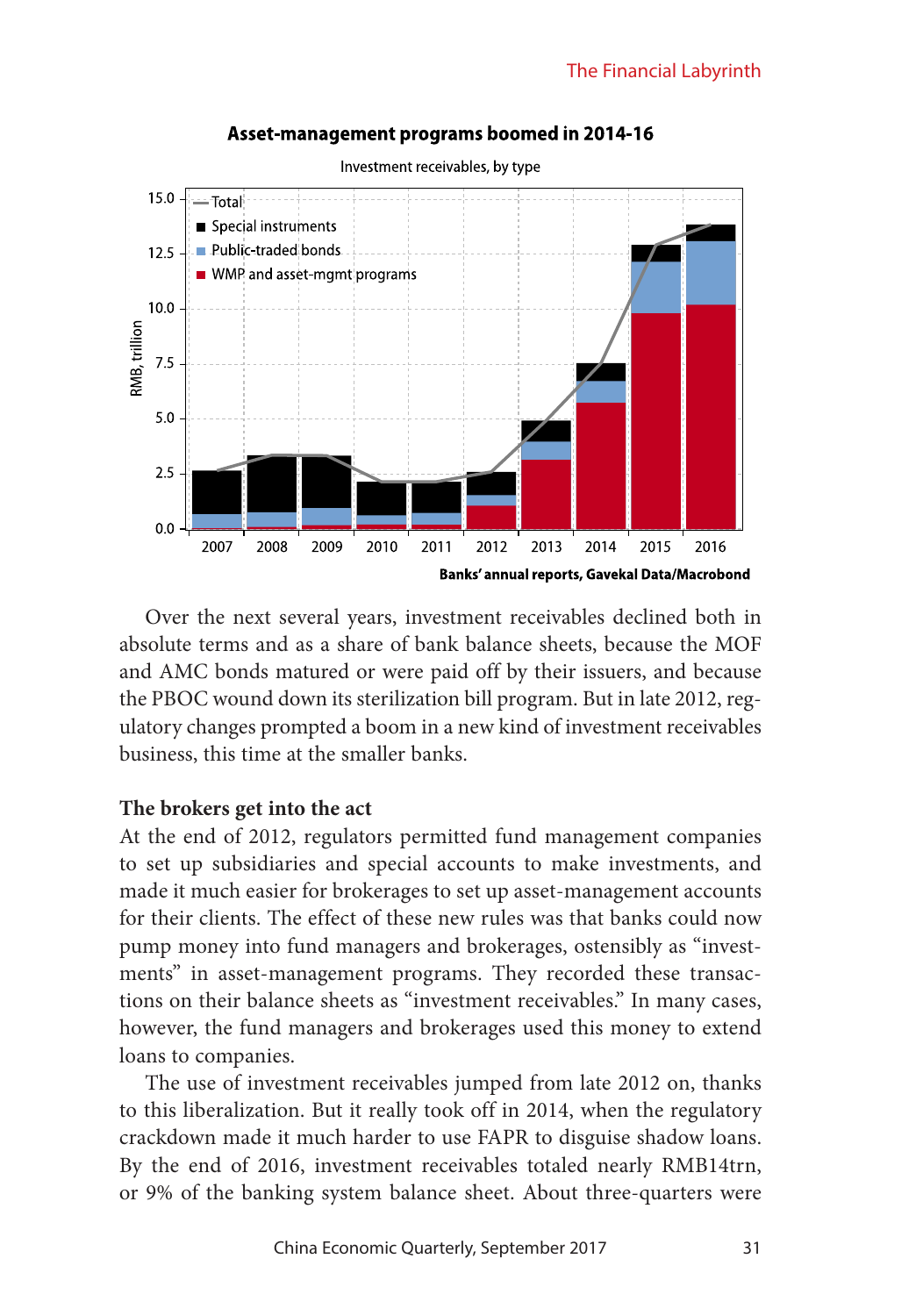**Asset-management programs boomed in 2014-16**

Investment receivables, by type

Banks' annual reports, Gavekal Data/Macrobond

Over the next several years, investment receivables declined both in absolute terms and as a share of bank balance sheets, because the MOF and AMC bonds matured or were paid off by their issuers, and because the PBOC wound down its sterilization bill program. But in late 2012, regulatory changes prompted a boom in a new kind of investment receivables business, this time at the smaller banks.

### The brokers get into the act

At the end of 2012, regulators permitted fund management companies to set up subsidiaries and special accounts to make investments, and made it much easier for brokerages to set up asset-management accounts for their clients. The effect of these new rules was that banks could now pump money into fund managers and brokerages, ostensibly as "investments" in asset-management programs. They recorded these transactions on their balance sheets as "investment receivables." In many cases, however, the fund managers and brokerages used this money to extend loans to companies.

The use of investment receivables jumped from late 2012 on, thanks to this liberalization. But it really took off in 2014, when the regulatory crackdown made it much harder to use FAPR to disguise shadow loans. By the end of 2016, investment receivables totaled nearly RMB14trn, or 9% of the banking system balance sheet. About three-quarters were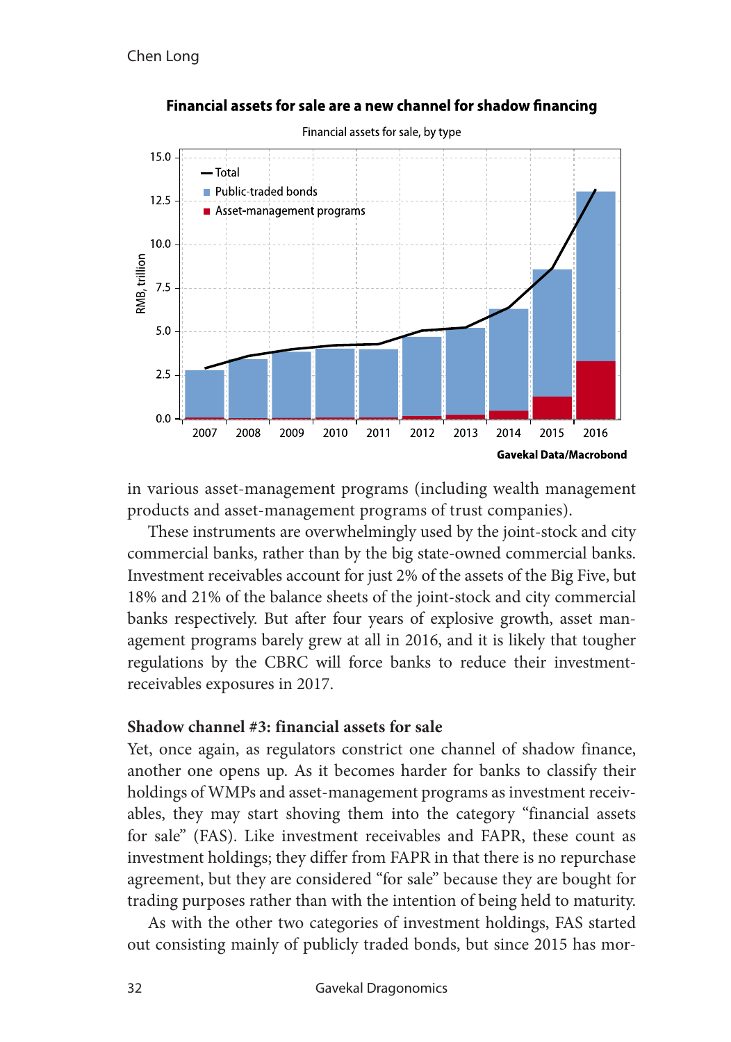**Financial assets for sale are a new channel for shadow financing**

Financial assets for sale, by type

Gavekal Data/Macrobond

in various asset-management programs (including wealth management products and asset-management programs of trust companies).

These instruments are overwhelmingly used by the joint-stock and city commercial banks, rather than by the big state-owned commercial banks. Investment receivables account for just 2% of the assets of the Big Five, but 18% and 21% of the balance sheets of the joint-stock and city commercial banks respectively. But after four years of explosive growth, asset management programs barely grew at all in 2016, and it is likely that tougher regulations by the CBRC will force banks to reduce their investment-receivables exposures in 2017.

### Shadow channel #3: financial assets for sale

Yet, once again, as regulators constrict one channel of shadow finance, another one opens up. As it becomes harder for banks to classify their holdings of WMPs and asset-management programs as investment receivables, they may start shoving them into the category "financial assets for sale" (FAS). Like investment receivables and FAPR, these count as investment holdings; they differ from FAPR in that there is no repurchase agreement, but they are considered "for sale" because they are bought for trading purposes rather than with the intention of being held to maturity.

As with the other two categories of investment holdings, FAS started out consisting mainly of publicly traded bonds, but since 2015 has mor-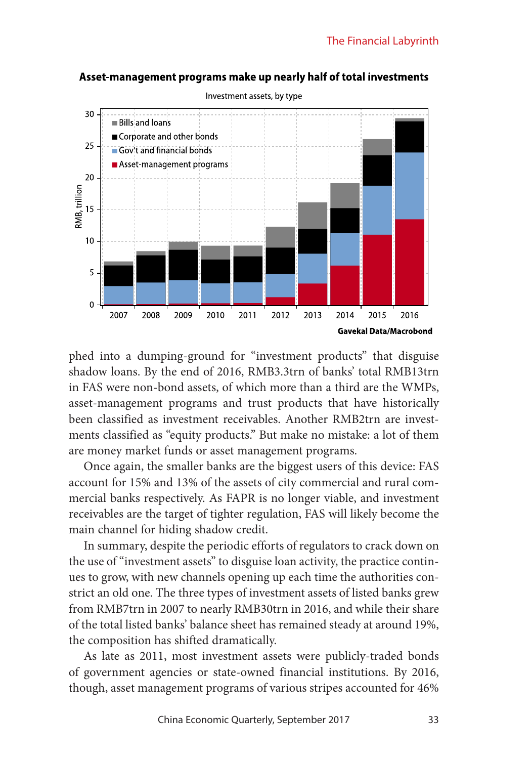**Asset-management programs make up nearly half of total investments**

Investment assets, by type

Gavekal Data/Macrobond

phed into a dumping-ground for "investment products" that disguise shadow loans. By the end of 2016, RMB3.3trn of banks' total RMB13trn in FAS were non-bond assets, of which more than a third are the WMPs, asset-management programs and trust products that have historically been classified as investment receivables. Another RMB2trn are investments classified as "equity products." But make no mistake: a lot of them are money market funds or asset management programs.

Once again, the smaller banks are the biggest users of this device: FAS account for 15% and 13% of the assets of city commercial and rural commercial banks respectively. As FAPR is no longer viable, and investment receivables are the target of tighter regulation, FAS will likely become the main channel for hiding shadow credit.

In summary, despite the periodic efforts of regulators to crack down on the use of "investment assets" to disguise loan activity, the practice continues to grow, with new channels opening up each time the authorities constrict an old one. The three types of investment assets of listed banks grew from RMB7trn in 2007 to nearly RMB30trn in 2016, and while their share of the total listed banks' balance sheet has remained steady at around 19%, the composition has shifted dramatically.

As late as 2011, most investment assets were publicly-traded bonds of government agencies or state-owned financial institutions. By 2016, though, asset management programs of various stripes accounted for 46%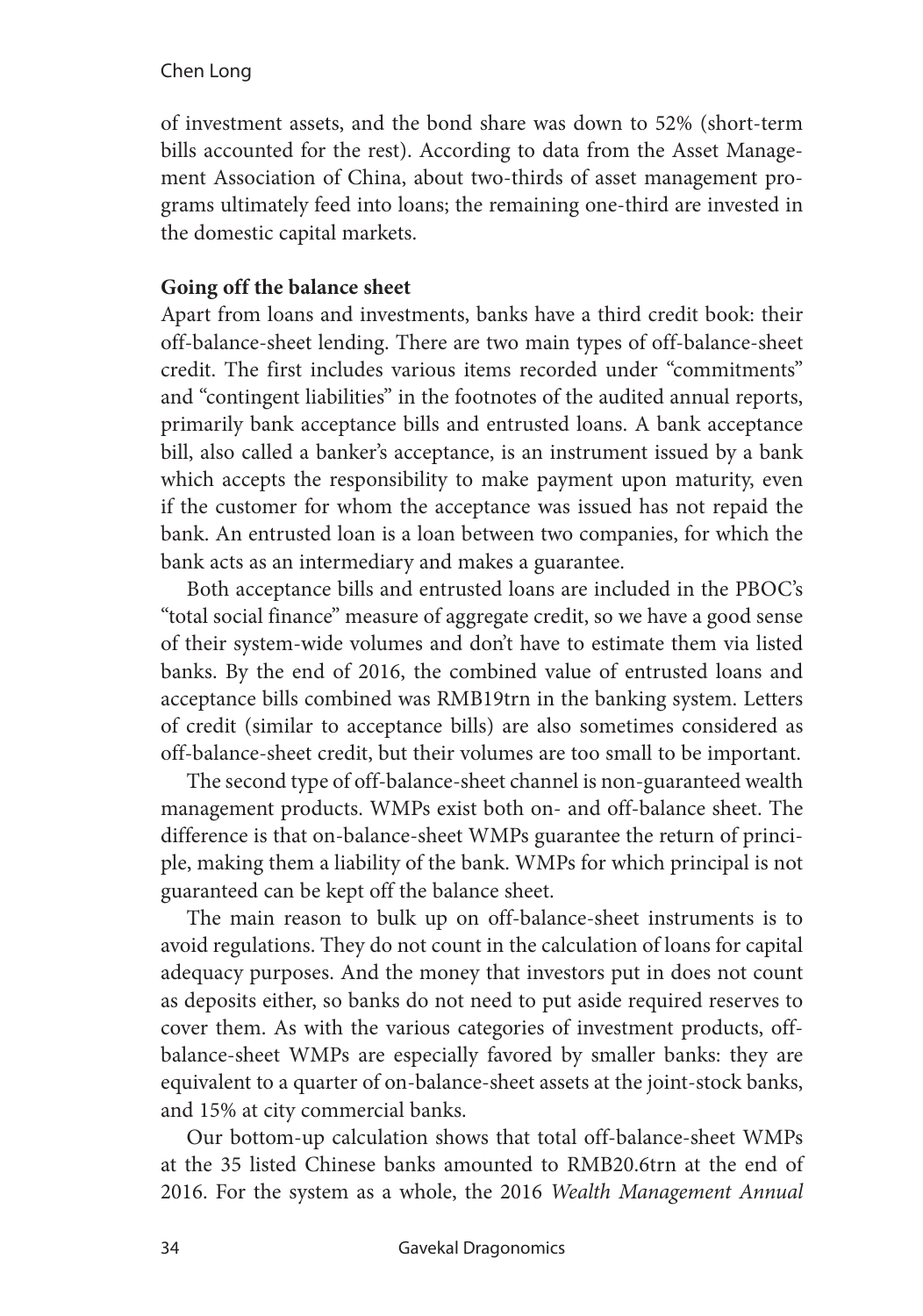of investment assets, and the bond share was down to 52% (short-term bills accounted for the rest). According to data from the Asset Management Association of China, about two-thirds of asset management programs ultimately feed into loans; the remaining one-third are invested in the domestic capital markets.

**Going off the balance sheet**

Apart from loans and investments, banks have a third credit book: their off-balance-sheet lending. There are two main types of off-balance-sheet credit. The first includes various items recorded under "commitments" and "contingent liabilities" in the footnotes of the audited annual reports, primarily bank acceptance bills and entrusted loans. A bank acceptance bill, also called a banker's acceptance, is an instrument issued by a bank which accepts the responsibility to make payment upon maturity, even if the customer for whom the acceptance was issued has not repaid the bank. An entrusted loan is a loan between two companies, for which the bank acts as an intermediary and makes a guarantee.

Both acceptance bills and entrusted loans are included in the PBOC's "total social finance" measure of aggregate credit, so we have a good sense of their system-wide volumes and don't have to estimate them via listed banks. By the end of 2016, the combined value of entrusted loans and acceptance bills combined was RMB19trn in the banking system. Letters of credit (similar to acceptance bills) are also sometimes considered as off-balance-sheet credit, but their volumes are too small to be important.

The second type of off-balance-sheet channel is non-guaranteed wealth management products. WMPs exist both on- and off-balance sheet. The difference is that on-balance-sheet WMPs guarantee the return of principle, making them a liability of the bank. WMPs for which principal is not guaranteed can be kept off the balance sheet.

The main reason to bulk up on off-balance-sheet instruments is to avoid regulations. They do not count in the calculation of loans for capital adequacy purposes. And the money that investors put in does not count as deposits either, so banks do not need to put aside required reserves to cover them. As with the various categories of investment products, off-balance-sheet WMPs are especially favored by smaller banks: they are equivalent to a quarter of on-balance-sheet assets at the joint-stock banks, and 15% at city commercial banks.

Our bottom-up calculation shows that total off-balance-sheet WMPs at the 35 listed Chinese banks amounted to RMB20.6trn at the end of 2016. For the system as a whole, the 2016 *Wealth Management Annual*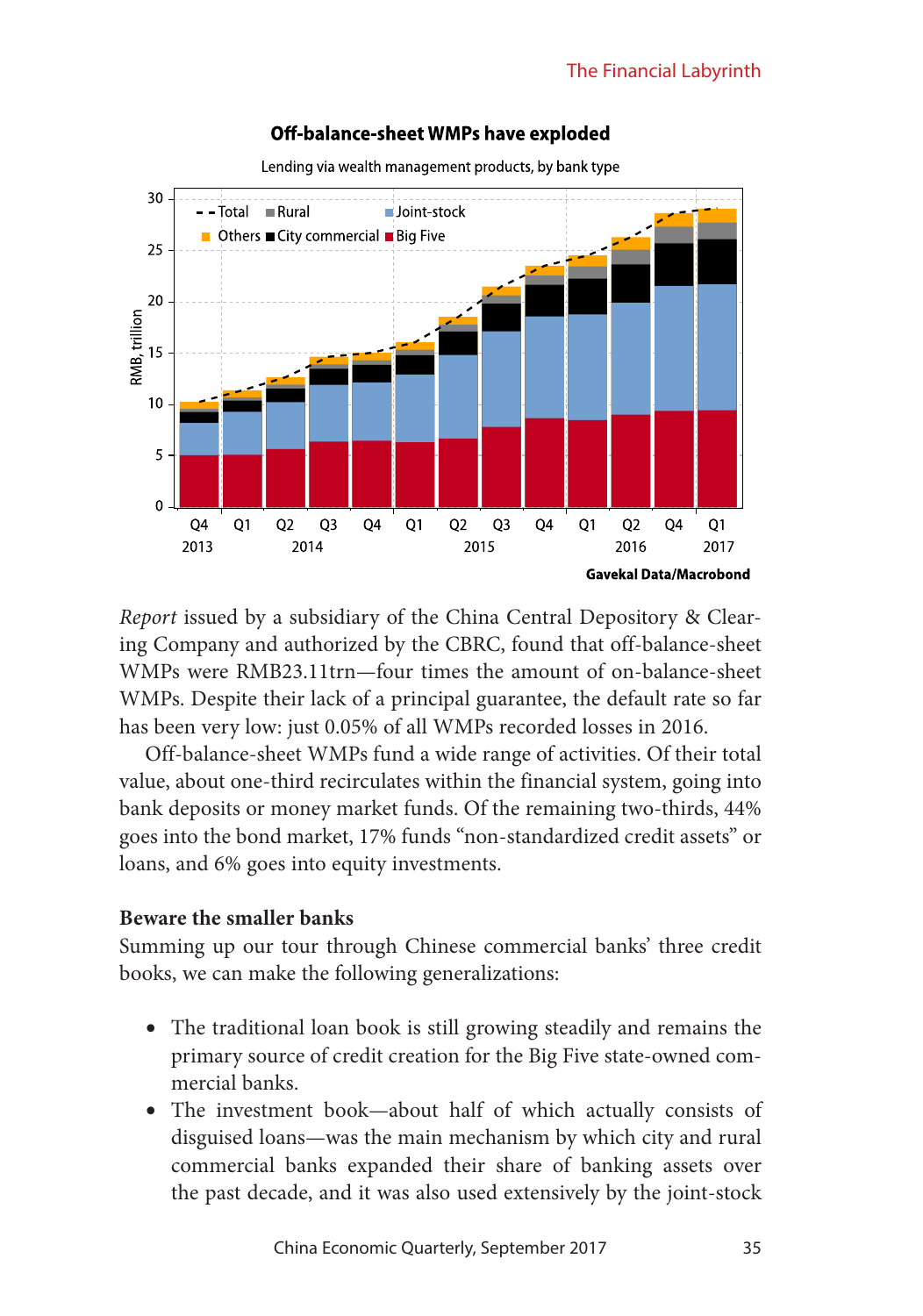**Off-balance-sheet WMPs have exploded**

Lending via wealth management products, by bank type

Gavekal Data/Macrobond

*Report* issued by a subsidiary of the China Central Depository & Clearing Company and authorized by the CBRC, found that off-balance-sheet WMPs were RMB23.11trn—four times the amount of on-balance-sheet WMPs. Despite their lack of a principal guarantee, the default rate so far has been very low: just 0.05% of all WMPs recorded losses in 2016.

Off-balance-sheet WMPs fund a wide range of activities. Of their total value, about one-third recirculates within the financial system, going into bank deposits or money market funds. Of the remaining two-thirds, 44% goes into the bond market, 17% funds "non-standardized credit assets" or loans, and 6% goes into equity investments.

## Beware the smaller banks

Summing up our tour through Chinese commercial banks' three credit books, we can make the following generalizations:

- The traditional loan book is still growing steadily and remains the primary source of credit creation for the Big Five state-owned commercial banks.
- The investment book—about half of which actually consists of disguised loans—was the main mechanism by which city and rural commercial banks expanded their share of banking assets over the past decade, and it was also used extensively by the joint-stock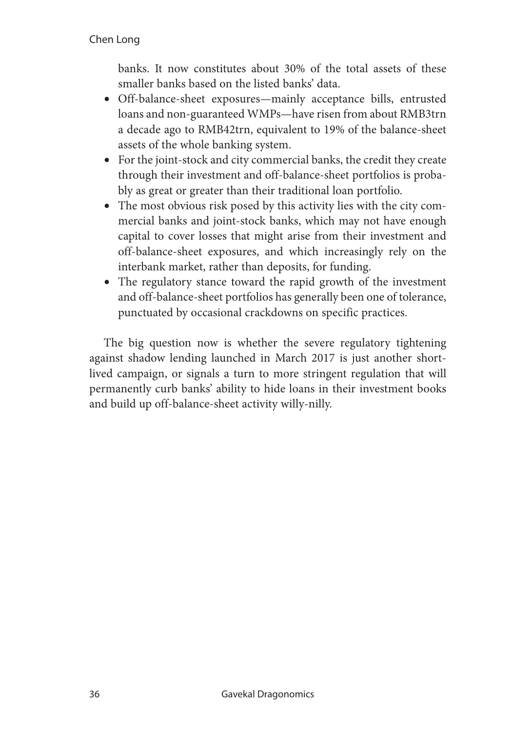banks. It now constitutes about 30% of the total assets of these smaller banks based on the listed banks' data.

- Off-balance-sheet exposures—mainly acceptance bills, entrusted loans and non-guaranteed WMPs—have risen from about RMB3trn a decade ago to RMB42trn, equivalent to 19% of the balance-sheet assets of the whole banking system.
- For the joint-stock and city commercial banks, the credit they create through their investment and off-balance-sheet portfolios is probably as great or greater than their traditional loan portfolio.
- The most obvious risk posed by this activity lies with the city commercial banks and joint-stock banks, which may not have enough capital to cover losses that might arise from their investment and off-balance-sheet exposures, and which increasingly rely on the interbank market, rather than deposits, for funding.
- The regulatory stance toward the rapid growth of the investment and off-balance-sheet portfolios has generally been one of tolerance, punctuated by occasional crackdowns on specific practices.

The big question now is whether the severe regulatory tightening against shadow lending launched in March 2017 is just another short-lived campaign, or signals a turn to more stringent regulation that will permanently curb banks' ability to hide loans in their investment books and build up off-balance-sheet activity willy-nilly.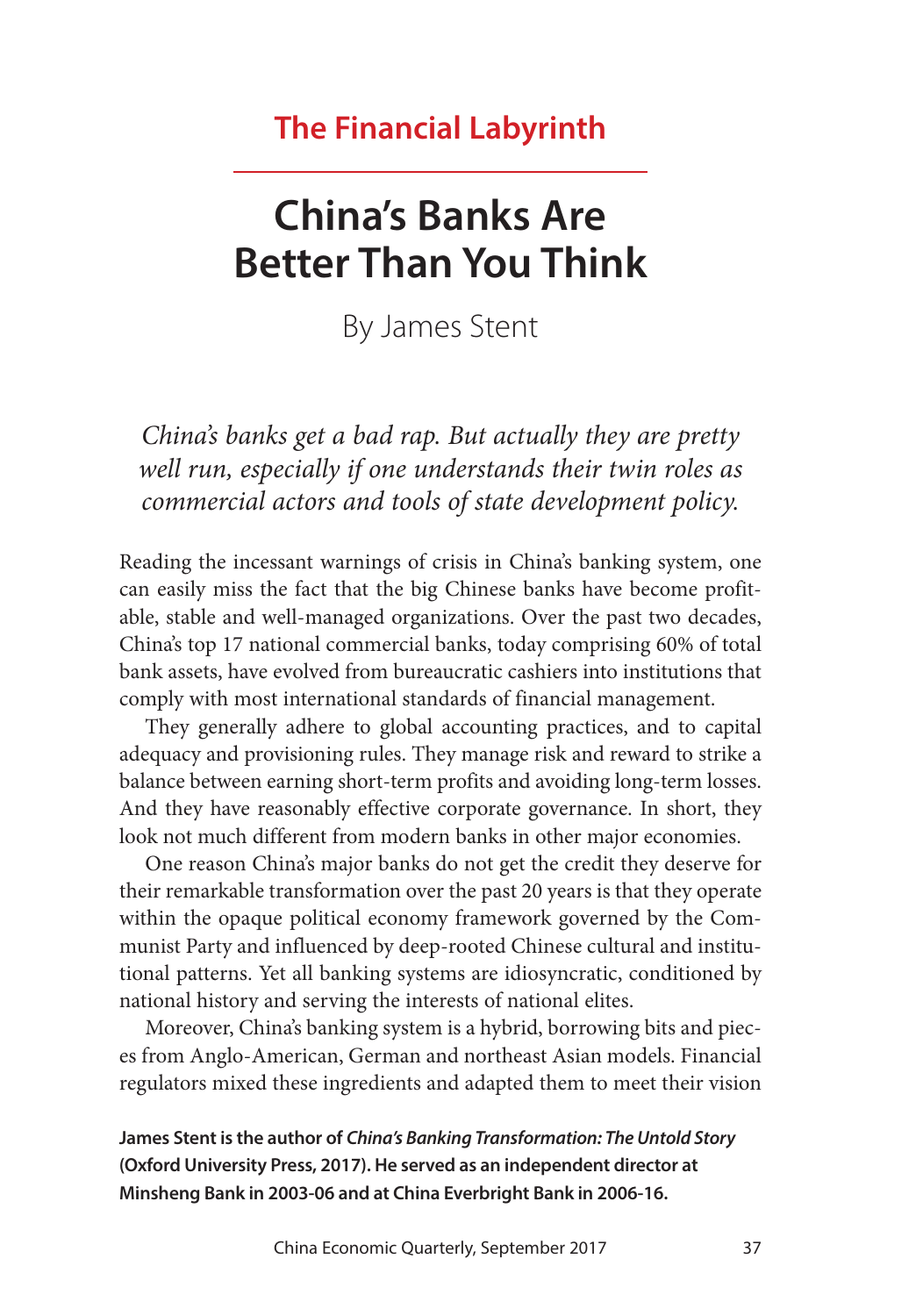## The Financial Labyrinth

# China's Banks Are Better Than You Think

By James Stent

*China's banks get a bad rap. But actually they are pretty well run, especially if one understands their twin roles as commercial actors and tools of state development policy.*

Reading the incessant warnings of crisis in China's banking system, one can easily miss the fact that the big Chinese banks have become profitable, stable and well-managed organizations. Over the past two decades, China's top 17 national commercial banks, today comprising 60% of total bank assets, have evolved from bureaucratic cashiers into institutions that comply with most international standards of financial management.

They generally adhere to global accounting practices, and to capital adequacy and provisioning rules. They manage risk and reward to strike a balance between earning short-term profits and avoiding long-term losses. And they have reasonably effective corporate governance. In short, they look not much different from modern banks in other major economies.

One reason China's major banks do not get the credit they deserve for their remarkable transformation over the past 20 years is that they operate within the opaque political economy framework governed by the Communist Party and influenced by deep-rooted Chinese cultural and institutional patterns. Yet all banking systems are idiosyncratic, conditioned by national history and serving the interests of national elites.

Moreover, China's banking system is a hybrid, borrowing bits and pieces from Anglo-American, German and northeast Asian models. Financial regulators mixed these ingredients and adapted them to meet their vision

**James Stent is the author of *China's Banking Transformation: The Untold Story* (Oxford University Press, 2017). He served as an independent director at Minsheng Bank in 2003-06 and at China Everbright Bank in 2006-16.**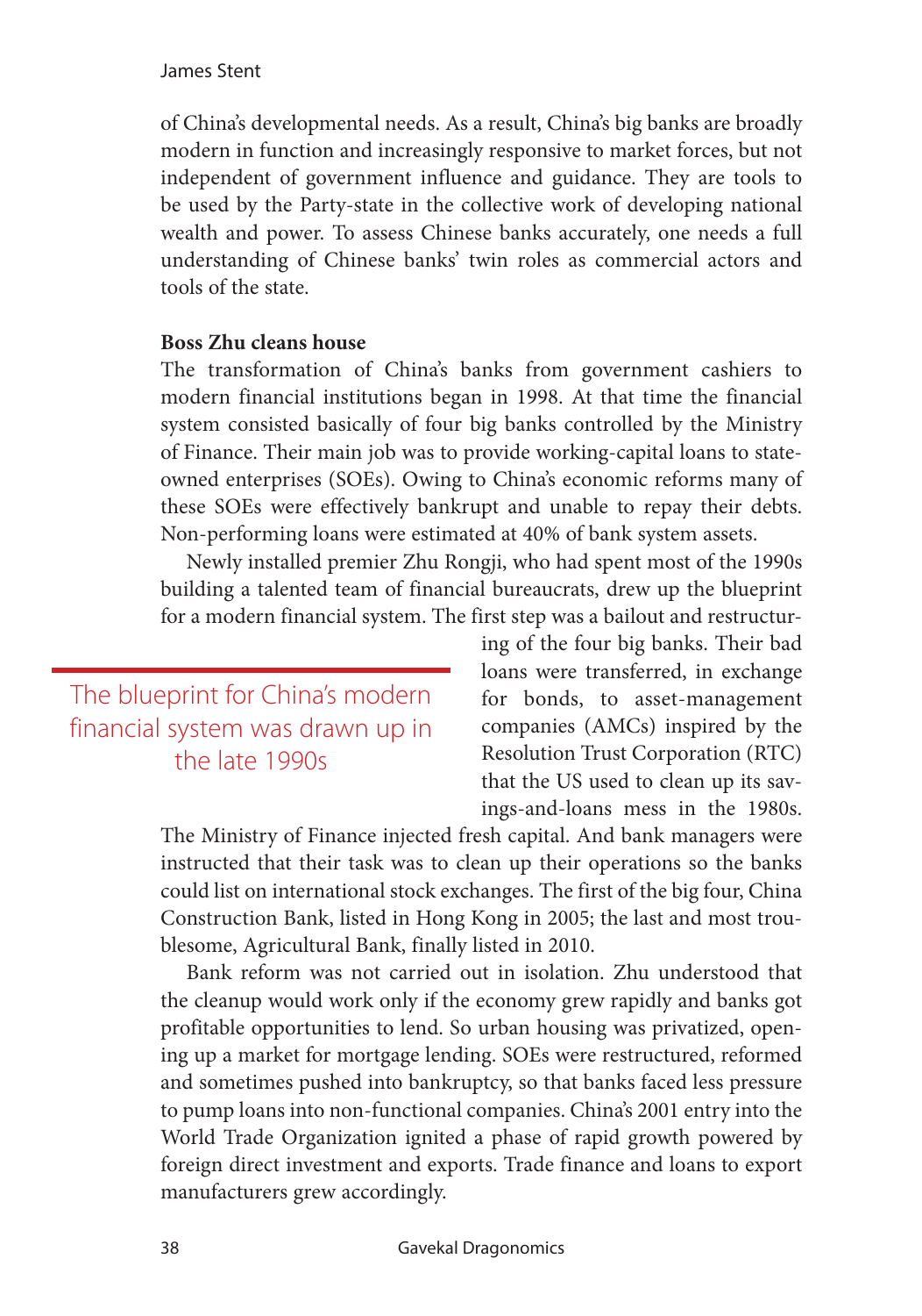of China's developmental needs. As a result, China's big banks are broadly modern in function and increasingly responsive to market forces, but not independent of government influence and guidance. They are tools to be used by the Party-state in the collective work of developing national wealth and power. To assess Chinese banks accurately, one needs a full understanding of Chinese banks' twin roles as commercial actors and tools of the state.

**Boss Zhu cleans house**

The transformation of China's banks from government cashiers to modern financial institutions began in 1998. At that time the financial system consisted basically of four big banks controlled by the Ministry of Finance. Their main job was to provide working-capital loans to state-owned enterprises (SOEs). Owing to China's economic reforms many of these SOEs were effectively bankrupt and unable to repay their debts. Non-performing loans were estimated at 40% of bank system assets.

Newly installed premier Zhu Rongji, who had spent most of the 1990s building a talented team of financial bureaucrats, drew up the blueprint for a modern financial system. The first step was a bailout and restructuring of the four big banks. Their bad loans were transferred, in exchange for bonds, to asset-management companies (AMCs) inspired by the Resolution Trust Corporation (RTC) that the US used to clean up its savings-and-loans mess in the 1980s. The Ministry of Finance injected fresh capital. And bank managers were instructed that their task was to clean up their operations so the banks could list on international stock exchanges. The first of the big four, China Construction Bank, listed in Hong Kong in 2005; the last and most troublesome, Agricultural Bank, finally listed in 2010.

> The blueprint for China's modern financial system was drawn up in the late 1990s

Bank reform was not carried out in isolation. Zhu understood that the cleanup would work only if the economy grew rapidly and banks got profitable opportunities to lend. So urban housing was privatized, opening up a market for mortgage lending. SOEs were restructured, reformed and sometimes pushed into bankruptcy, so that banks faced less pressure to pump loans into non-functional companies. China's 2001 entry into the World Trade Organization ignited a phase of rapid growth powered by foreign direct investment and exports. Trade finance and loans to export manufacturers grew accordingly.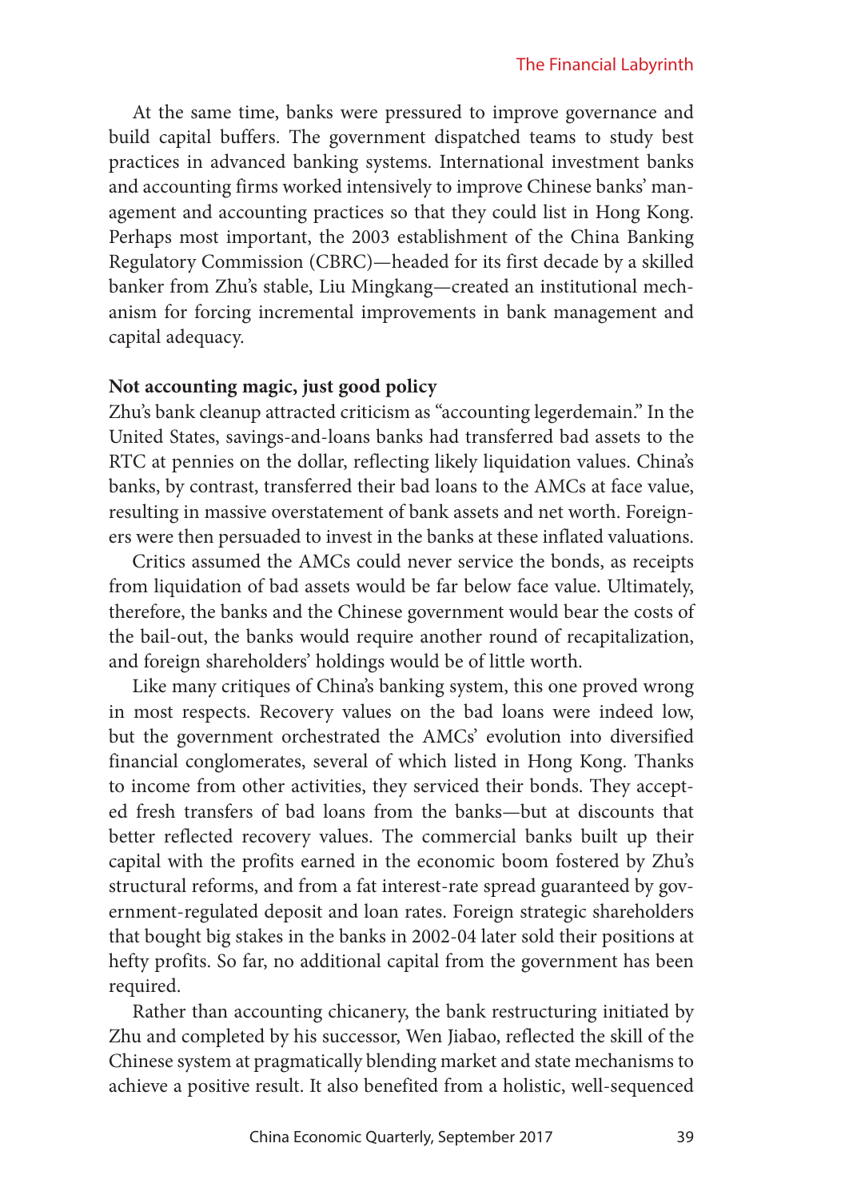At the same time, banks were pressured to improve governance and build capital buffers. The government dispatched teams to study best practices in advanced banking systems. International investment banks and accounting firms worked intensively to improve Chinese banks' management and accounting practices so that they could list in Hong Kong. Perhaps most important, the 2003 establishment of the China Banking Regulatory Commission (CBRC)—headed for its first decade by a skilled banker from Zhu's stable, Liu Mingkang—created an institutional mechanism for forcing incremental improvements in bank management and capital adequacy.

**Not accounting magic, just good policy**

Zhu's bank cleanup attracted criticism as "accounting legerdemain." In the United States, savings-and-loans banks had transferred bad assets to the RTC at pennies on the dollar, reflecting likely liquidation values. China's banks, by contrast, transferred their bad loans to the AMCs at face value, resulting in massive overstatement of bank assets and net worth. Foreigners were then persuaded to invest in the banks at these inflated valuations.

Critics assumed the AMCs could never service the bonds, as receipts from liquidation of bad assets would be far below face value. Ultimately, therefore, the banks and the Chinese government would bear the costs of the bail-out, the banks would require another round of recapitalization, and foreign shareholders' holdings would be of little worth.

Like many critiques of China's banking system, this one proved wrong in most respects. Recovery values on the bad loans were indeed low, but the government orchestrated the AMCs' evolution into diversified financial conglomerates, several of which listed in Hong Kong. Thanks to income from other activities, they serviced their bonds. They accepted fresh transfers of bad loans from the banks—but at discounts that better reflected recovery values. The commercial banks built up their capital with the profits earned in the economic boom fostered by Zhu's structural reforms, and from a fat interest-rate spread guaranteed by government-regulated deposit and loan rates. Foreign strategic shareholders that bought big stakes in the banks in 2002-04 later sold their positions at hefty profits. So far, no additional capital from the government has been required.

Rather than accounting chicanery, the bank restructuring initiated by Zhu and completed by his successor, Wen Jiabao, reflected the skill of the Chinese system at pragmatically blending market and state mechanisms to achieve a positive result. It also benefited from a holistic, well-sequenced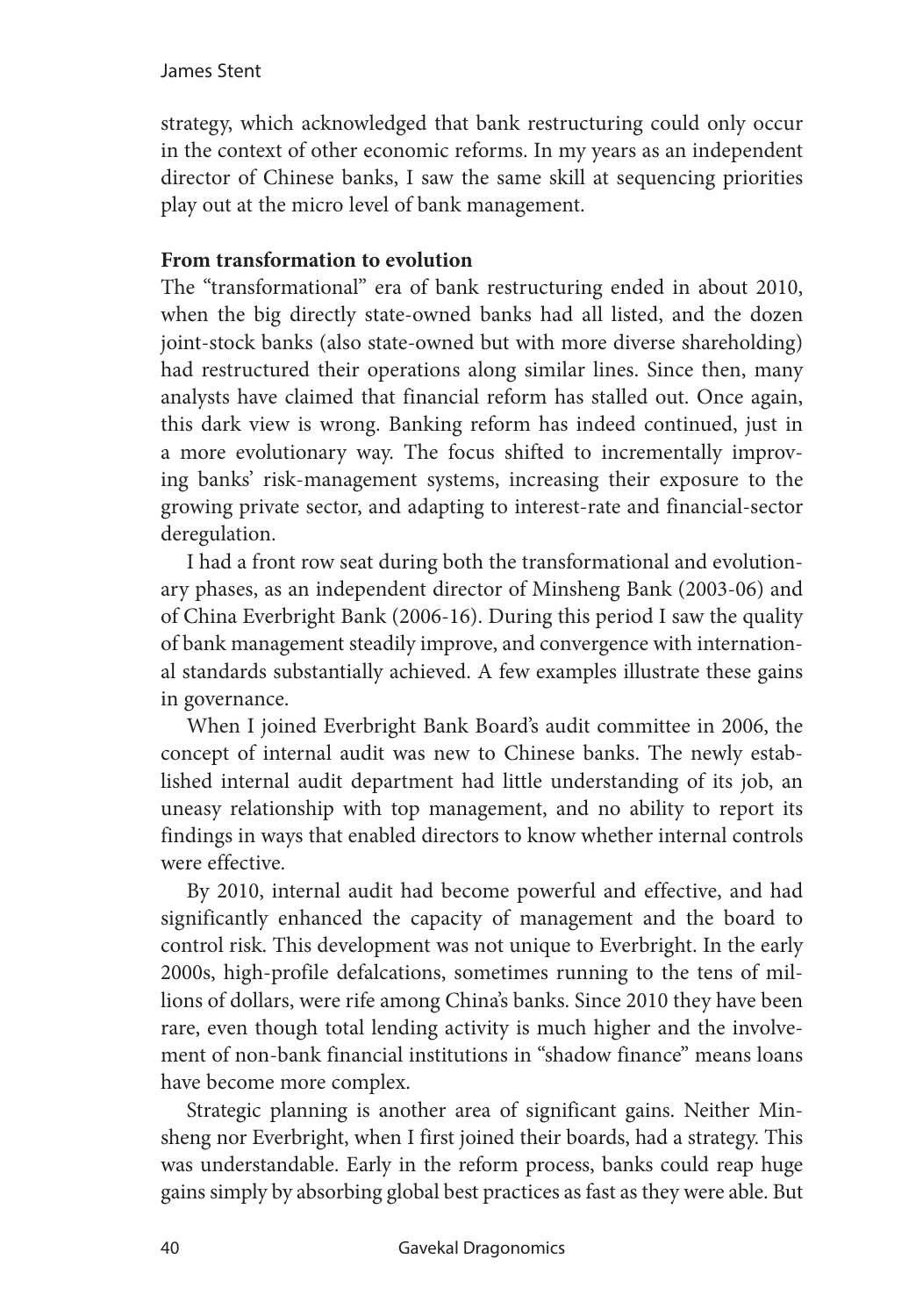strategy, which acknowledged that bank restructuring could only occur in the context of other economic reforms. In my years as an independent director of Chinese banks, I saw the same skill at sequencing priorities play out at the micro level of bank management.

**From transformation to evolution**

The "transformational" era of bank restructuring ended in about 2010, when the big directly state-owned banks had all listed, and the dozen joint-stock banks (also state-owned but with more diverse shareholding) had restructured their operations along similar lines. Since then, many analysts have claimed that financial reform has stalled out. Once again, this dark view is wrong. Banking reform has indeed continued, just in a more evolutionary way. The focus shifted to incrementally improving banks' risk-management systems, increasing their exposure to the growing private sector, and adapting to interest-rate and financial-sector deregulation.

I had a front row seat during both the transformational and evolutionary phases, as an independent director of Minsheng Bank (2003-06) and of China Everbright Bank (2006-16). During this period I saw the quality of bank management steadily improve, and convergence with international standards substantially achieved. A few examples illustrate these gains in governance.

When I joined Everbright Bank Board's audit committee in 2006, the concept of internal audit was new to Chinese banks. The newly established internal audit department had little understanding of its job, an uneasy relationship with top management, and no ability to report its findings in ways that enabled directors to know whether internal controls were effective.

By 2010, internal audit had become powerful and effective, and had significantly enhanced the capacity of management and the board to control risk. This development was not unique to Everbright. In the early 2000s, high-profile defalcations, sometimes running to the tens of millions of dollars, were rife among China's banks. Since 2010 they have been rare, even though total lending activity is much higher and the involvement of non-bank financial institutions in "shadow finance" means loans have become more complex.

Strategic planning is another area of significant gains. Neither Minsheng nor Everbright, when I first joined their boards, had a strategy. This was understandable. Early in the reform process, banks could reap huge gains simply by absorbing global best practices as fast as they were able. But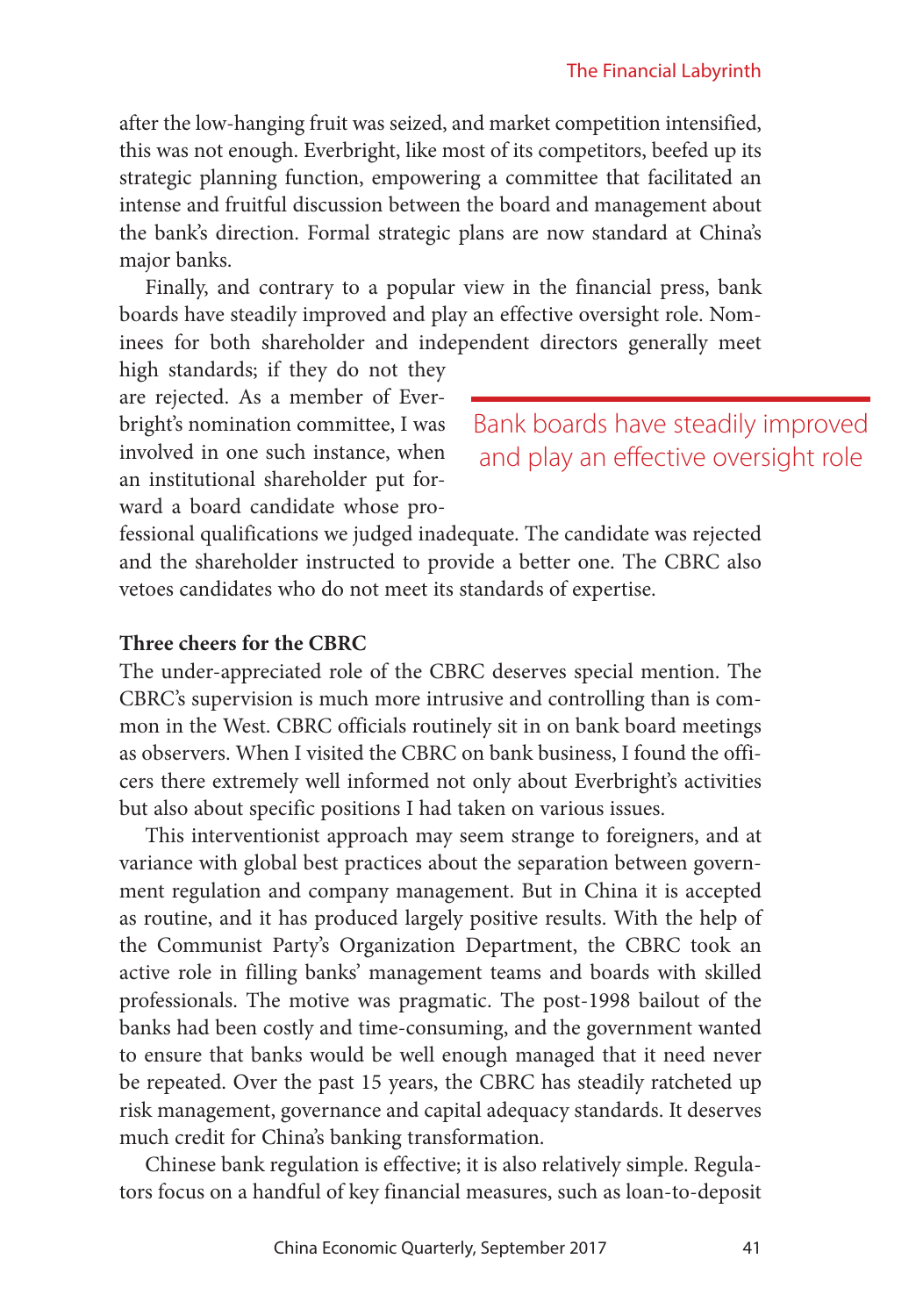after the low-hanging fruit was seized, and market competition intensified, this was not enough. Everbright, like most of its competitors, beefed up its strategic planning function, empowering a committee that facilitated an intense and fruitful discussion between the board and management about the bank's direction. Formal strategic plans are now standard at China's major banks.

Finally, and contrary to a popular view in the financial press, bank boards have steadily improved and play an effective oversight role. Nominees for both shareholder and independent directors generally meet high standards; if they do not they are rejected. As a member of Everbright's nomination committee, I was involved in one such instance, when an institutional shareholder put forward a board candidate whose professional qualifications we judged inadequate. The candidate was rejected and the shareholder instructed to provide a better one. The CBRC also vetoes candidates who do not meet its standards of expertise.

> Bank boards have steadily improved and play an effective oversight role

**Three cheers for the CBRC**

The under-appreciated role of the CBRC deserves special mention. The CBRC's supervision is much more intrusive and controlling than is common in the West. CBRC officials routinely sit in on bank board meetings as observers. When I visited the CBRC on bank business, I found the officers there extremely well informed not only about Everbright's activities but also about specific positions I had taken on various issues.

This interventionist approach may seem strange to foreigners, and at variance with global best practices about the separation between government regulation and company management. But in China it is accepted as routine, and it has produced largely positive results. With the help of the Communist Party's Organization Department, the CBRC took an active role in filling banks' management teams and boards with skilled professionals. The motive was pragmatic. The post-1998 bailout of the banks had been costly and time-consuming, and the government wanted to ensure that banks would be well enough managed that it need never be repeated. Over the past 15 years, the CBRC has steadily ratcheted up risk management, governance and capital adequacy standards. It deserves much credit for China's banking transformation.

Chinese bank regulation is effective; it is also relatively simple. Regulators focus on a handful of key financial measures, such as loan-to-deposit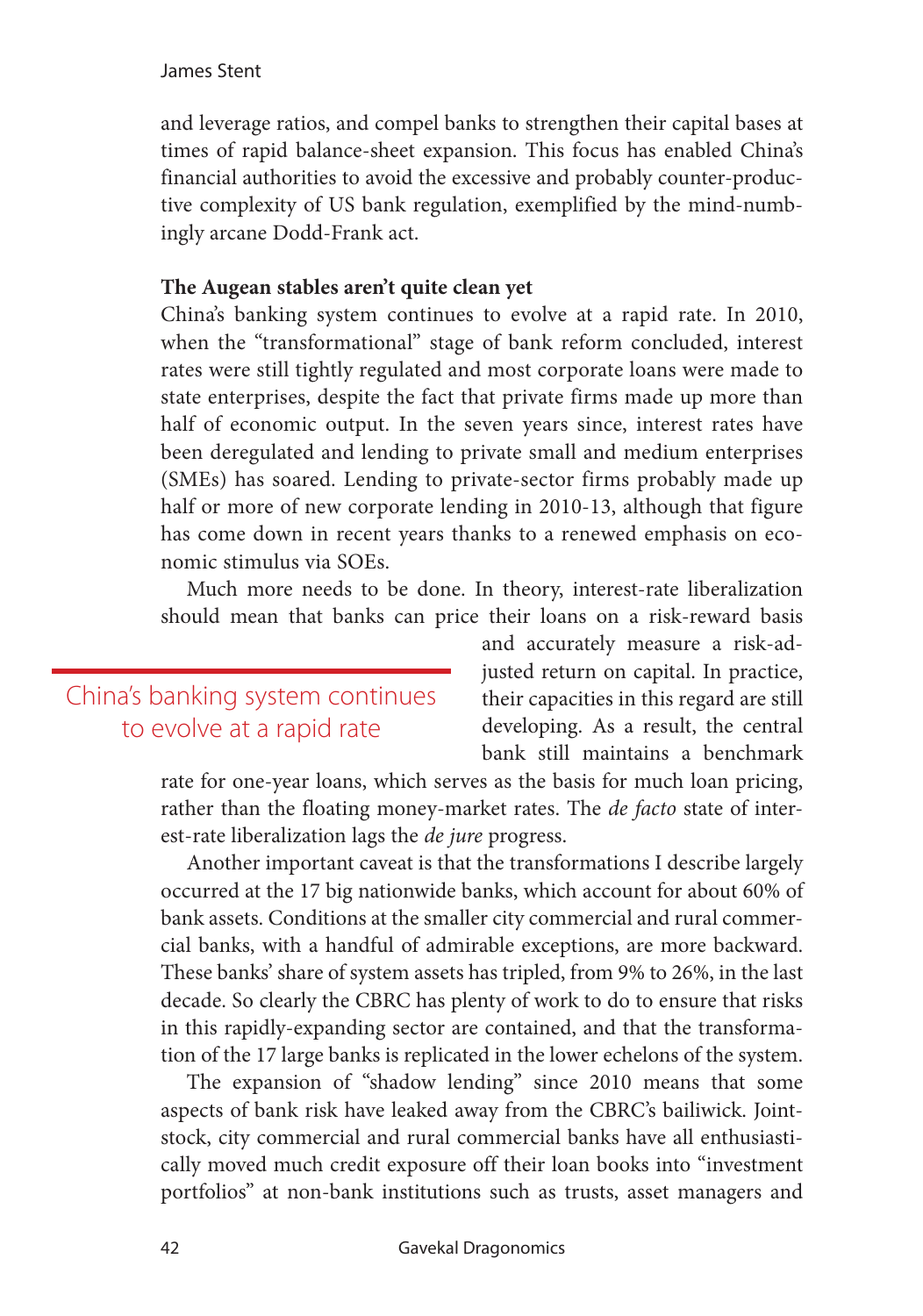and leverage ratios, and compel banks to strengthen their capital bases at times of rapid balance-sheet expansion. This focus has enabled China's financial authorities to avoid the excessive and probably counter-productive complexity of US bank regulation, exemplified by the mind-numbingly arcane Dodd-Frank act.

**The Augean stables aren't quite clean yet**

China's banking system continues to evolve at a rapid rate. In 2010, when the "transformational" stage of bank reform concluded, interest rates were still tightly regulated and most corporate loans were made to state enterprises, despite the fact that private firms made up more than half of economic output. In the seven years since, interest rates have been deregulated and lending to private small and medium enterprises (SMEs) has soared. Lending to private-sector firms probably made up half or more of new corporate lending in 2010-13, although that figure has come down in recent years thanks to a renewed emphasis on economic stimulus via SOEs.

Much more needs to be done. In theory, interest-rate liberalization should mean that banks can price their loans on a risk-reward basis and accurately measure a risk-adjusted return on capital. In practice, their capacities in this regard are still developing. As a result, the central bank still maintains a benchmark rate for one-year loans, which serves as the basis for much loan pricing, rather than the floating money-market rates. The *de facto* state of interest-rate liberalization lags the *de jure* progress.

> China's banking system continues to evolve at a rapid rate

Another important caveat is that the transformations I describe largely occurred at the 17 big nationwide banks, which account for about 60% of bank assets. Conditions at the smaller city commercial and rural commercial banks, with a handful of admirable exceptions, are more backward. These banks' share of system assets has tripled, from 9% to 26%, in the last decade. So clearly the CBRC has plenty of work to do to ensure that risks in this rapidly-expanding sector are contained, and that the transformation of the 17 large banks is replicated in the lower echelons of the system.

The expansion of "shadow lending" since 2010 means that some aspects of bank risk have leaked away from the CBRC's bailiwick. Joint-stock, city commercial and rural commercial banks have all enthusiastically moved much credit exposure off their loan books into "investment portfolios" at non-bank institutions such as trusts, asset managers and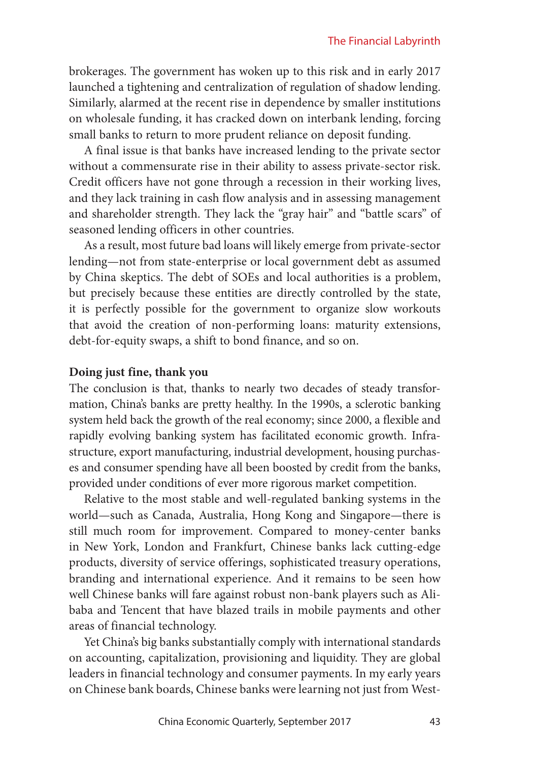brokerages. The government has woken up to this risk and in early 2017 launched a tightening and centralization of regulation of shadow lending. Similarly, alarmed at the recent rise in dependence by smaller institutions on wholesale funding, it has cracked down on interbank lending, forcing small banks to return to more prudent reliance on deposit funding.

A final issue is that banks have increased lending to the private sector without a commensurate rise in their ability to assess private-sector risk. Credit officers have not gone through a recession in their working lives, and they lack training in cash flow analysis and in assessing management and shareholder strength. They lack the "gray hair" and "battle scars" of seasoned lending officers in other countries.

As a result, most future bad loans will likely emerge from private-sector lending—not from state-enterprise or local government debt as assumed by China skeptics. The debt of SOEs and local authorities is a problem, but precisely because these entities are directly controlled by the state, it is perfectly possible for the government to organize slow workouts that avoid the creation of non-performing loans: maturity extensions, debt-for-equity swaps, a shift to bond finance, and so on.

**Doing just fine, thank you**

The conclusion is that, thanks to nearly two decades of steady transformation, China's banks are pretty healthy. In the 1990s, a sclerotic banking system held back the growth of the real economy; since 2000, a flexible and rapidly evolving banking system has facilitated economic growth. Infrastructure, export manufacturing, industrial development, housing purchases and consumer spending have all been boosted by credit from the banks, provided under conditions of ever more rigorous market competition.

Relative to the most stable and well-regulated banking systems in the world—such as Canada, Australia, Hong Kong and Singapore—there is still much room for improvement. Compared to money-center banks in New York, London and Frankfurt, Chinese banks lack cutting-edge products, diversity of service offerings, sophisticated treasury operations, branding and international experience. And it remains to be seen how well Chinese banks will fare against robust non-bank players such as Alibaba and Tencent that have blazed trails in mobile payments and other areas of financial technology.

Yet China's big banks substantially comply with international standards on accounting, capitalization, provisioning and liquidity. They are global leaders in financial technology and consumer payments. In my early years on Chinese bank boards, Chinese banks were learning not just from West-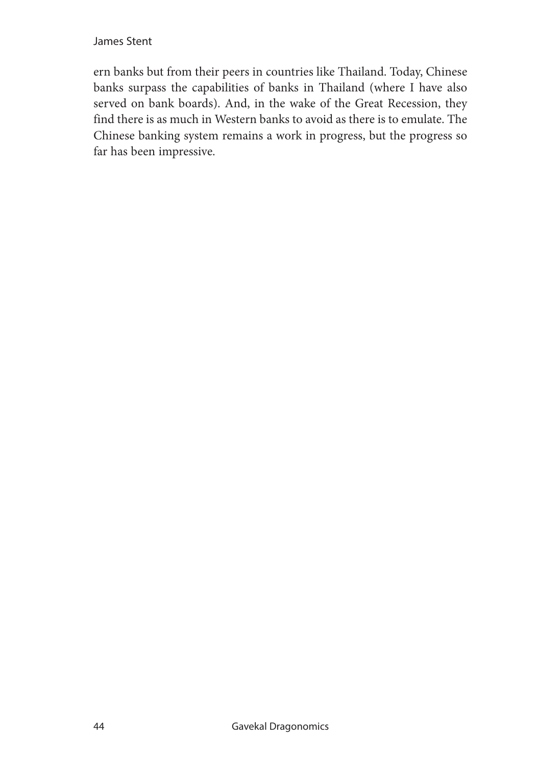ern banks but from their peers in countries like Thailand. Today, Chinese banks surpass the capabilities of banks in Thailand (where I have also served on bank boards). And, in the wake of the Great Recession, they find there is as much in Western banks to avoid as there is to emulate. The Chinese banking system remains a work in progress, but the progress so far has been impressive.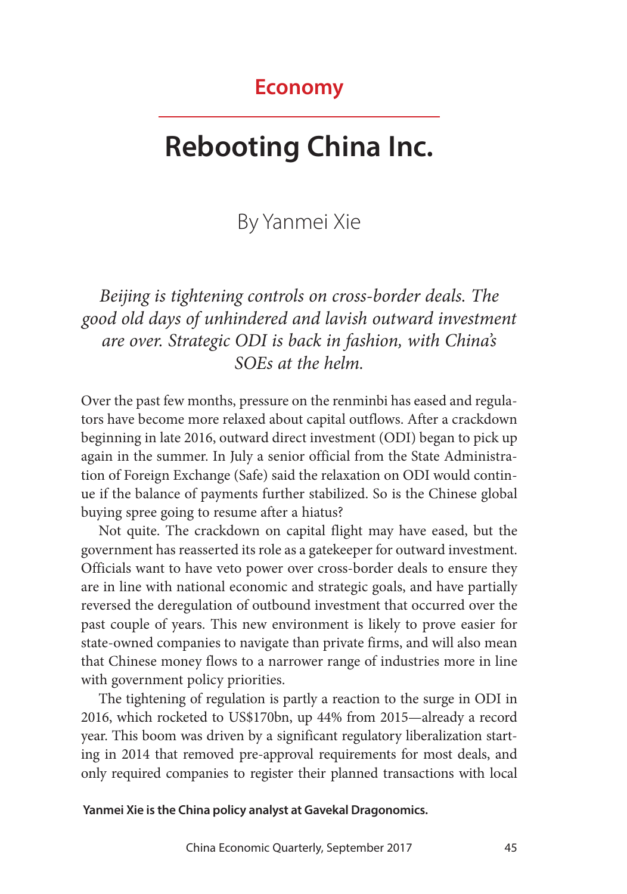## Economy

# Rebooting China Inc.

### By Yanmei Xie

*Beijing is tightening controls on cross-border deals. The good old days of unhindered and lavish outward investment are over. Strategic ODI is back in fashion, with China's SOEs at the helm.*

Over the past few months, pressure on the renminbi has eased and regulators have become more relaxed about capital outflows. After a crackdown beginning in late 2016, outward direct investment (ODI) began to pick up again in the summer. In July a senior official from the State Administration of Foreign Exchange (Safe) said the relaxation on ODI would continue if the balance of payments further stabilized. So is the Chinese global buying spree going to resume after a hiatus?

Not quite. The crackdown on capital flight may have eased, but the government has reasserted its role as a gatekeeper for outward investment. Officials want to have veto power over cross-border deals to ensure they are in line with national economic and strategic goals, and have partially reversed the deregulation of outbound investment that occurred over the past couple of years. This new environment is likely to prove easier for state-owned companies to navigate than private firms, and will also mean that Chinese money flows to a narrower range of industries more in line with government policy priorities.

The tightening of regulation is partly a reaction to the surge in ODI in 2016, which rocketed to US$170bn, up 44% from 2015—already a record year. This boom was driven by a significant regulatory liberalization starting in 2014 that removed pre-approval requirements for most deals, and only required companies to register their planned transactions with local

**Yanmei Xie is the China policy analyst at Gavekal Dragonomics.**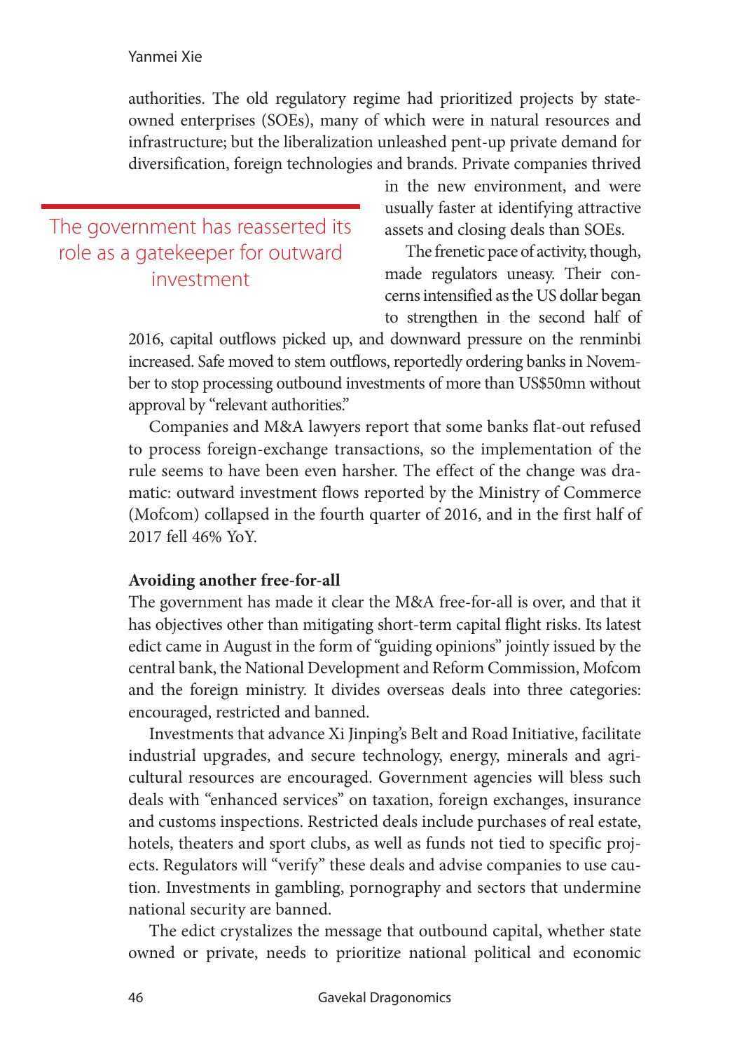authorities. The old regulatory regime had prioritized projects by state-owned enterprises (SOEs), many of which were in natural resources and infrastructure; but the liberalization unleashed pent-up private demand for diversification, foreign technologies and brands. Private companies thrived in the new environment, and were usually faster at identifying attractive assets and closing deals than SOEs.

> The government has reasserted its role as a gatekeeper for outward investment

The frenetic pace of activity, though, made regulators uneasy. Their concerns intensified as the US dollar began to strengthen in the second half of 2016, capital outflows picked up, and downward pressure on the renminbi increased. Safe moved to stem outflows, reportedly ordering banks in November to stop processing outbound investments of more than US$50mn without approval by "relevant authorities."

Companies and M&A lawyers report that some banks flat-out refused to process foreign-exchange transactions, so the implementation of the rule seems to have been even harsher. The effect of the change was dramatic: outward investment flows reported by the Ministry of Commerce (Mofcom) collapsed in the fourth quarter of 2016, and in the first half of 2017 fell 46% YoY.

**Avoiding another free-for-all**

The government has made it clear the M&A free-for-all is over, and that it has objectives other than mitigating short-term capital flight risks. Its latest edict came in August in the form of "guiding opinions" jointly issued by the central bank, the National Development and Reform Commission, Mofcom and the foreign ministry. It divides overseas deals into three categories: encouraged, restricted and banned.

Investments that advance Xi Jinping's Belt and Road Initiative, facilitate industrial upgrades, and secure technology, energy, minerals and agricultural resources are encouraged. Government agencies will bless such deals with "enhanced services" on taxation, foreign exchanges, insurance and customs inspections. Restricted deals include purchases of real estate, hotels, theaters and sport clubs, as well as funds not tied to specific projects. Regulators will "verify" these deals and advise companies to use caution. Investments in gambling, pornography and sectors that undermine national security are banned.

The edict crystalizes the message that outbound capital, whether state owned or private, needs to prioritize national political and economic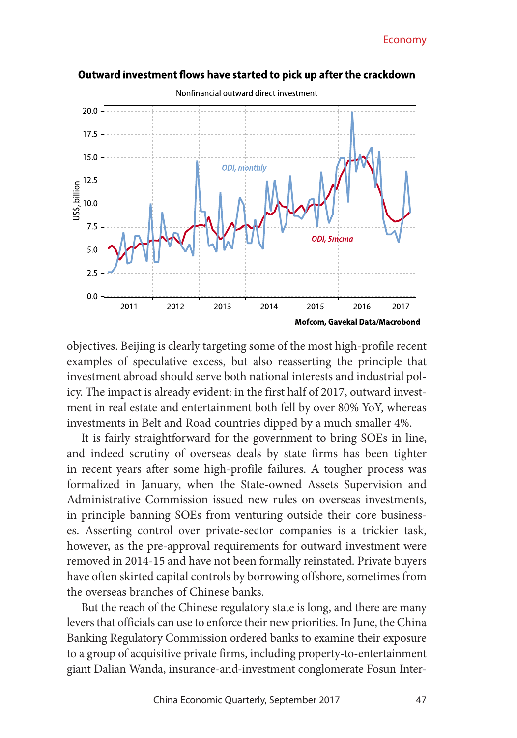**Outward investment flows have started to pick up after the crackdown**

Nonfinancial outward direct investment

Mofcom, Gavekal Data/Macrobond

objectives. Beijing is clearly targeting some of the most high-profile recent examples of speculative excess, but also reasserting the principle that investment abroad should serve both national interests and industrial policy. The impact is already evident: in the first half of 2017, outward investment in real estate and entertainment both fell by over 80% YoY, whereas investments in Belt and Road countries dipped by a much smaller 4%.

It is fairly straightforward for the government to bring SOEs in line, and indeed scrutiny of overseas deals by state firms has been tighter in recent years after some high-profile failures. A tougher process was formalized in January, when the State-owned Assets Supervision and Administrative Commission issued new rules on overseas investments, in principle banning SOEs from venturing outside their core businesses. Asserting control over private-sector companies is a trickier task, however, as the pre-approval requirements for outward investment were removed in 2014-15 and have not been formally reinstated. Private buyers have often skirted capital controls by borrowing offshore, sometimes from the overseas branches of Chinese banks.

But the reach of the Chinese regulatory state is long, and there are many levers that officials can use to enforce their new priorities. In June, the China Banking Regulatory Commission ordered banks to examine their exposure to a group of acquisitive private firms, including property-to-entertainment giant Dalian Wanda, insurance-and-investment conglomerate Fosun Inter-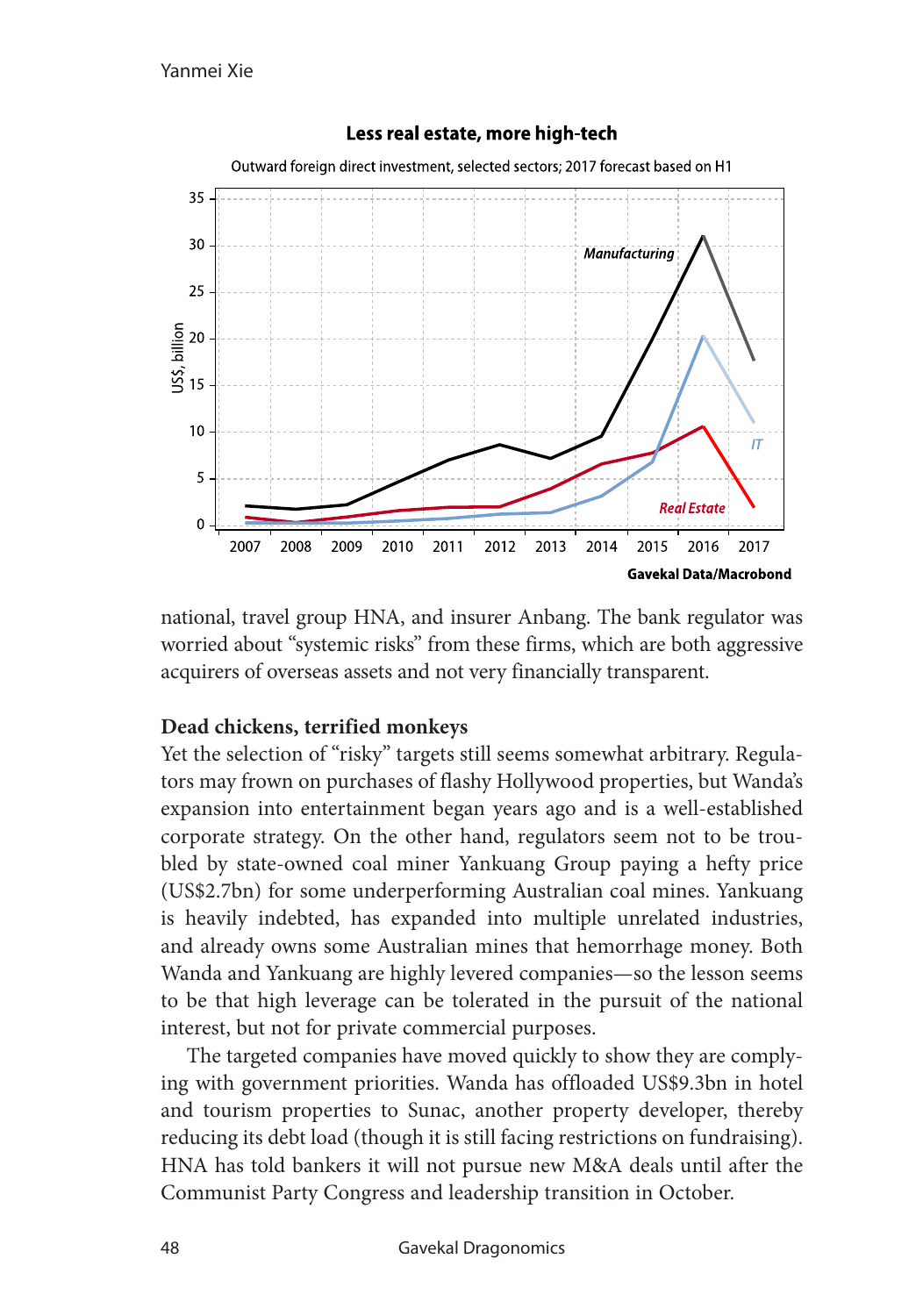**Less real estate, more high-tech**

Outward foreign direct investment, selected sectors; 2017 forecast based on H1

Gavekal Data/Macrobond

national, travel group HNA, and insurer Anbang. The bank regulator was worried about "systemic risks" from these firms, which are both aggressive acquirers of overseas assets and not very financially transparent.

### Dead chickens, terrified monkeys

Yet the selection of "risky" targets still seems somewhat arbitrary. Regulators may frown on purchases of flashy Hollywood properties, but Wanda's expansion into entertainment began years ago and is a well-established corporate strategy. On the other hand, regulators seem not to be troubled by state-owned coal miner Yankuang Group paying a hefty price (US$2.7bn) for some underperforming Australian coal mines. Yankuang is heavily indebted, has expanded into multiple unrelated industries, and already owns some Australian mines that hemorrhage money. Both Wanda and Yankuang are highly levered companies—so the lesson seems to be that high leverage can be tolerated in the pursuit of the national interest, but not for private commercial purposes.

The targeted companies have moved quickly to show they are complying with government priorities. Wanda has offloaded US$9.3bn in hotel and tourism properties to Sunac, another property developer, thereby reducing its debt load (though it is still facing restrictions on fundraising). HNA has told bankers it will not pursue new M&A deals until after the Communist Party Congress and leadership transition in October.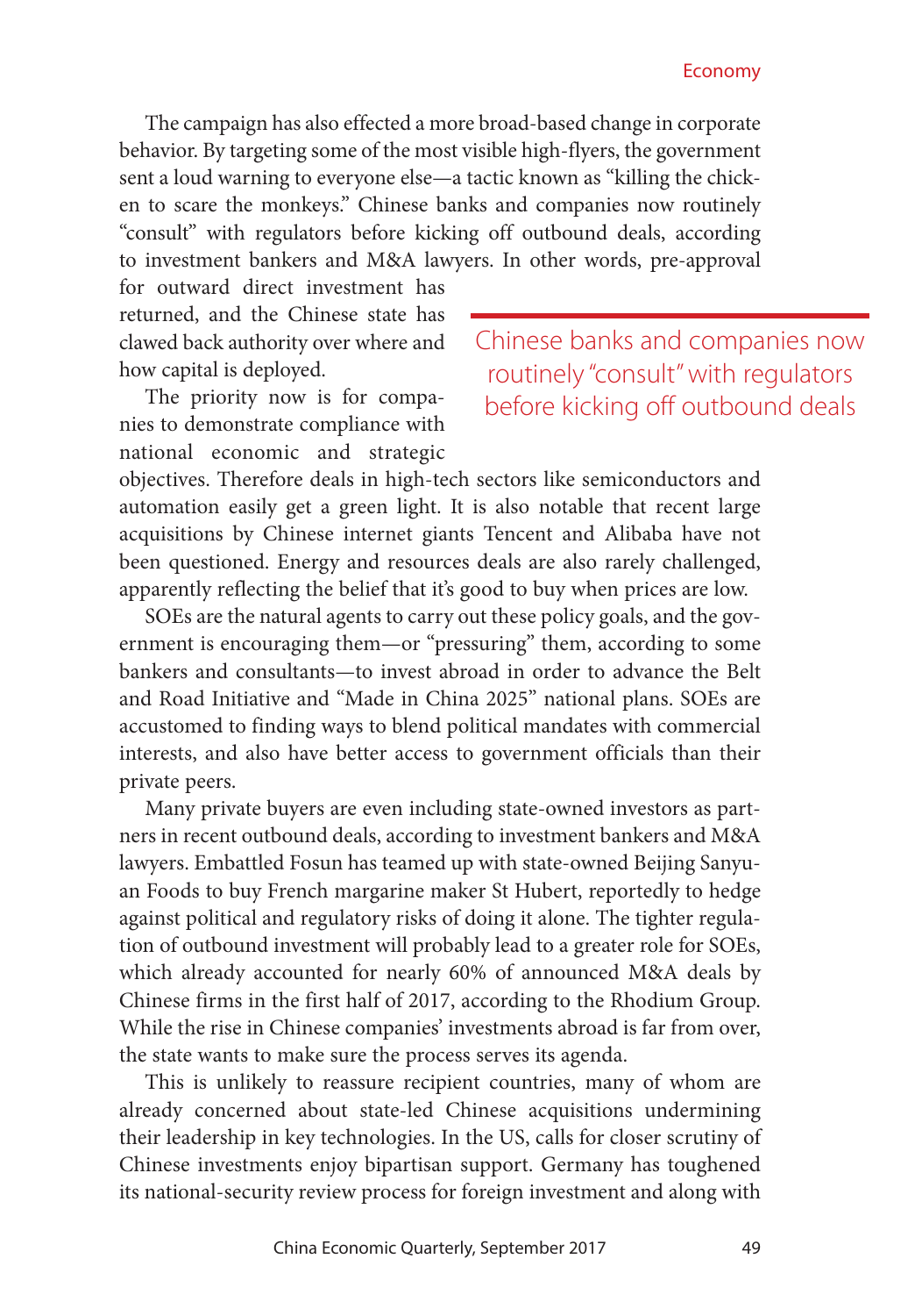The campaign has also effected a more broad-based change in corporate behavior. By targeting some of the most visible high-flyers, the government sent a loud warning to everyone else—a tactic known as "killing the chicken to scare the monkeys." Chinese banks and companies now routinely "consult" with regulators before kicking off outbound deals, according to investment bankers and M&A lawyers. In other words, pre-approval for outward direct investment has returned, and the Chinese state has clawed back authority over where and how capital is deployed.

> Chinese banks and companies now routinely "consult" with regulators before kicking off outbound deals

The priority now is for companies to demonstrate compliance with national economic and strategic objectives. Therefore deals in high-tech sectors like semiconductors and automation easily get a green light. It is also notable that recent large acquisitions by Chinese internet giants Tencent and Alibaba have not been questioned. Energy and resources deals are also rarely challenged, apparently reflecting the belief that it's good to buy when prices are low.

SOEs are the natural agents to carry out these policy goals, and the government is encouraging them—or "pressuring" them, according to some bankers and consultants—to invest abroad in order to advance the Belt and Road Initiative and "Made in China 2025" national plans. SOEs are accustomed to finding ways to blend political mandates with commercial interests, and also have better access to government officials than their private peers.

Many private buyers are even including state-owned investors as partners in recent outbound deals, according to investment bankers and M&A lawyers. Embattled Fosun has teamed up with state-owned Beijing Sanyuan Foods to buy French margarine maker St Hubert, reportedly to hedge against political and regulatory risks of doing it alone. The tighter regulation of outbound investment will probably lead to a greater role for SOEs, which already accounted for nearly 60% of announced M&A deals by Chinese firms in the first half of 2017, according to the Rhodium Group. While the rise in Chinese companies' investments abroad is far from over, the state wants to make sure the process serves its agenda.

This is unlikely to reassure recipient countries, many of whom are already concerned about state-led Chinese acquisitions undermining their leadership in key technologies. In the US, calls for closer scrutiny of Chinese investments enjoy bipartisan support. Germany has toughened its national-security review process for foreign investment and along with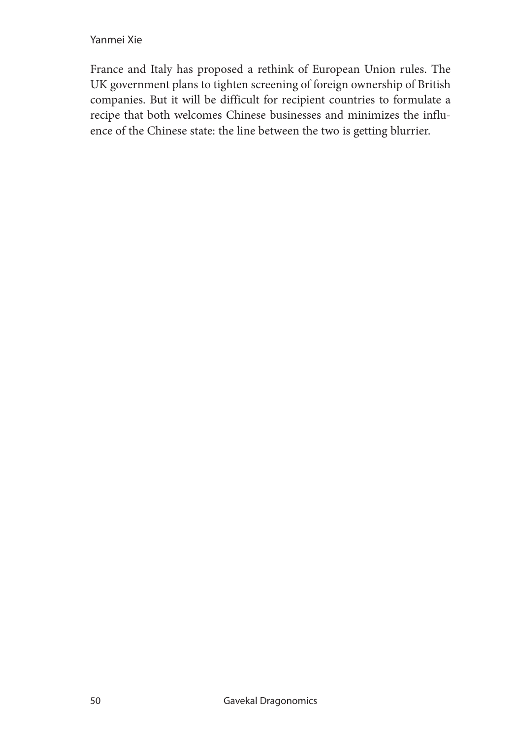France and Italy has proposed a rethink of European Union rules. The UK government plans to tighten screening of foreign ownership of British companies. But it will be difficult for recipient countries to formulate a recipe that both welcomes Chinese businesses and minimizes the influence of the Chinese state: the line between the two is getting blurrier.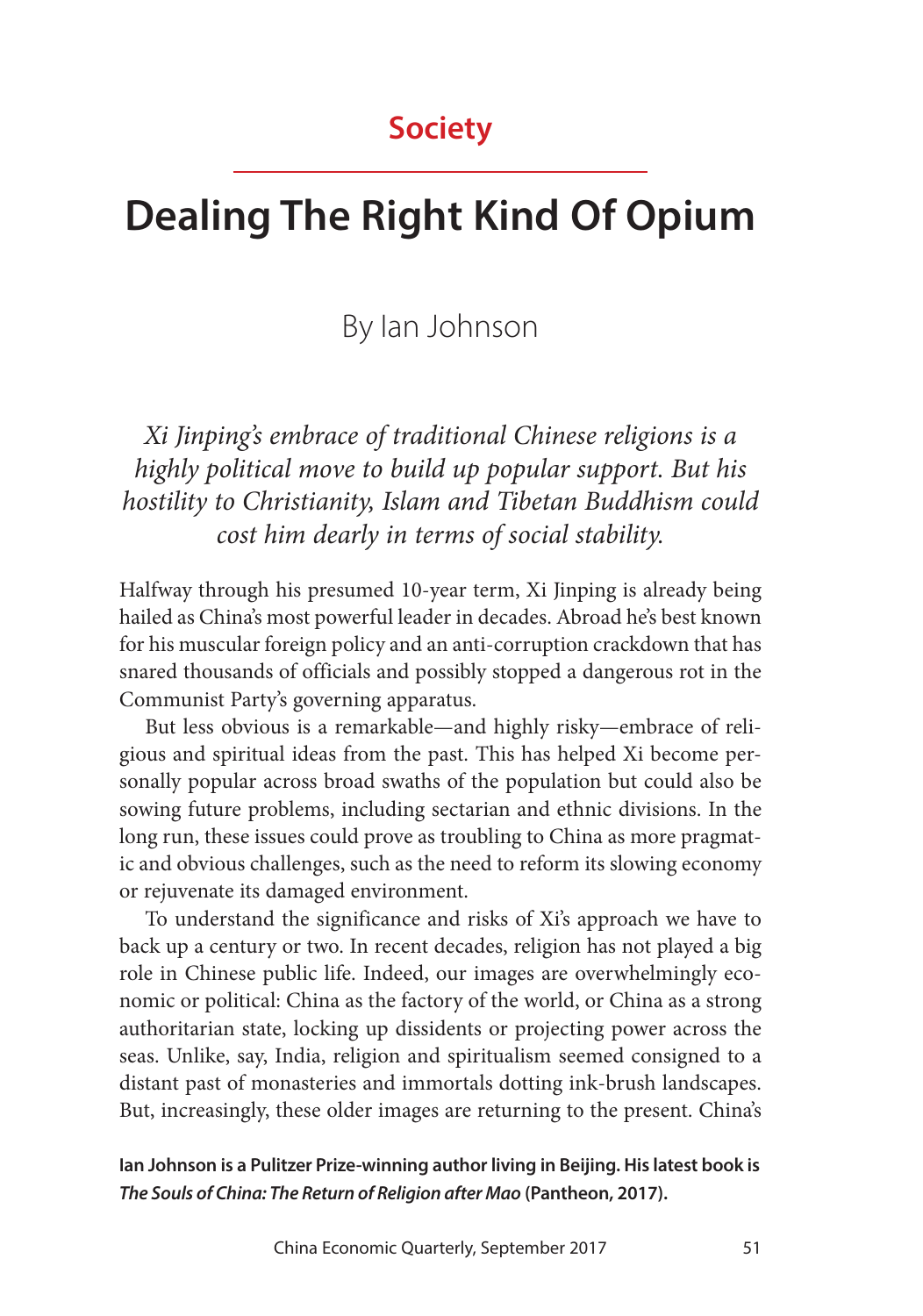## Society

# Dealing The Right Kind Of Opium

By Ian Johnson

*Xi Jinping's embrace of traditional Chinese religions is a highly political move to build up popular support. But his hostility to Christianity, Islam and Tibetan Buddhism could cost him dearly in terms of social stability.*

Halfway through his presumed 10-year term, Xi Jinping is already being hailed as China's most powerful leader in decades. Abroad he's best known for his muscular foreign policy and an anti-corruption crackdown that has snared thousands of officials and possibly stopped a dangerous rot in the Communist Party's governing apparatus.

But less obvious is a remarkable—and highly risky—embrace of religious and spiritual ideas from the past. This has helped Xi become personally popular across broad swaths of the population but could also be sowing future problems, including sectarian and ethnic divisions. In the long run, these issues could prove as troubling to China as more pragmatic and obvious challenges, such as the need to reform its slowing economy or rejuvenate its damaged environment.

To understand the significance and risks of Xi's approach we have to back up a century or two. In recent decades, religion has not played a big role in Chinese public life. Indeed, our images are overwhelmingly economic or political: China as the factory of the world, or China as a strong authoritarian state, locking up dissidents or projecting power across the seas. Unlike, say, India, religion and spiritualism seemed consigned to a distant past of monasteries and immortals dotting ink-brush landscapes. But, increasingly, these older images are returning to the present. China's

**Ian Johnson is a Pulitzer Prize-winning author living in Beijing. His latest book is *The Souls of China: The Return of Religion after Mao* (Pantheon, 2017).**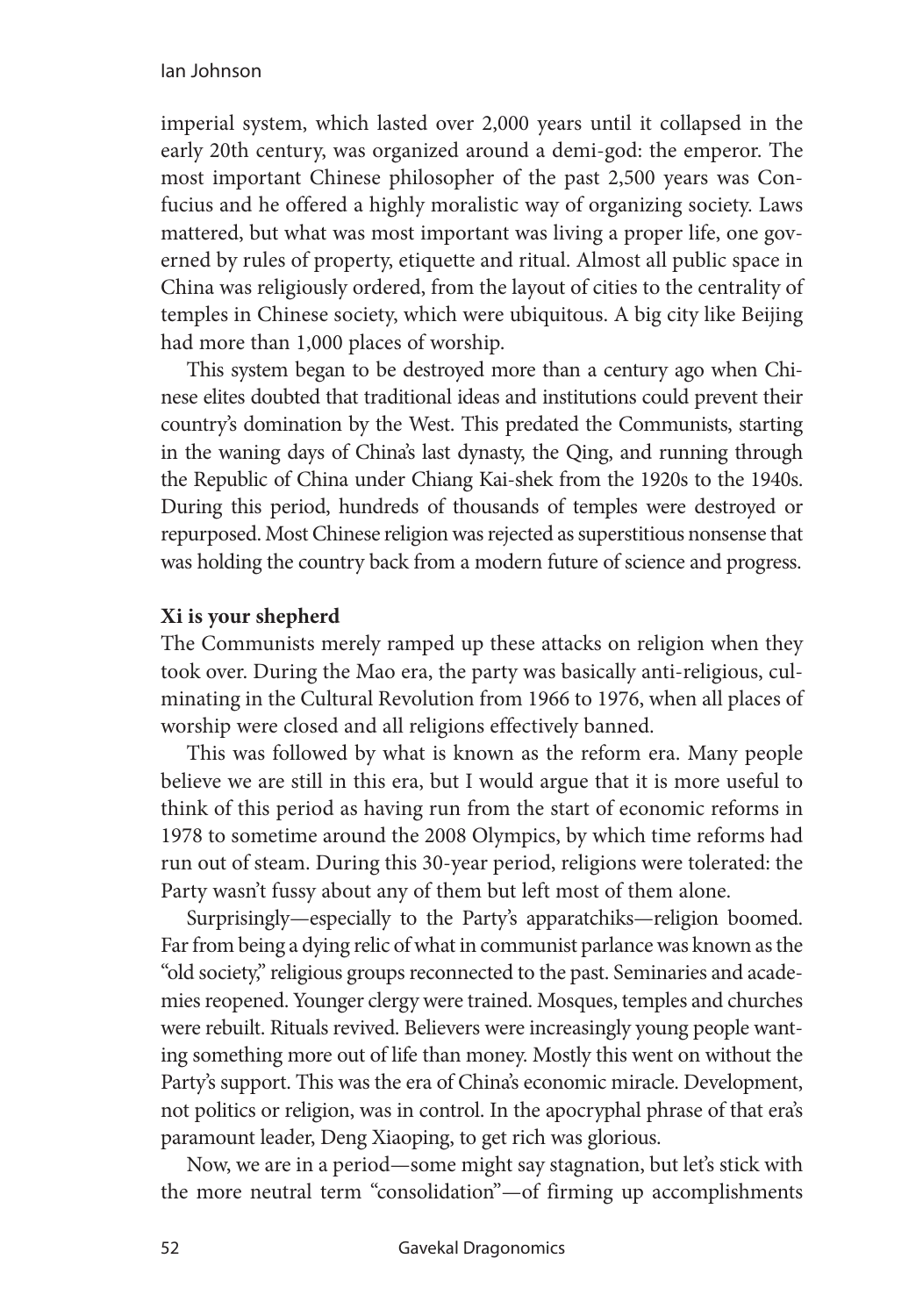imperial system, which lasted over 2,000 years until it collapsed in the early 20th century, was organized around a demi-god: the emperor. The most important Chinese philosopher of the past 2,500 years was Confucius and he offered a highly moralistic way of organizing society. Laws mattered, but what was most important was living a proper life, one governed by rules of property, etiquette and ritual. Almost all public space in China was religiously ordered, from the layout of cities to the centrality of temples in Chinese society, which were ubiquitous. A big city like Beijing had more than 1,000 places of worship.

This system began to be destroyed more than a century ago when Chinese elites doubted that traditional ideas and institutions could prevent their country's domination by the West. This predated the Communists, starting in the waning days of China's last dynasty, the Qing, and running through the Republic of China under Chiang Kai-shek from the 1920s to the 1940s. During this period, hundreds of thousands of temples were destroyed or repurposed. Most Chinese religion was rejected as superstitious nonsense that was holding the country back from a modern future of science and progress.

### Xi is your shepherd

The Communists merely ramped up these attacks on religion when they took over. During the Mao era, the party was basically anti-religious, culminating in the Cultural Revolution from 1966 to 1976, when all places of worship were closed and all religions effectively banned.

This was followed by what is known as the reform era. Many people believe we are still in this era, but I would argue that it is more useful to think of this period as having run from the start of economic reforms in 1978 to sometime around the 2008 Olympics, by which time reforms had run out of steam. During this 30-year period, religions were tolerated: the Party wasn't fussy about any of them but left most of them alone.

Surprisingly—especially to the Party's apparatchiks—religion boomed. Far from being a dying relic of what in communist parlance was known as the "old society," religious groups reconnected to the past. Seminaries and academies reopened. Younger clergy were trained. Mosques, temples and churches were rebuilt. Rituals revived. Believers were increasingly young people wanting something more out of life than money. Mostly this went on without the Party's support. This was the era of China's economic miracle. Development, not politics or religion, was in control. In the apocryphal phrase of that era's paramount leader, Deng Xiaoping, to get rich was glorious.

Now, we are in a period—some might say stagnation, but let's stick with the more neutral term "consolidation"—of firming up accomplishments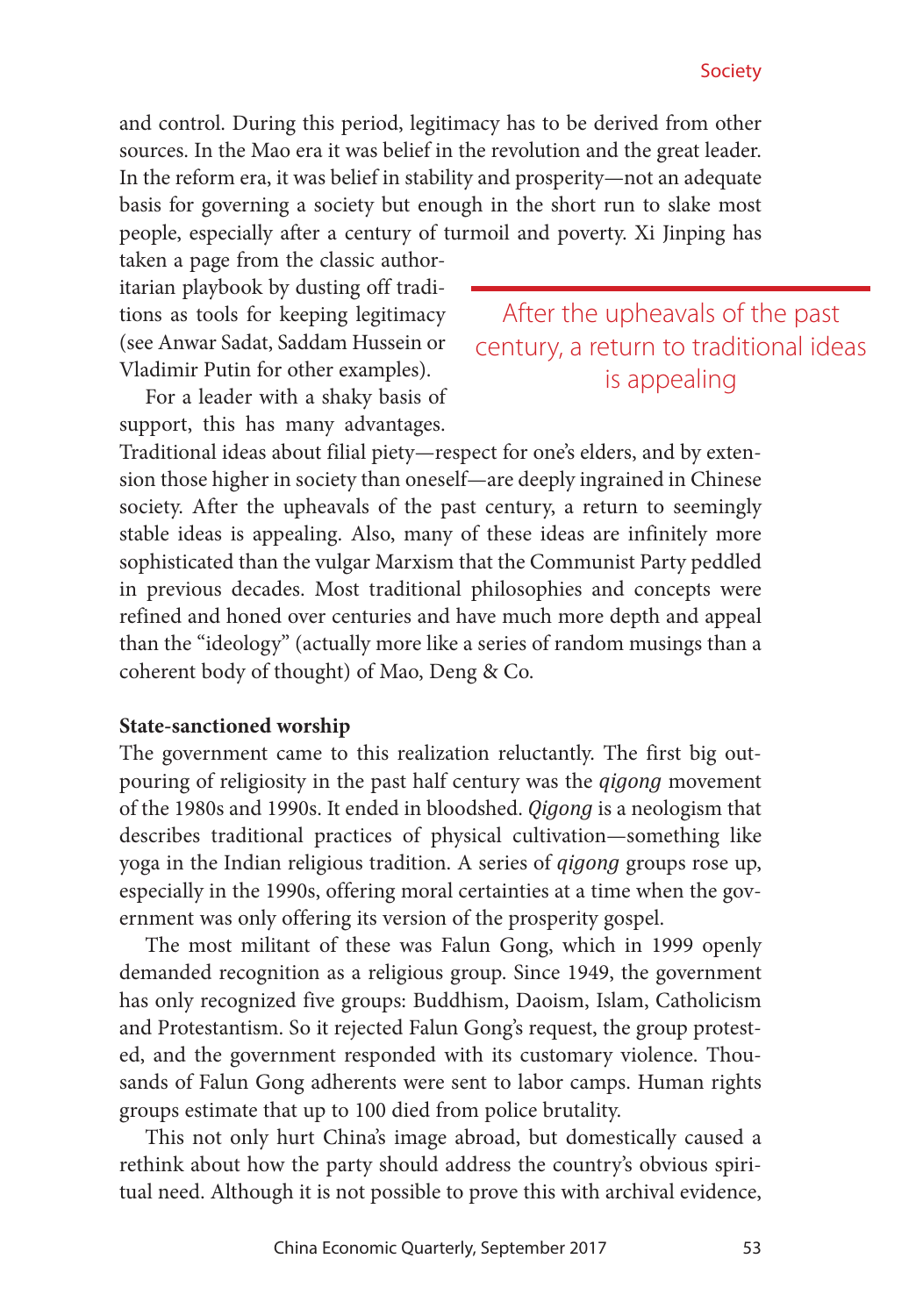and control. During this period, legitimacy has to be derived from other sources. In the Mao era it was belief in the revolution and the great leader. In the reform era, it was belief in stability and prosperity—not an adequate basis for governing a society but enough in the short run to slake most people, especially after a century of turmoil and poverty. Xi Jinping has taken a page from the classic authoritarian playbook by dusting off traditions as tools for keeping legitimacy (see Anwar Sadat, Saddam Hussein or Vladimir Putin for other examples).

> After the upheavals of the past century, a return to traditional ideas is appealing

For a leader with a shaky basis of support, this has many advantages. Traditional ideas about filial piety—respect for one's elders, and by extension those higher in society than oneself—are deeply ingrained in Chinese society. After the upheavals of the past century, a return to seemingly stable ideas is appealing. Also, many of these ideas are infinitely more sophisticated than the vulgar Marxism that the Communist Party peddled in previous decades. Most traditional philosophies and concepts were refined and honed over centuries and have much more depth and appeal than the "ideology" (actually more like a series of random musings than a coherent body of thought) of Mao, Deng & Co.

**State-sanctioned worship**

The government came to this realization reluctantly. The first big outpouring of religiosity in the past half century was the *qigong* movement of the 1980s and 1990s. It ended in bloodshed. *Qigong* is a neologism that describes traditional practices of physical cultivation—something like yoga in the Indian religious tradition. A series of *qigong* groups rose up, especially in the 1990s, offering moral certainties at a time when the government was only offering its version of the prosperity gospel.

The most militant of these was Falun Gong, which in 1999 openly demanded recognition as a religious group. Since 1949, the government has only recognized five groups: Buddhism, Daoism, Islam, Catholicism and Protestantism. So it rejected Falun Gong's request, the group protested, and the government responded with its customary violence. Thousands of Falun Gong adherents were sent to labor camps. Human rights groups estimate that up to 100 died from police brutality.

This not only hurt China's image abroad, but domestically caused a rethink about how the party should address the country's obvious spiritual need. Although it is not possible to prove this with archival evidence,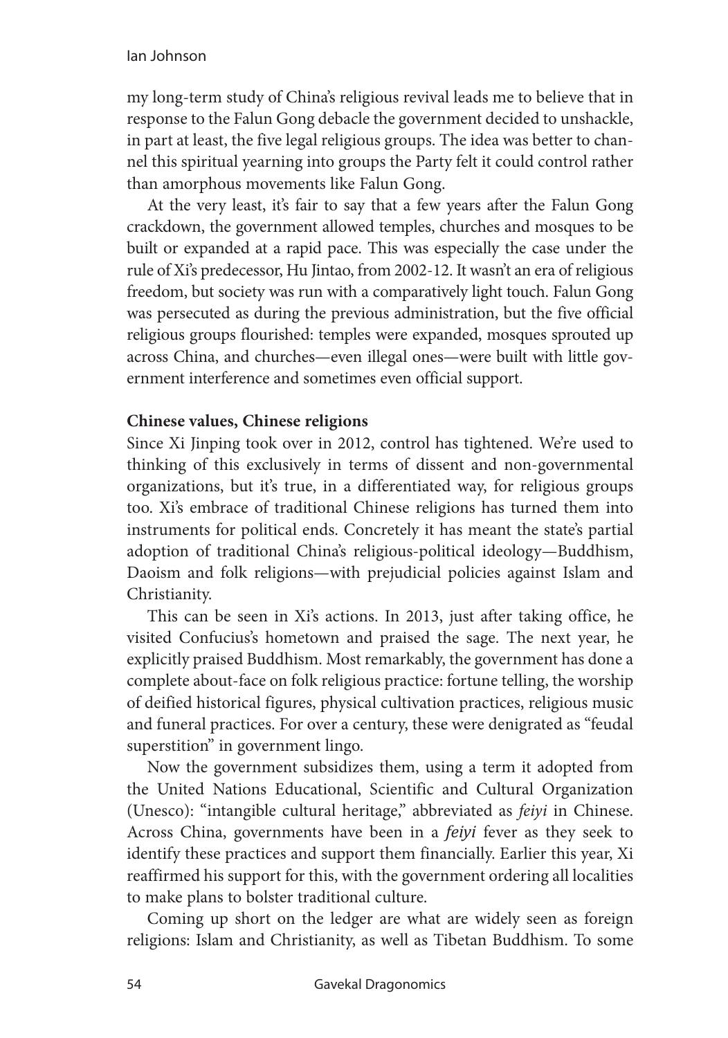my long-term study of China's religious revival leads me to believe that in response to the Falun Gong debacle the government decided to unshackle, in part at least, the five legal religious groups. The idea was better to channel this spiritual yearning into groups the Party felt it could control rather than amorphous movements like Falun Gong.

At the very least, it's fair to say that a few years after the Falun Gong crackdown, the government allowed temples, churches and mosques to be built or expanded at a rapid pace. This was especially the case under the rule of Xi's predecessor, Hu Jintao, from 2002-12. It wasn't an era of religious freedom, but society was run with a comparatively light touch. Falun Gong was persecuted as during the previous administration, but the five official religious groups flourished: temples were expanded, mosques sprouted up across China, and churches—even illegal ones—were built with little government interference and sometimes even official support.

**Chinese values, Chinese religions**

Since Xi Jinping took over in 2012, control has tightened. We're used to thinking of this exclusively in terms of dissent and non-governmental organizations, but it's true, in a differentiated way, for religious groups too. Xi's embrace of traditional Chinese religions has turned them into instruments for political ends. Concretely it has meant the state's partial adoption of traditional China's religious-political ideology—Buddhism, Daoism and folk religions—with prejudicial policies against Islam and Christianity.

This can be seen in Xi's actions. In 2013, just after taking office, he visited Confucius's hometown and praised the sage. The next year, he explicitly praised Buddhism. Most remarkably, the government has done a complete about-face on folk religious practice: fortune telling, the worship of deified historical figures, physical cultivation practices, religious music and funeral practices. For over a century, these were denigrated as "feudal superstition" in government lingo.

Now the government subsidizes them, using a term it adopted from the United Nations Educational, Scientific and Cultural Organization (Unesco): "intangible cultural heritage," abbreviated as *feiyi* in Chinese. Across China, governments have been in a *feiyi* fever as they seek to identify these practices and support them financially. Earlier this year, Xi reaffirmed his support for this, with the government ordering all localities to make plans to bolster traditional culture.

Coming up short on the ledger are what are widely seen as foreign religions: Islam and Christianity, as well as Tibetan Buddhism. To some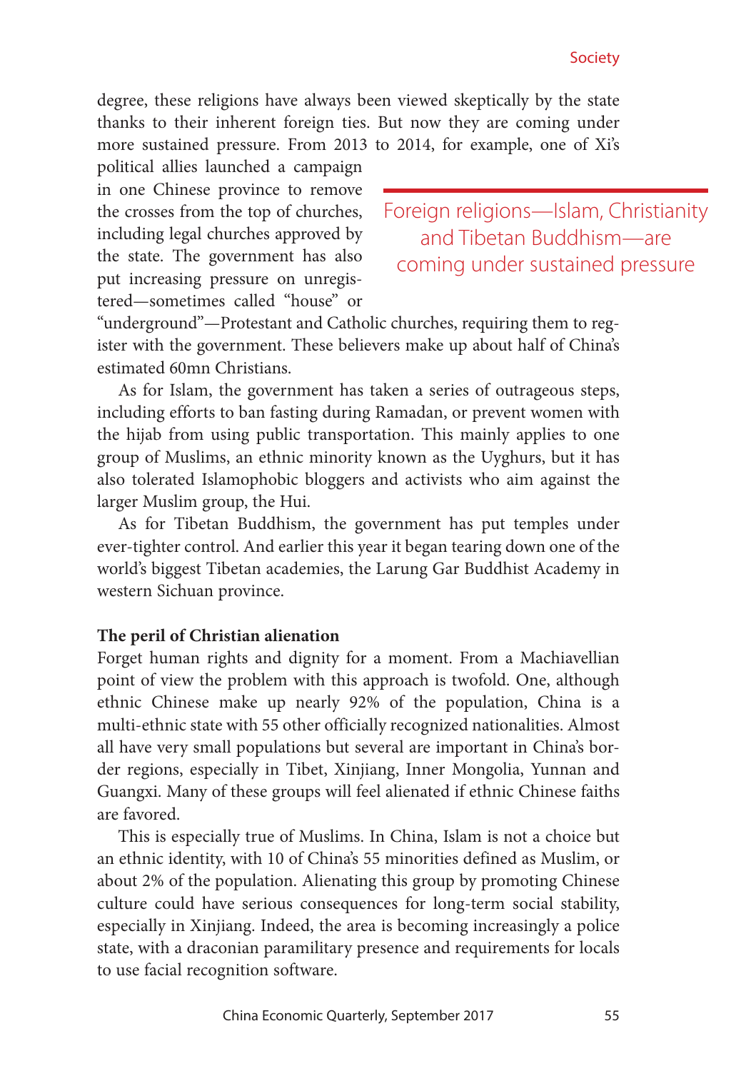degree, these religions have always been viewed skeptically by the state thanks to their inherent foreign ties. But now they are coming under more sustained pressure. From 2013 to 2014, for example, one of Xi's political allies launched a campaign in one Chinese province to remove the crosses from the top of churches, including legal churches approved by the state. The government has also put increasing pressure on unregistered—sometimes called "house" or "underground"—Protestant and Catholic churches, requiring them to register with the government. These believers make up about half of China's estimated 60mn Christians.

> Foreign religions—Islam, Christianity and Tibetan Buddhism—are coming under sustained pressure

As for Islam, the government has taken a series of outrageous steps, including efforts to ban fasting during Ramadan, or prevent women with the hijab from using public transportation. This mainly applies to one group of Muslims, an ethnic minority known as the Uyghurs, but it has also tolerated Islamophobic bloggers and activists who aim against the larger Muslim group, the Hui.

As for Tibetan Buddhism, the government has put temples under ever-tighter control. And earlier this year it began tearing down one of the world's biggest Tibetan academies, the Larung Gar Buddhist Academy in western Sichuan province.

**The peril of Christian alienation**

Forget human rights and dignity for a moment. From a Machiavellian point of view the problem with this approach is twofold. One, although ethnic Chinese make up nearly 92% of the population, China is a multi-ethnic state with 55 other officially recognized nationalities. Almost all have very small populations but several are important in China's border regions, especially in Tibet, Xinjiang, Inner Mongolia, Yunnan and Guangxi. Many of these groups will feel alienated if ethnic Chinese faiths are favored.

This is especially true of Muslims. In China, Islam is not a choice but an ethnic identity, with 10 of China's 55 minorities defined as Muslim, or about 2% of the population. Alienating this group by promoting Chinese culture could have serious consequences for long-term social stability, especially in Xinjiang. Indeed, the area is becoming increasingly a police state, with a draconian paramilitary presence and requirements for locals to use facial recognition software.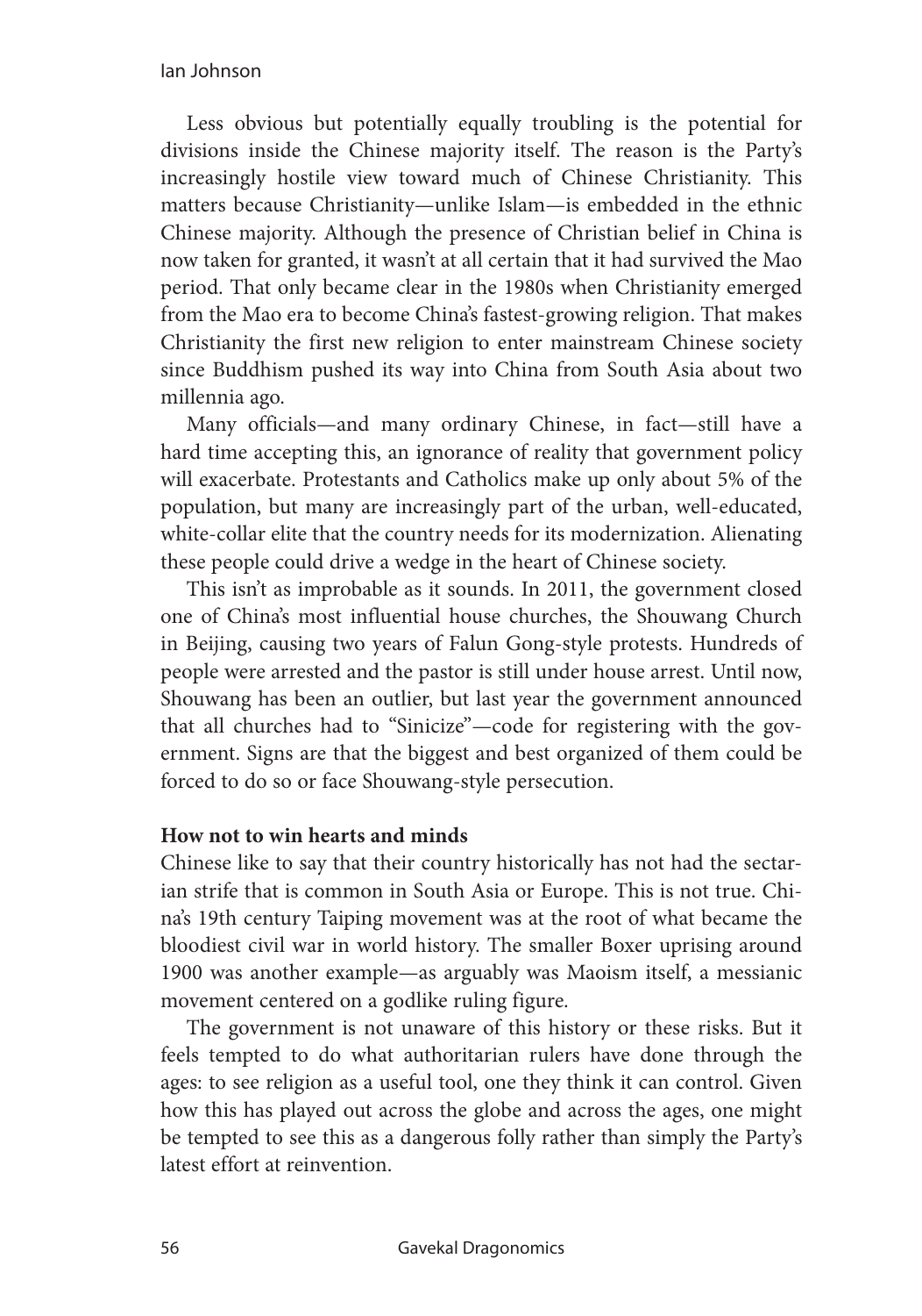Less obvious but potentially equally troubling is the potential for divisions inside the Chinese majority itself. The reason is the Party's increasingly hostile view toward much of Chinese Christianity. This matters because Christianity—unlike Islam—is embedded in the ethnic Chinese majority. Although the presence of Christian belief in China is now taken for granted, it wasn't at all certain that it had survived the Mao period. That only became clear in the 1980s when Christianity emerged from the Mao era to become China's fastest-growing religion. That makes Christianity the first new religion to enter mainstream Chinese society since Buddhism pushed its way into China from South Asia about two millennia ago.

Many officials—and many ordinary Chinese, in fact—still have a hard time accepting this, an ignorance of reality that government policy will exacerbate. Protestants and Catholics make up only about 5% of the population, but many are increasingly part of the urban, well-educated, white-collar elite that the country needs for its modernization. Alienating these people could drive a wedge in the heart of Chinese society.

This isn't as improbable as it sounds. In 2011, the government closed one of China's most influential house churches, the Shouwang Church in Beijing, causing two years of Falun Gong-style protests. Hundreds of people were arrested and the pastor is still under house arrest. Until now, Shouwang has been an outlier, but last year the government announced that all churches had to "Sinicize"—code for registering with the government. Signs are that the biggest and best organized of them could be forced to do so or face Shouwang-style persecution.

**How not to win hearts and minds**

Chinese like to say that their country historically has not had the sectarian strife that is common in South Asia or Europe. This is not true. China's 19th century Taiping movement was at the root of what became the bloodiest civil war in world history. The smaller Boxer uprising around 1900 was another example—as arguably was Maoism itself, a messianic movement centered on a godlike ruling figure.

The government is not unaware of this history or these risks. But it feels tempted to do what authoritarian rulers have done through the ages: to see religion as a useful tool, one they think it can control. Given how this has played out across the globe and across the ages, one might be tempted to see this as a dangerous folly rather than simply the Party's latest effort at reinvention.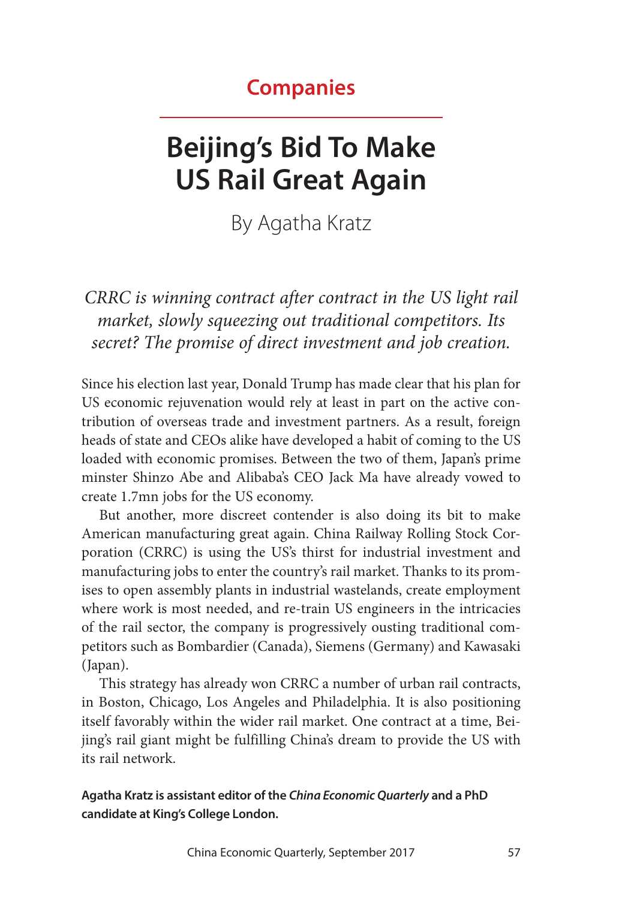## Companies

# Beijing's Bid To Make US Rail Great Again

By Agatha Kratz

*CRRC is winning contract after contract in the US light rail market, slowly squeezing out traditional competitors. Its secret? The promise of direct investment and job creation.*

Since his election last year, Donald Trump has made clear that his plan for US economic rejuvenation would rely at least in part on the active contribution of overseas trade and investment partners. As a result, foreign heads of state and CEOs alike have developed a habit of coming to the US loaded with economic promises. Between the two of them, Japan's prime minster Shinzo Abe and Alibaba's CEO Jack Ma have already vowed to create 1.7mn jobs for the US economy.

But another, more discreet contender is also doing its bit to make American manufacturing great again. China Railway Rolling Stock Corporation (CRRC) is using the US's thirst for industrial investment and manufacturing jobs to enter the country's rail market. Thanks to its promises to open assembly plants in industrial wastelands, create employment where work is most needed, and re-train US engineers in the intricacies of the rail sector, the company is progressively ousting traditional competitors such as Bombardier (Canada), Siemens (Germany) and Kawasaki (Japan).

This strategy has already won CRRC a number of urban rail contracts, in Boston, Chicago, Los Angeles and Philadelphia. It is also positioning itself favorably within the wider rail market. One contract at a time, Beijing's rail giant might be fulfilling China's dream to provide the US with its rail network.

**Agatha Kratz is assistant editor of the *China Economic Quarterly* and a PhD candidate at King's College London.**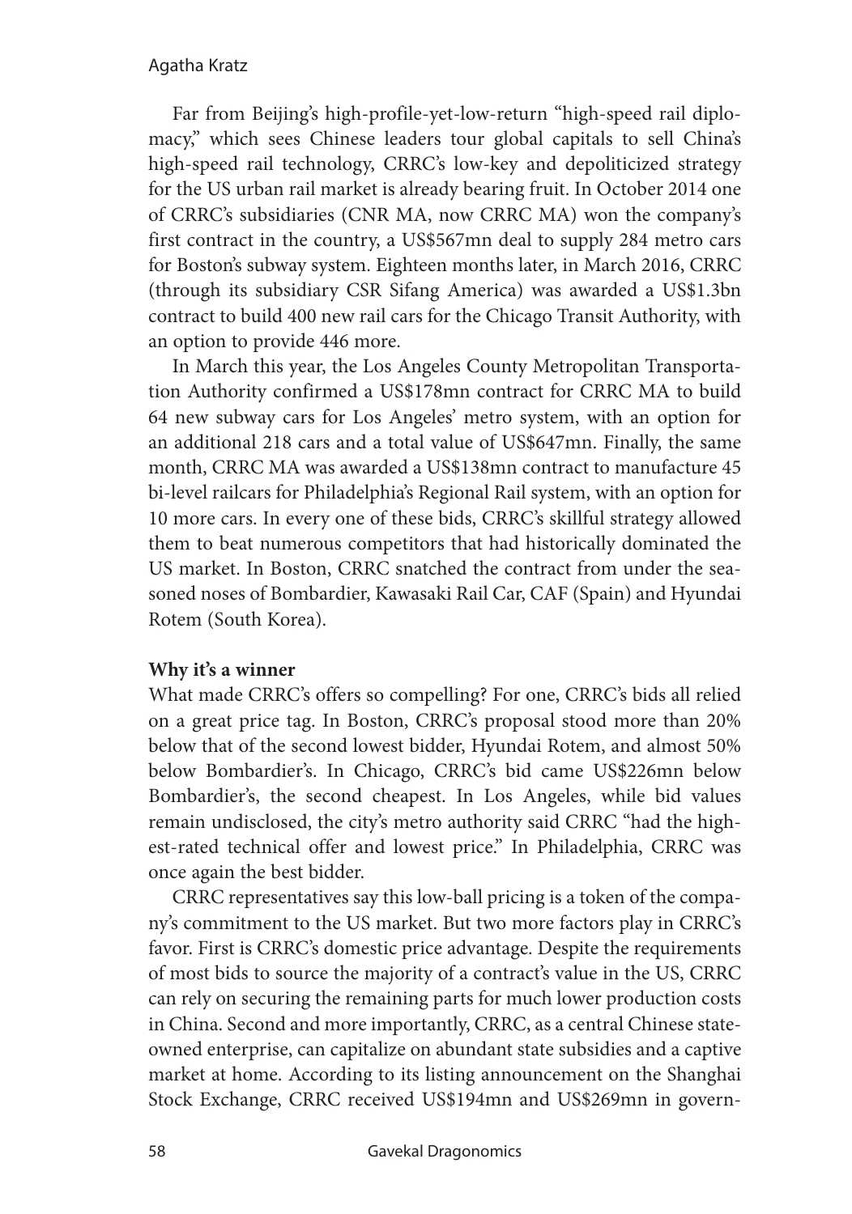Far from Beijing's high-profile-yet-low-return "high-speed rail diplomacy," which sees Chinese leaders tour global capitals to sell China's high-speed rail technology, CRRC's low-key and depoliticized strategy for the US urban rail market is already bearing fruit. In October 2014 one of CRRC's subsidiaries (CNR MA, now CRRC MA) won the company's first contract in the country, a US$567mn deal to supply 284 metro cars for Boston's subway system. Eighteen months later, in March 2016, CRRC (through its subsidiary CSR Sifang America) was awarded a US$1.3bn contract to build 400 new rail cars for the Chicago Transit Authority, with an option to provide 446 more.

In March this year, the Los Angeles County Metropolitan Transportation Authority confirmed a US$178mn contract for CRRC MA to build 64 new subway cars for Los Angeles' metro system, with an option for an additional 218 cars and a total value of US$647mn. Finally, the same month, CRRC MA was awarded a US$138mn contract to manufacture 45 bi-level railcars for Philadelphia's Regional Rail system, with an option for 10 more cars. In every one of these bids, CRRC's skillful strategy allowed them to beat numerous competitors that had historically dominated the US market. In Boston, CRRC snatched the contract from under the seasoned noses of Bombardier, Kawasaki Rail Car, CAF (Spain) and Hyundai Rotem (South Korea).

**Why it's a winner**

What made CRRC's offers so compelling? For one, CRRC's bids all relied on a great price tag. In Boston, CRRC's proposal stood more than 20% below that of the second lowest bidder, Hyundai Rotem, and almost 50% below Bombardier's. In Chicago, CRRC's bid came US$226mn below Bombardier's, the second cheapest. In Los Angeles, while bid values remain undisclosed, the city's metro authority said CRRC "had the highest-rated technical offer and lowest price." In Philadelphia, CRRC was once again the best bidder.

CRRC representatives say this low-ball pricing is a token of the company's commitment to the US market. But two more factors play in CRRC's favor. First is CRRC's domestic price advantage. Despite the requirements of most bids to source the majority of a contract's value in the US, CRRC can rely on securing the remaining parts for much lower production costs in China. Second and more importantly, CRRC, as a central Chinese state-owned enterprise, can capitalize on abundant state subsidies and a captive market at home. According to its listing announcement on the Shanghai Stock Exchange, CRRC received US$194mn and US$269mn in govern-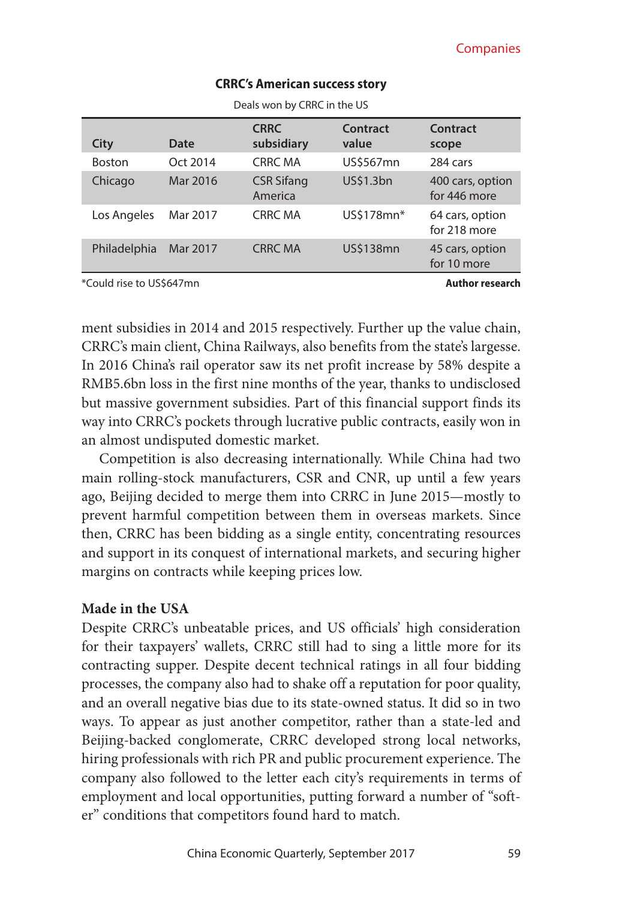**CRRC's American success story**

Deals won by CRRC in the US

| City | Date | CRRC subsidiary | Contract value | Contract scope |
|---|---|---|---|---|
| Boston | Oct 2014 | CRRC MA | US$567mn | 284 cars |
| Chicago | Mar 2016 | CSR Sifang America | US$1.3bn | 400 cars, option for 446 more |
| Los Angeles | Mar 2017 | CRRC MA | US$178mn* | 64 cars, option for 218 more |
| Philadelphia | Mar 2017 | CRRC MA | US$138mn | 45 cars, option for 10 more |

*Could rise to US$647mn

**Author research**

ment subsidies in 2014 and 2015 respectively. Further up the value chain, CRRC's main client, China Railways, also benefits from the state's largesse. In 2016 China's rail operator saw its net profit increase by 58% despite a RMB5.6bn loss in the first nine months of the year, thanks to undisclosed but massive government subsidies. Part of this financial support finds its way into CRRC's pockets through lucrative public contracts, easily won in an almost undisputed domestic market.

Competition is also decreasing internationally. While China had two main rolling-stock manufacturers, CSR and CNR, up until a few years ago, Beijing decided to merge them into CRRC in June 2015—mostly to prevent harmful competition between them in overseas markets. Since then, CRRC has been bidding as a single entity, concentrating resources and support in its conquest of international markets, and securing higher margins on contracts while keeping prices low.

**Made in the USA**

Despite CRRC's unbeatable prices, and US officials' high consideration for their taxpayers' wallets, CRRC still had to sing a little more for its contracting supper. Despite decent technical ratings in all four bidding processes, the company also had to shake off a reputation for poor quality, and an overall negative bias due to its state-owned status. It did so in two ways. To appear as just another competitor, rather than a state-led and Beijing-backed conglomerate, CRRC developed strong local networks, hiring professionals with rich PR and public procurement experience. The company also followed to the letter each city's requirements in terms of employment and local opportunities, putting forward a number of "softer" conditions that competitors found hard to match.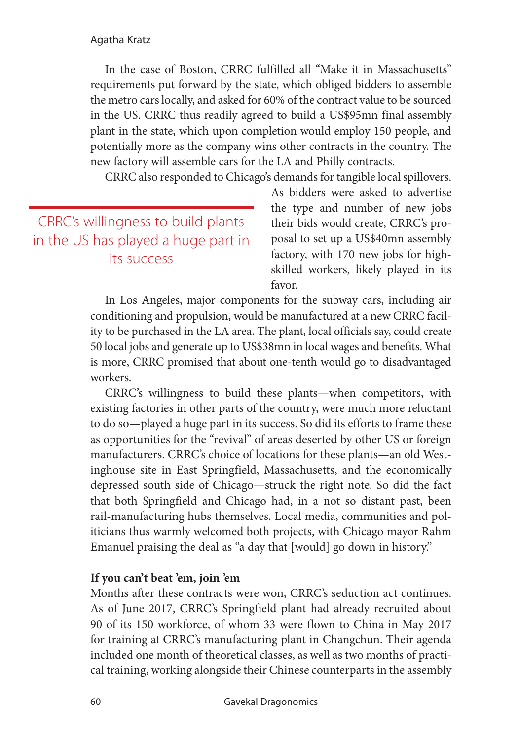In the case of Boston, CRRC fulfilled all "Make it in Massachusetts" requirements put forward by the state, which obliged bidders to assemble the metro cars locally, and asked for 60% of the contract value to be sourced in the US. CRRC thus readily agreed to build a US$95mn final assembly plant in the state, which upon completion would employ 150 people, and potentially more as the company wins other contracts in the country. The new factory will assemble cars for the LA and Philly contracts.

CRRC also responded to Chicago's demands for tangible local spillovers. As bidders were asked to advertise the type and number of new jobs their bids would create, CRRC's proposal to set up a US$40mn assembly factory, with 170 new jobs for high-skilled workers, likely played in its favor.

> CRRC's willingness to build plants in the US has played a huge part in its success

In Los Angeles, major components for the subway cars, including air conditioning and propulsion, would be manufactured at a new CRRC facility to be purchased in the LA area. The plant, local officials say, could create 50 local jobs and generate up to US$38mn in local wages and benefits. What is more, CRRC promised that about one-tenth would go to disadvantaged workers.

CRRC's willingness to build these plants—when competitors, with existing factories in other parts of the country, were much more reluctant to do so—played a huge part in its success. So did its efforts to frame these as opportunities for the "revival" of areas deserted by other US or foreign manufacturers. CRRC's choice of locations for these plants—an old Westinghouse site in East Springfield, Massachusetts, and the economically depressed south side of Chicago—struck the right note. So did the fact that both Springfield and Chicago had, in a not so distant past, been rail-manufacturing hubs themselves. Local media, communities and politicians thus warmly welcomed both projects, with Chicago mayor Rahm Emanuel praising the deal as "a day that [would] go down in history."

**If you can't beat 'em, join 'em**

Months after these contracts were won, CRRC's seduction act continues. As of June 2017, CRRC's Springfield plant had already recruited about 90 of its 150 workforce, of whom 33 were flown to China in May 2017 for training at CRRC's manufacturing plant in Changchun. Their agenda included one month of theoretical classes, as well as two months of practical training, working alongside their Chinese counterparts in the assembly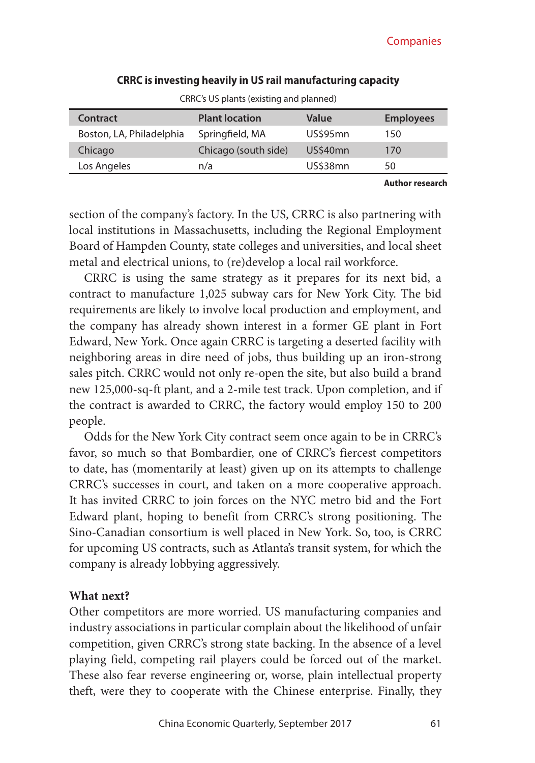**CRRC is investing heavily in US rail manufacturing capacity**

CRRC's US plants (existing and planned)

| Contract | Plant location | Value | Employees |
|---|---|---|---|
| Boston, LA, Philadelphia | Springfield, MA | US$95mn | 150 |
| Chicago | Chicago (south side) | US$40mn | 170 |
| Los Angeles | n/a | US$38mn | 50 |

**Author research**

section of the company's factory. In the US, CRRC is also partnering with local institutions in Massachusetts, including the Regional Employment Board of Hampden County, state colleges and universities, and local sheet metal and electrical unions, to (re)develop a local rail workforce.

CRRC is using the same strategy as it prepares for its next bid, a contract to manufacture 1,025 subway cars for New York City. The bid requirements are likely to involve local production and employment, and the company has already shown interest in a former GE plant in Fort Edward, New York. Once again CRRC is targeting a deserted facility with neighboring areas in dire need of jobs, thus building up an iron-strong sales pitch. CRRC would not only re-open the site, but also build a brand new 125,000-sq-ft plant, and a 2-mile test track. Upon completion, and if the contract is awarded to CRRC, the factory would employ 150 to 200 people.

Odds for the New York City contract seem once again to be in CRRC's favor, so much so that Bombardier, one of CRRC's fiercest competitors to date, has (momentarily at least) given up on its attempts to challenge CRRC's successes in court, and taken on a more cooperative approach. It has invited CRRC to join forces on the NYC metro bid and the Fort Edward plant, hoping to benefit from CRRC's strong positioning. The Sino-Canadian consortium is well placed in New York. So, too, is CRRC for upcoming US contracts, such as Atlanta's transit system, for which the company is already lobbying aggressively.

**What next?**

Other competitors are more worried. US manufacturing companies and industry associations in particular complain about the likelihood of unfair competition, given CRRC's strong state backing. In the absence of a level playing field, competing rail players could be forced out of the market. These also fear reverse engineering or, worse, plain intellectual property theft, were they to cooperate with the Chinese enterprise. Finally, they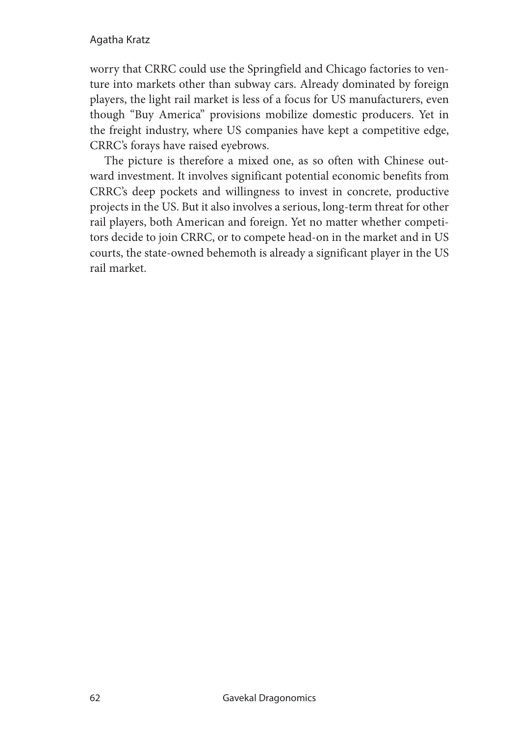worry that CRRC could use the Springfield and Chicago factories to venture into markets other than subway cars. Already dominated by foreign players, the light rail market is less of a focus for US manufacturers, even though "Buy America" provisions mobilize domestic producers. Yet in the freight industry, where US companies have kept a competitive edge, CRRC's forays have raised eyebrows.

The picture is therefore a mixed one, as so often with Chinese outward investment. It involves significant potential economic benefits from CRRC's deep pockets and willingness to invest in concrete, productive projects in the US. But it also involves a serious, long-term threat for other rail players, both American and foreign. Yet no matter whether competitors decide to join CRRC, or to compete head-on in the market and in US courts, the state-owned behemoth is already a significant player in the US rail market.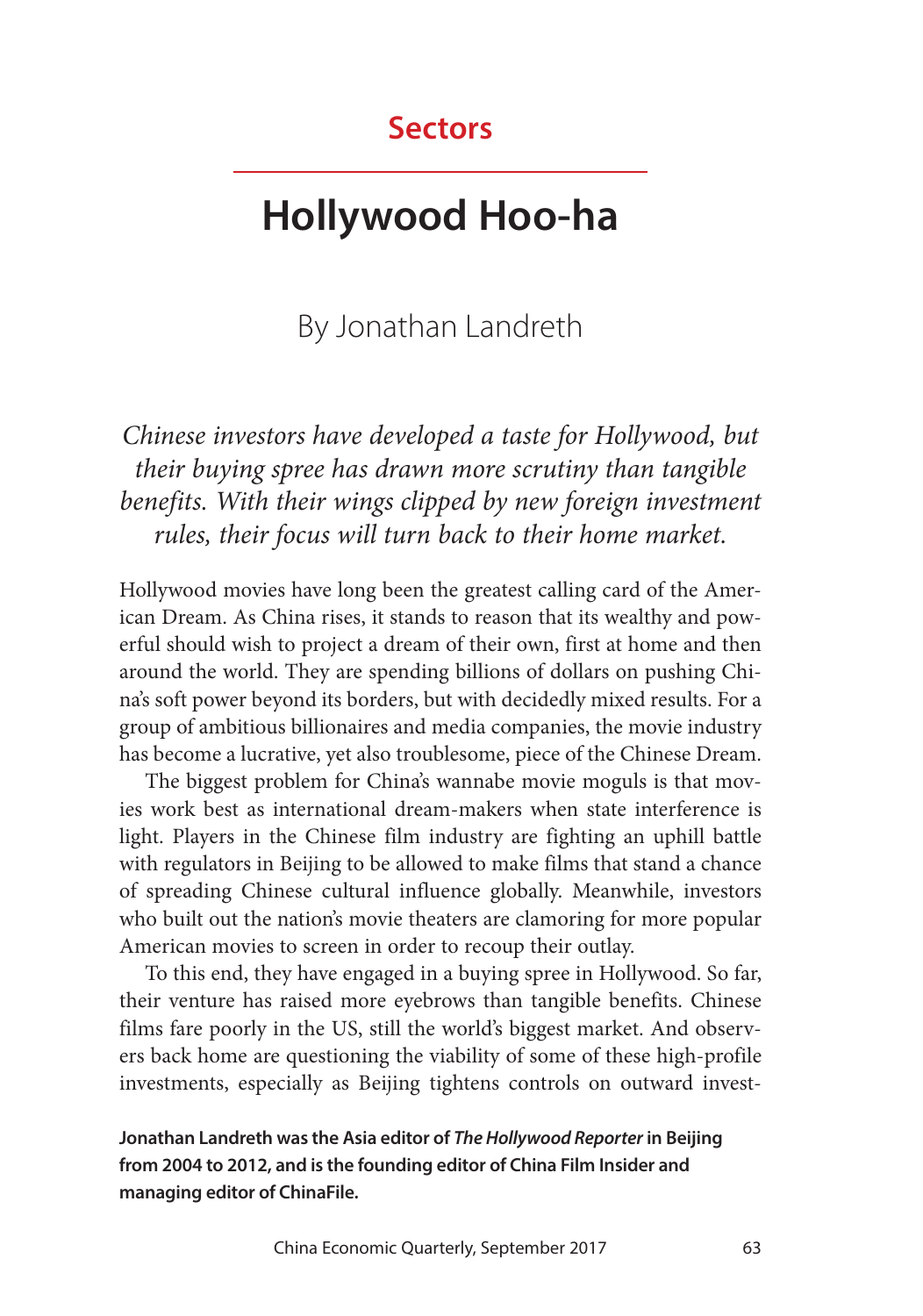## Sectors

# Hollywood Hoo-ha

By Jonathan Landreth

*Chinese investors have developed a taste for Hollywood, but their buying spree has drawn more scrutiny than tangible benefits. With their wings clipped by new foreign investment rules, their focus will turn back to their home market.*

Hollywood movies have long been the greatest calling card of the American Dream. As China rises, it stands to reason that its wealthy and powerful should wish to project a dream of their own, first at home and then around the world. They are spending billions of dollars on pushing China's soft power beyond its borders, but with decidedly mixed results. For a group of ambitious billionaires and media companies, the movie industry has become a lucrative, yet also troublesome, piece of the Chinese Dream.

The biggest problem for China's wannabe movie moguls is that movies work best as international dream-makers when state interference is light. Players in the Chinese film industry are fighting an uphill battle with regulators in Beijing to be allowed to make films that stand a chance of spreading Chinese cultural influence globally. Meanwhile, investors who built out the nation's movie theaters are clamoring for more popular American movies to screen in order to recoup their outlay.

To this end, they have engaged in a buying spree in Hollywood. So far, their venture has raised more eyebrows than tangible benefits. Chinese films fare poorly in the US, still the world's biggest market. And observers back home are questioning the viability of some of these high-profile investments, especially as Beijing tightens controls on outward invest-

**Jonathan Landreth was the Asia editor of *The Hollywood Reporter* in Beijing from 2004 to 2012, and is the founding editor of China Film Insider and managing editor of ChinaFile.**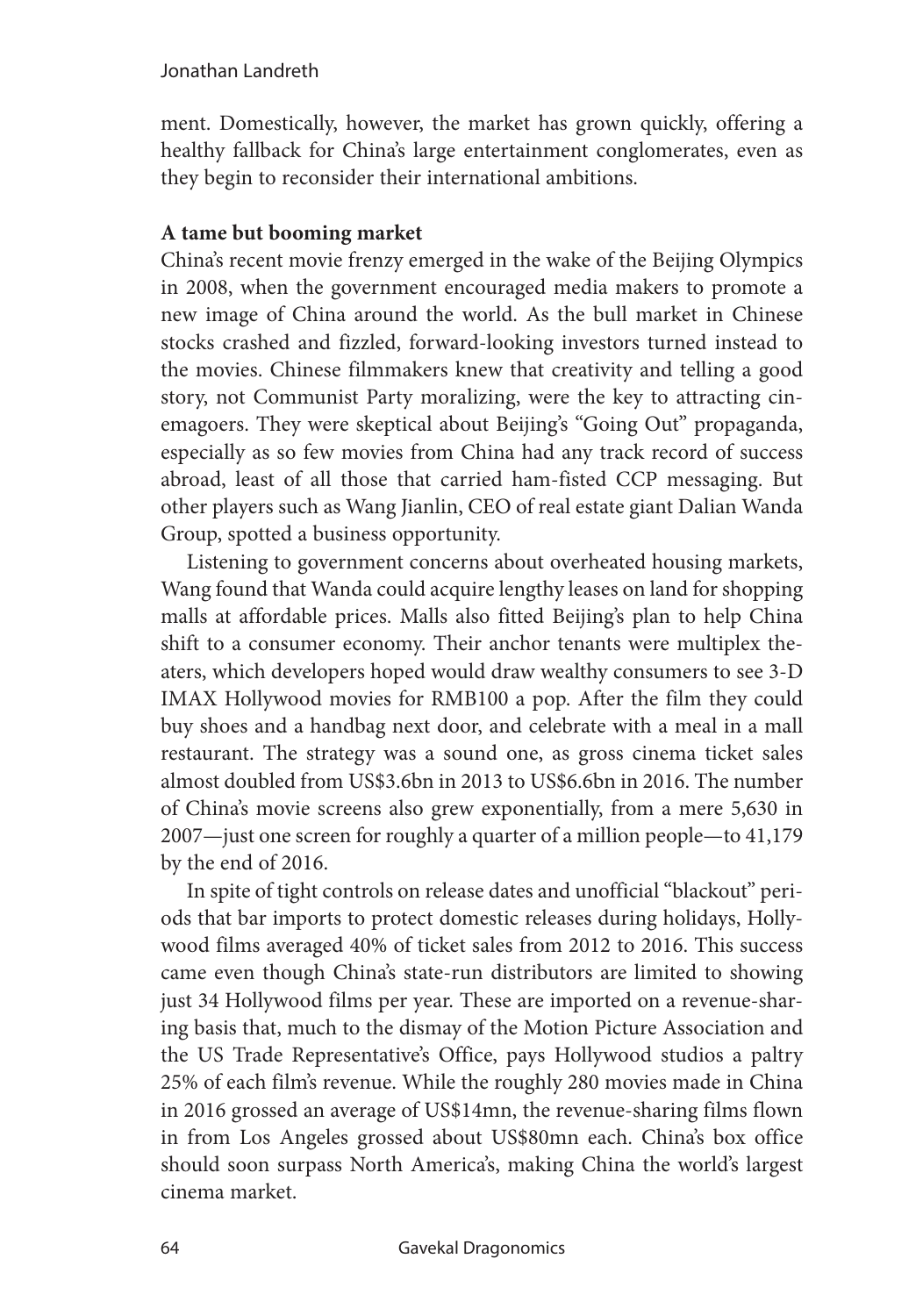ment. Domestically, however, the market has grown quickly, offering a healthy fallback for China's large entertainment conglomerates, even as they begin to reconsider their international ambitions.

**A tame but booming market**

China's recent movie frenzy emerged in the wake of the Beijing Olympics in 2008, when the government encouraged media makers to promote a new image of China around the world. As the bull market in Chinese stocks crashed and fizzled, forward-looking investors turned instead to the movies. Chinese filmmakers knew that creativity and telling a good story, not Communist Party moralizing, were the key to attracting cinemagoers. They were skeptical about Beijing's "Going Out" propaganda, especially as so few movies from China had any track record of success abroad, least of all those that carried ham-fisted CCP messaging. But other players such as Wang Jianlin, CEO of real estate giant Dalian Wanda Group, spotted a business opportunity.

Listening to government concerns about overheated housing markets, Wang found that Wanda could acquire lengthy leases on land for shopping malls at affordable prices. Malls also fitted Beijing's plan to help China shift to a consumer economy. Their anchor tenants were multiplex theaters, which developers hoped would draw wealthy consumers to see 3-D IMAX Hollywood movies for RMB100 a pop. After the film they could buy shoes and a handbag next door, and celebrate with a meal in a mall restaurant. The strategy was a sound one, as gross cinema ticket sales almost doubled from US$3.6bn in 2013 to US$6.6bn in 2016. The number of China's movie screens also grew exponentially, from a mere 5,630 in 2007—just one screen for roughly a quarter of a million people—to 41,179 by the end of 2016.

In spite of tight controls on release dates and unofficial "blackout" periods that bar imports to protect domestic releases during holidays, Hollywood films averaged 40% of ticket sales from 2012 to 2016. This success came even though China's state-run distributors are limited to showing just 34 Hollywood films per year. These are imported on a revenue-sharing basis that, much to the dismay of the Motion Picture Association and the US Trade Representative's Office, pays Hollywood studios a paltry 25% of each film's revenue. While the roughly 280 movies made in China in 2016 grossed an average of US$14mn, the revenue-sharing films flown in from Los Angeles grossed about US$80mn each. China's box office should soon surpass North America's, making China the world's largest cinema market.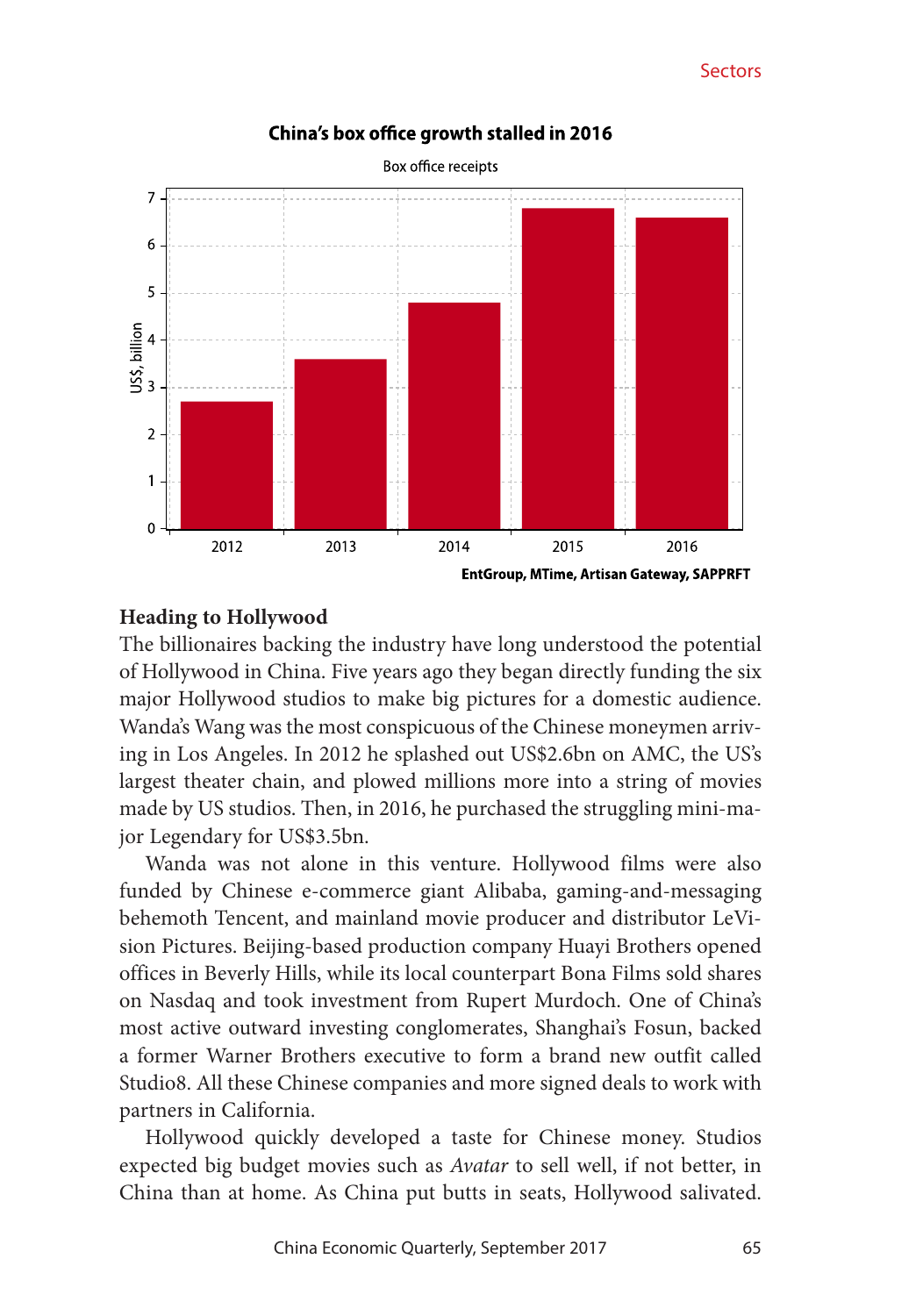**China's box office growth stalled in 2016**

Box office receipts

EntGroup, MTime, Artisan Gateway, SAPPRFT

### Heading to Hollywood

The billionaires backing the industry have long understood the potential of Hollywood in China. Five years ago they began directly funding the six major Hollywood studios to make big pictures for a domestic audience. Wanda's Wang was the most conspicuous of the Chinese moneymen arriving in Los Angeles. In 2012 he splashed out US$2.6bn on AMC, the US's largest theater chain, and plowed millions more into a string of movies made by US studios. Then, in 2016, he purchased the struggling mini-major Legendary for US$3.5bn.

Wanda was not alone in this venture. Hollywood films were also funded by Chinese e-commerce giant Alibaba, gaming-and-messaging behemoth Tencent, and mainland movie producer and distributor LeVision Pictures. Beijing-based production company Huayi Brothers opened offices in Beverly Hills, while its local counterpart Bona Films sold shares on Nasdaq and took investment from Rupert Murdoch. One of China's most active outward investing conglomerates, Shanghai's Fosun, backed a former Warner Brothers executive to form a brand new outfit called Studio8. All these Chinese companies and more signed deals to work with partners in California.

Hollywood quickly developed a taste for Chinese money. Studios expected big budget movies such as *Avatar* to sell well, if not better, in China than at home. As China put butts in seats, Hollywood salivated.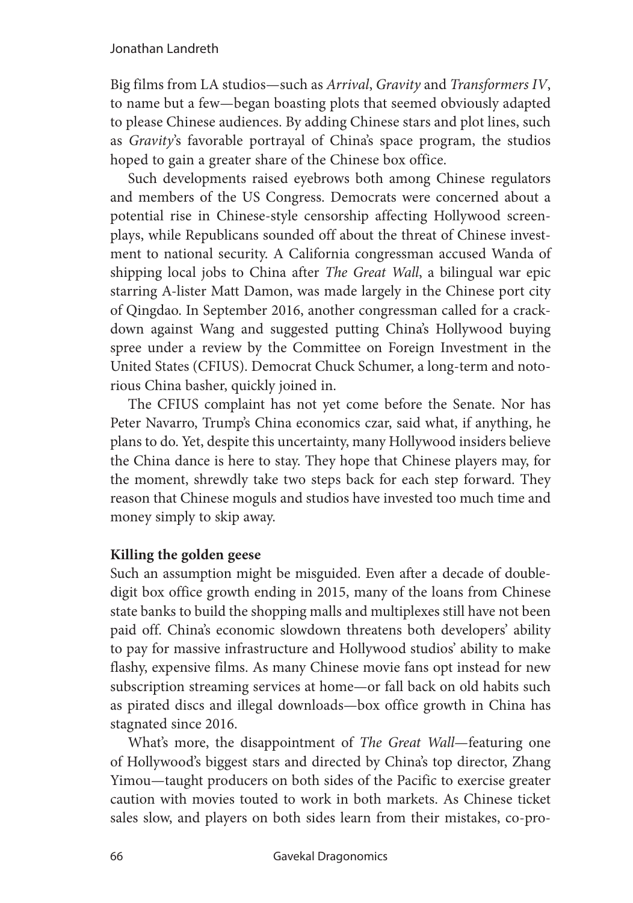Big films from LA studios—such as *Arrival*, *Gravity* and *Transformers IV*, to name but a few—began boasting plots that seemed obviously adapted to please Chinese audiences. By adding Chinese stars and plot lines, such as *Gravity*'s favorable portrayal of China's space program, the studios hoped to gain a greater share of the Chinese box office.

Such developments raised eyebrows both among Chinese regulators and members of the US Congress. Democrats were concerned about a potential rise in Chinese-style censorship affecting Hollywood screenplays, while Republicans sounded off about the threat of Chinese investment to national security. A California congressman accused Wanda of shipping local jobs to China after *The Great Wall*, a bilingual war epic starring A-lister Matt Damon, was made largely in the Chinese port city of Qingdao. In September 2016, another congressman called for a crackdown against Wang and suggested putting China's Hollywood buying spree under a review by the Committee on Foreign Investment in the United States (CFIUS). Democrat Chuck Schumer, a long-term and notorious China basher, quickly joined in.

The CFIUS complaint has not yet come before the Senate. Nor has Peter Navarro, Trump's China economics czar, said what, if anything, he plans to do. Yet, despite this uncertainty, many Hollywood insiders believe the China dance is here to stay. They hope that Chinese players may, for the moment, shrewdly take two steps back for each step forward. They reason that Chinese moguls and studios have invested too much time and money simply to skip away.

**Killing the golden geese**

Such an assumption might be misguided. Even after a decade of double-digit box office growth ending in 2015, many of the loans from Chinese state banks to build the shopping malls and multiplexes still have not been paid off. China's economic slowdown threatens both developers' ability to pay for massive infrastructure and Hollywood studios' ability to make flashy, expensive films. As many Chinese movie fans opt instead for new subscription streaming services at home—or fall back on old habits such as pirated discs and illegal downloads—box office growth in China has stagnated since 2016.

What's more, the disappointment of *The Great Wall*—featuring one of Hollywood's biggest stars and directed by China's top director, Zhang Yimou—taught producers on both sides of the Pacific to exercise greater caution with movies touted to work in both markets. As Chinese ticket sales slow, and players on both sides learn from their mistakes, co-pro-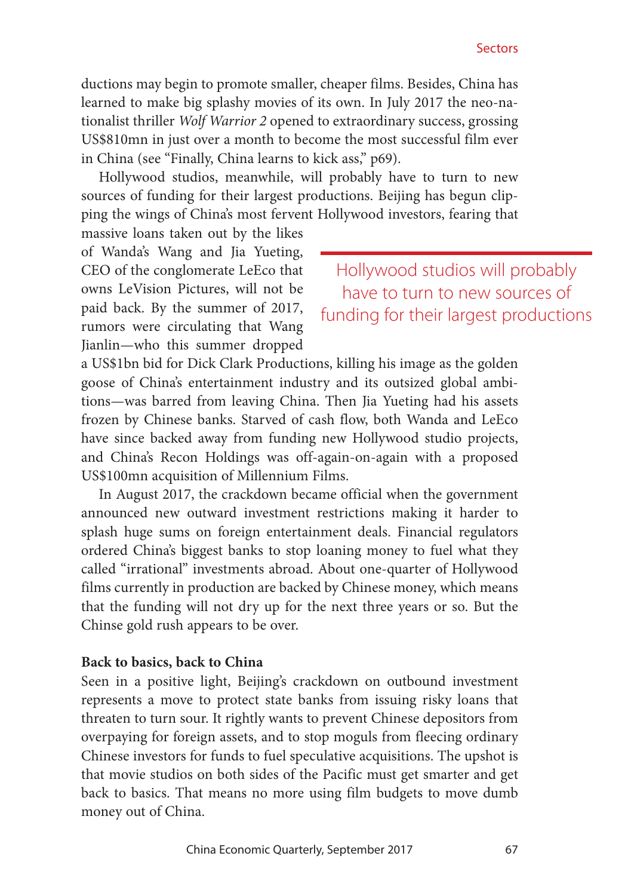ductions may begin to promote smaller, cheaper films. Besides, China has learned to make big splashy movies of its own. In July 2017 the neo-nationalist thriller *Wolf Warrior 2* opened to extraordinary success, grossing US$810mn in just over a month to become the most successful film ever in China (see "Finally, China learns to kick ass," p69).

Hollywood studios, meanwhile, will probably have to turn to new sources of funding for their largest productions. Beijing has begun clipping the wings of China's most fervent Hollywood investors, fearing that massive loans taken out by the likes of Wanda's Wang and Jia Yueting, CEO of the conglomerate LeEco that owns LeVision Pictures, will not be paid back. By the summer of 2017, rumors were circulating that Wang Jianlin—who this summer dropped a US$1bn bid for Dick Clark Productions, killing his image as the golden goose of China's entertainment industry and its outsized global ambitions—was barred from leaving China. Then Jia Yueting had his assets frozen by Chinese banks. Starved of cash flow, both Wanda and LeEco have since backed away from funding new Hollywood studio projects, and China's Recon Holdings was off-again-on-again with a proposed US$100mn acquisition of Millennium Films.

> Hollywood studios will probably have to turn to new sources of funding for their largest productions

In August 2017, the crackdown became official when the government announced new outward investment restrictions making it harder to splash huge sums on foreign entertainment deals. Financial regulators ordered China's biggest banks to stop loaning money to fuel what they called "irrational" investments abroad. About one-quarter of Hollywood films currently in production are backed by Chinese money, which means that the funding will not dry up for the next three years or so. But the Chinse gold rush appears to be over.

**Back to basics, back to China**

Seen in a positive light, Beijing's crackdown on outbound investment represents a move to protect state banks from issuing risky loans that threaten to turn sour. It rightly wants to prevent Chinese depositors from overpaying for foreign assets, and to stop moguls from fleecing ordinary Chinese investors for funds to fuel speculative acquisitions. The upshot is that movie studios on both sides of the Pacific must get smarter and get back to basics. That means no more using film budgets to move dumb money out of China.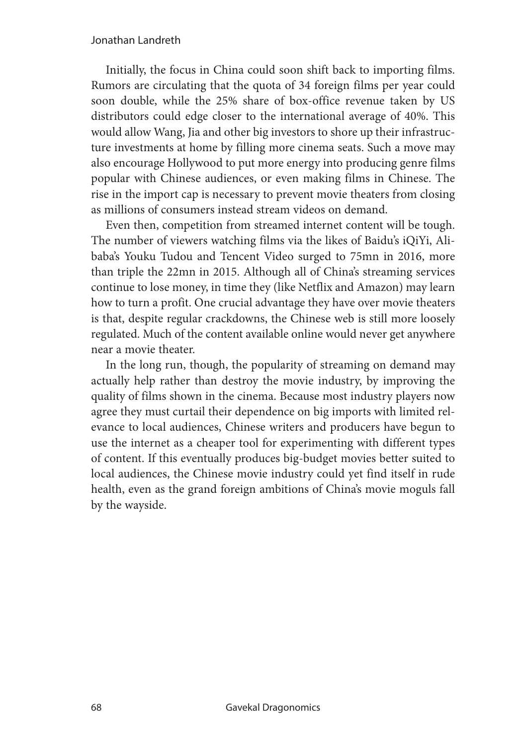Initially, the focus in China could soon shift back to importing films. Rumors are circulating that the quota of 34 foreign films per year could soon double, while the 25% share of box-office revenue taken by US distributors could edge closer to the international average of 40%. This would allow Wang, Jia and other big investors to shore up their infrastructure investments at home by filling more cinema seats. Such a move may also encourage Hollywood to put more energy into producing genre films popular with Chinese audiences, or even making films in Chinese. The rise in the import cap is necessary to prevent movie theaters from closing as millions of consumers instead stream videos on demand.

Even then, competition from streamed internet content will be tough. The number of viewers watching films via the likes of Baidu's iQiYi, Alibaba's Youku Tudou and Tencent Video surged to 75mn in 2016, more than triple the 22mn in 2015. Although all of China's streaming services continue to lose money, in time they (like Netflix and Amazon) may learn how to turn a profit. One crucial advantage they have over movie theaters is that, despite regular crackdowns, the Chinese web is still more loosely regulated. Much of the content available online would never get anywhere near a movie theater.

In the long run, though, the popularity of streaming on demand may actually help rather than destroy the movie industry, by improving the quality of films shown in the cinema. Because most industry players now agree they must curtail their dependence on big imports with limited relevance to local audiences, Chinese writers and producers have begun to use the internet as a cheaper tool for experimenting with different types of content. If this eventually produces big-budget movies better suited to local audiences, the Chinese movie industry could yet find itself in rude health, even as the grand foreign ambitions of China's movie moguls fall by the wayside.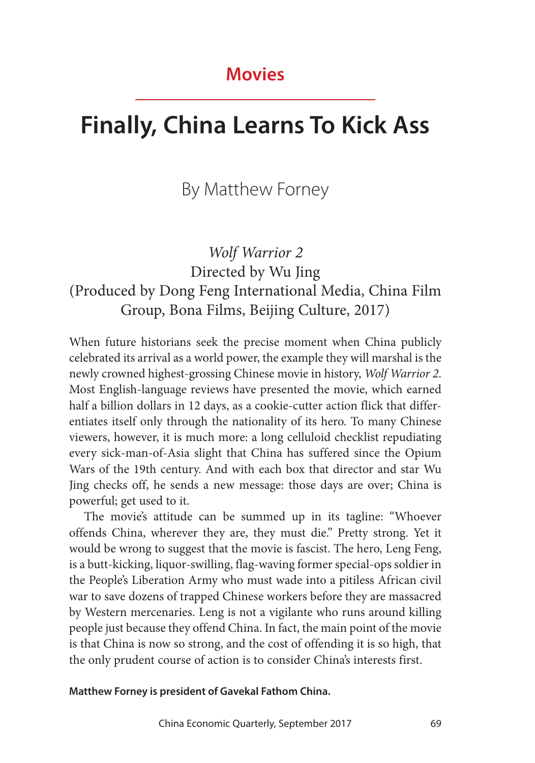## Movies

# Finally, China Learns To Kick Ass

By Matthew Forney

*Wolf Warrior 2*
Directed by Wu Jing
(Produced by Dong Feng International Media, China Film Group, Bona Films, Beijing Culture, 2017)

When future historians seek the precise moment when China publicly celebrated its arrival as a world power, the example they will marshal is the newly crowned highest-grossing Chinese movie in history, *Wolf Warrior 2*. Most English-language reviews have presented the movie, which earned half a billion dollars in 12 days, as a cookie-cutter action flick that differentiates itself only through the nationality of its hero. To many Chinese viewers, however, it is much more: a long celluloid checklist repudiating every sick-man-of-Asia slight that China has suffered since the Opium Wars of the 19th century. And with each box that director and star Wu Jing checks off, he sends a new message: those days are over; China is powerful; get used to it.

The movie's attitude can be summed up in its tagline: "Whoever offends China, wherever they are, they must die." Pretty strong. Yet it would be wrong to suggest that the movie is fascist. The hero, Leng Feng, is a butt-kicking, liquor-swilling, flag-waving former special-ops soldier in the People's Liberation Army who must wade into a pitiless African civil war to save dozens of trapped Chinese workers before they are massacred by Western mercenaries. Leng is not a vigilante who runs around killing people just because they offend China. In fact, the main point of the movie is that China is now so strong, and the cost of offending it is so high, that the only prudent course of action is to consider China's interests first.

**Matthew Forney is president of Gavekal Fathom China.**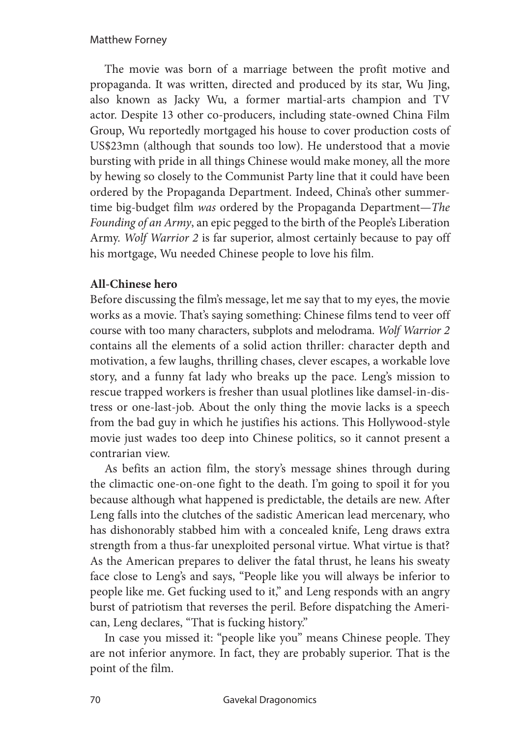The movie was born of a marriage between the profit motive and propaganda. It was written, directed and produced by its star, Wu Jing, also known as Jacky Wu, a former martial-arts champion and TV actor. Despite 13 other co-producers, including state-owned China Film Group, Wu reportedly mortgaged his house to cover production costs of US$23mn (although that sounds too low). He understood that a movie bursting with pride in all things Chinese would make money, all the more by hewing so closely to the Communist Party line that it could have been ordered by the Propaganda Department. Indeed, China's other summertime big-budget film *was* ordered by the Propaganda Department—*The Founding of an Army*, an epic pegged to the birth of the People's Liberation Army. *Wolf Warrior 2* is far superior, almost certainly because to pay off his mortgage, Wu needed Chinese people to love his film.

**All-Chinese hero**

Before discussing the film's message, let me say that to my eyes, the movie works as a movie. That's saying something: Chinese films tend to veer off course with too many characters, subplots and melodrama. *Wolf Warrior 2* contains all the elements of a solid action thriller: character depth and motivation, a few laughs, thrilling chases, clever escapes, a workable love story, and a funny fat lady who breaks up the pace. Leng's mission to rescue trapped workers is fresher than usual plotlines like damsel-in-distress or one-last-job. About the only thing the movie lacks is a speech from the bad guy in which he justifies his actions. This Hollywood-style movie just wades too deep into Chinese politics, so it cannot present a contrarian view.

As befits an action film, the story's message shines through during the climactic one-on-one fight to the death. I'm going to spoil it for you because although what happened is predictable, the details are new. After Leng falls into the clutches of the sadistic American lead mercenary, who has dishonorably stabbed him with a concealed knife, Leng draws extra strength from a thus-far unexploited personal virtue. What virtue is that? As the American prepares to deliver the fatal thrust, he leans his sweaty face close to Leng's and says, "People like you will always be inferior to people like me. Get fucking used to it," and Leng responds with an angry burst of patriotism that reverses the peril. Before dispatching the American, Leng declares, "That is fucking history."

In case you missed it: "people like you" means Chinese people. They are not inferior anymore. In fact, they are probably superior. That is the point of the film.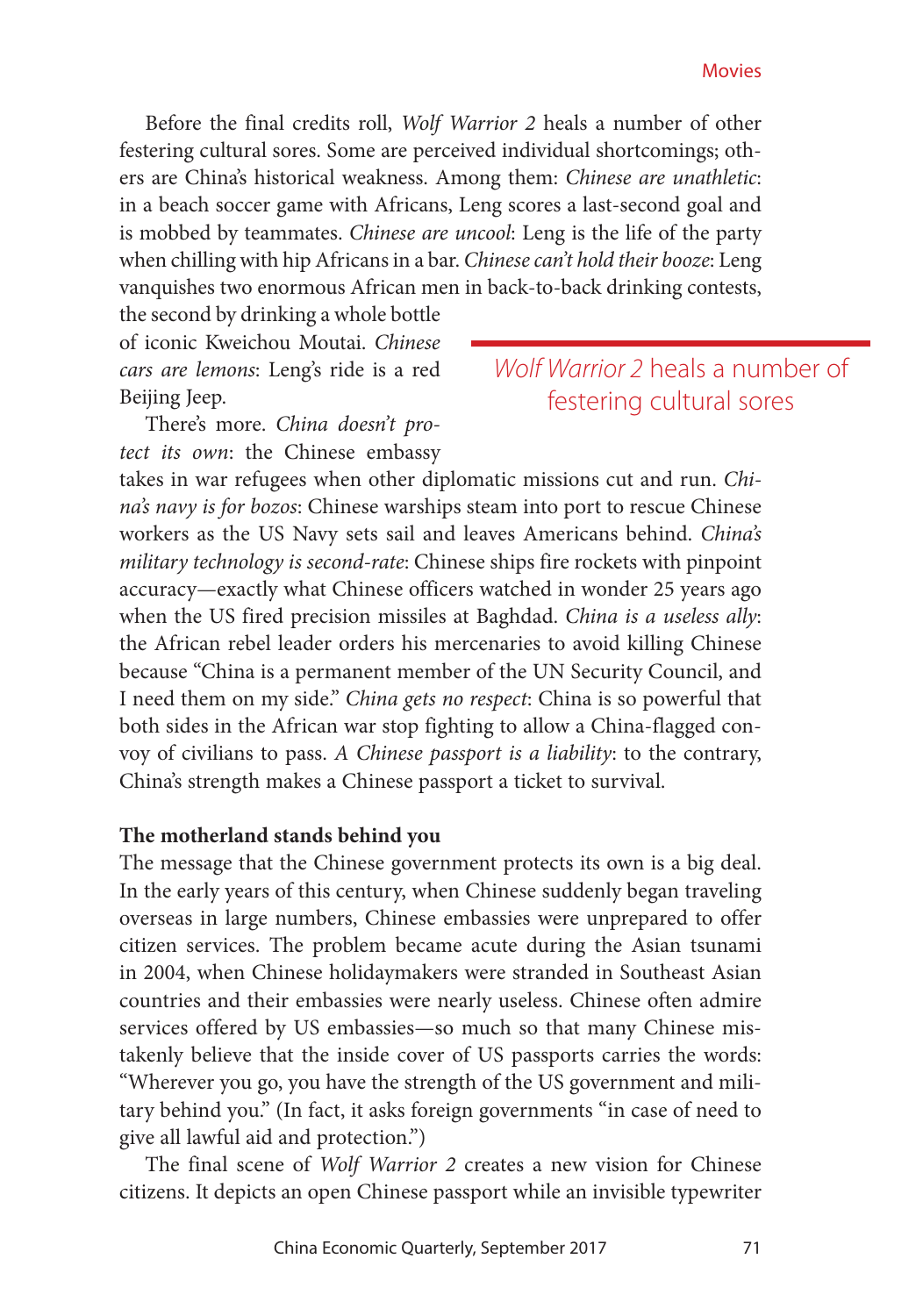Before the final credits roll, *Wolf Warrior 2* heals a number of other festering cultural sores. Some are perceived individual shortcomings; others are China's historical weakness. Among them: *Chinese are unathletic*: in a beach soccer game with Africans, Leng scores a last-second goal and is mobbed by teammates. *Chinese are uncool*: Leng is the life of the party when chilling with hip Africans in a bar. *Chinese can't hold their booze*: Leng vanquishes two enormous African men in back-to-back drinking contests, the second by drinking a whole bottle of iconic Kweichou Moutai. *Chinese cars are lemons*: Leng's ride is a red Beijing Jeep.

> *Wolf Warrior 2* heals a number of festering cultural sores

There's more. *China doesn't protect its own*: the Chinese embassy takes in war refugees when other diplomatic missions cut and run. *China's navy is for bozos*: Chinese warships steam into port to rescue Chinese workers as the US Navy sets sail and leaves Americans behind. *China's military technology is second-rate*: Chinese ships fire rockets with pinpoint accuracy—exactly what Chinese officers watched in wonder 25 years ago when the US fired precision missiles at Baghdad. *China is a useless ally*: the African rebel leader orders his mercenaries to avoid killing Chinese because "China is a permanent member of the UN Security Council, and I need them on my side." *China gets no respect*: China is so powerful that both sides in the African war stop fighting to allow a China-flagged convoy of civilians to pass. *A Chinese passport is a liability*: to the contrary, China's strength makes a Chinese passport a ticket to survival.

**The motherland stands behind you**

The message that the Chinese government protects its own is a big deal. In the early years of this century, when Chinese suddenly began traveling overseas in large numbers, Chinese embassies were unprepared to offer citizen services. The problem became acute during the Asian tsunami in 2004, when Chinese holidaymakers were stranded in Southeast Asian countries and their embassies were nearly useless. Chinese often admire services offered by US embassies—so much so that many Chinese mistakenly believe that the inside cover of US passports carries the words: "Wherever you go, you have the strength of the US government and military behind you." (In fact, it asks foreign governments "in case of need to give all lawful aid and protection.")

The final scene of *Wolf Warrior 2* creates a new vision for Chinese citizens. It depicts an open Chinese passport while an invisible typewriter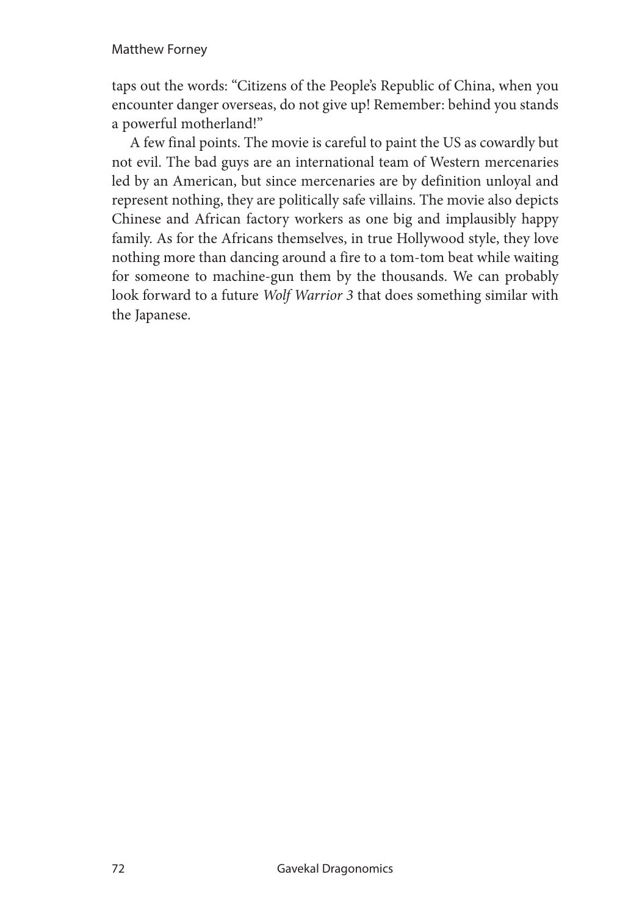taps out the words: "Citizens of the People's Republic of China, when you encounter danger overseas, do not give up! Remember: behind you stands a powerful motherland!"

A few final points. The movie is careful to paint the US as cowardly but not evil. The bad guys are an international team of Western mercenaries led by an American, but since mercenaries are by definition unloyal and represent nothing, they are politically safe villains. The movie also depicts Chinese and African factory workers as one big and implausibly happy family. As for the Africans themselves, in true Hollywood style, they love nothing more than dancing around a fire to a tom-tom beat while waiting for someone to machine-gun them by the thousands. We can probably look forward to a future *Wolf Warrior 3* that does something similar with the Japanese.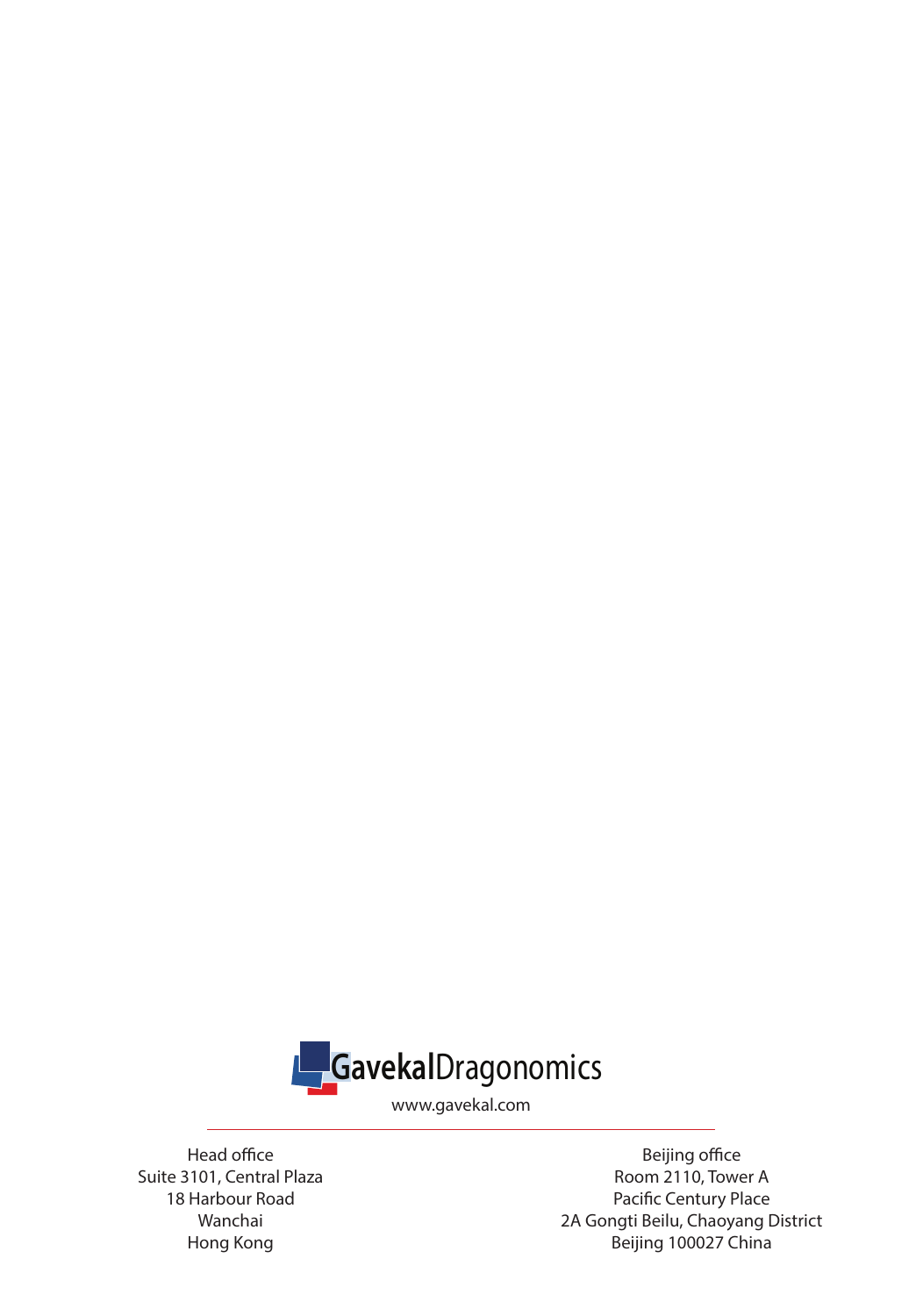GavekalDragonomics

www.gavekal.com

---

Head office
Suite 3101, Central Plaza
18 Harbour Road
Wanchai
Hong Kong

Beijing office
Room 2110, Tower A
Pacific Century Place
2A Gongti Beilu, Chaoyang District
Beijing 100027 China